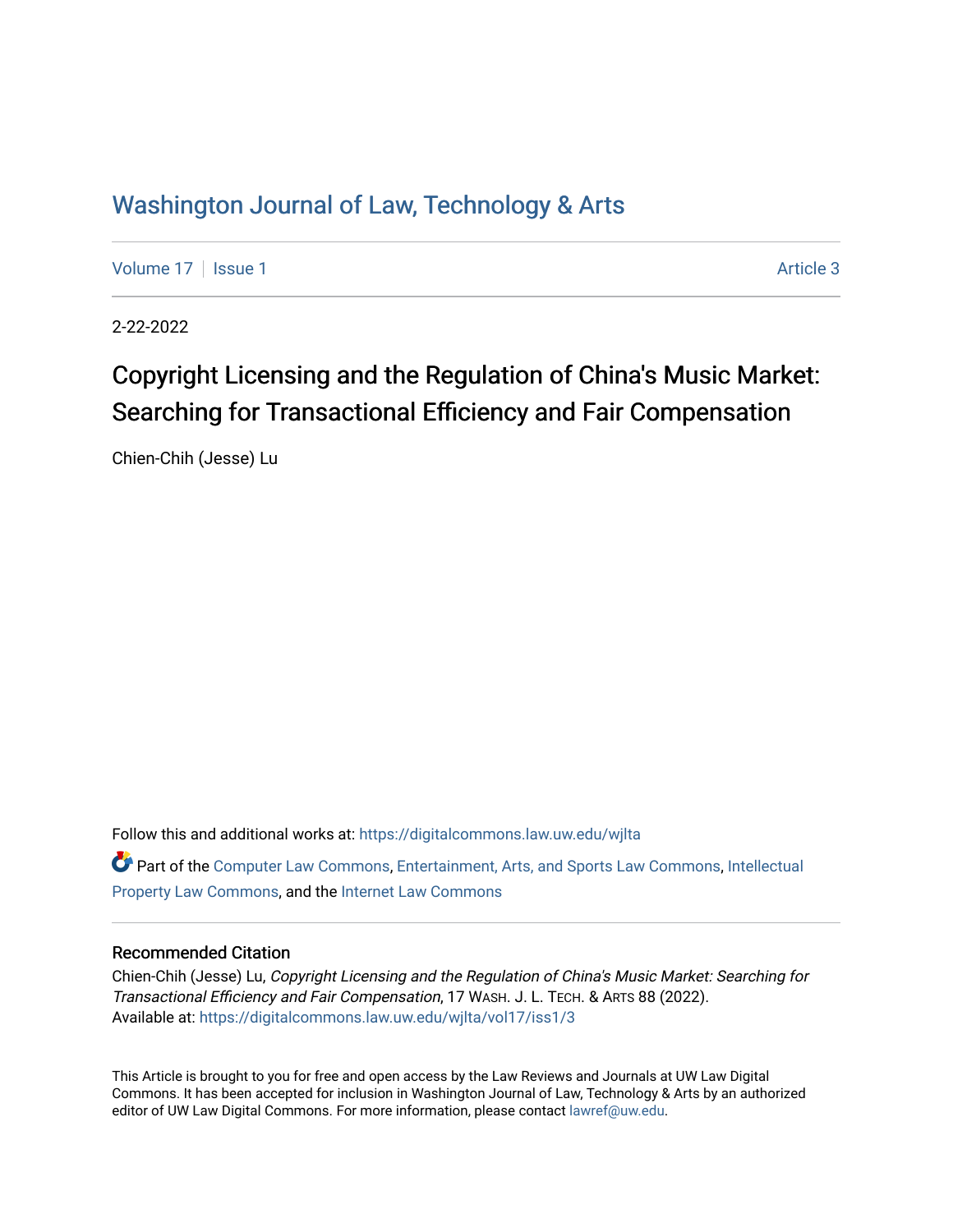# Washington Journal of Law, Technology & Arts

Volume 17 | Issue 1 | Article 3

2-22-2022

## Copyright Licensing and the Regulation of China's Music Market: Searching for Transactional Efficiency and Fair Compensation

Chien-Chih (Jesse) Lu

Follow this and additional works at: https://digitalcommons.law.uw.edu/wjlta

Part of the Computer Law Commons, Entertainment, Arts, and Sports Law Commons, Intellectual Property Law Commons, and the Internet Law Commons

### Recommended Citation

Chien-Chih (Jesse) Lu, *Copyright Licensing and the Regulation of China's Music Market: Searching for Transactional Efficiency and Fair Compensation*, 17 WASH. J. L. TECH. & ARTS 88 (2022).
Available at: https://digitalcommons.law.uw.edu/wjlta/vol17/iss1/3

This Article is brought to you for free and open access by the Law Reviews and Journals at UW Law Digital Commons. It has been accepted for inclusion in Washington Journal of Law, Technology & Arts by an authorized editor of UW Law Digital Commons. For more information, please contact lawref@uw.edu.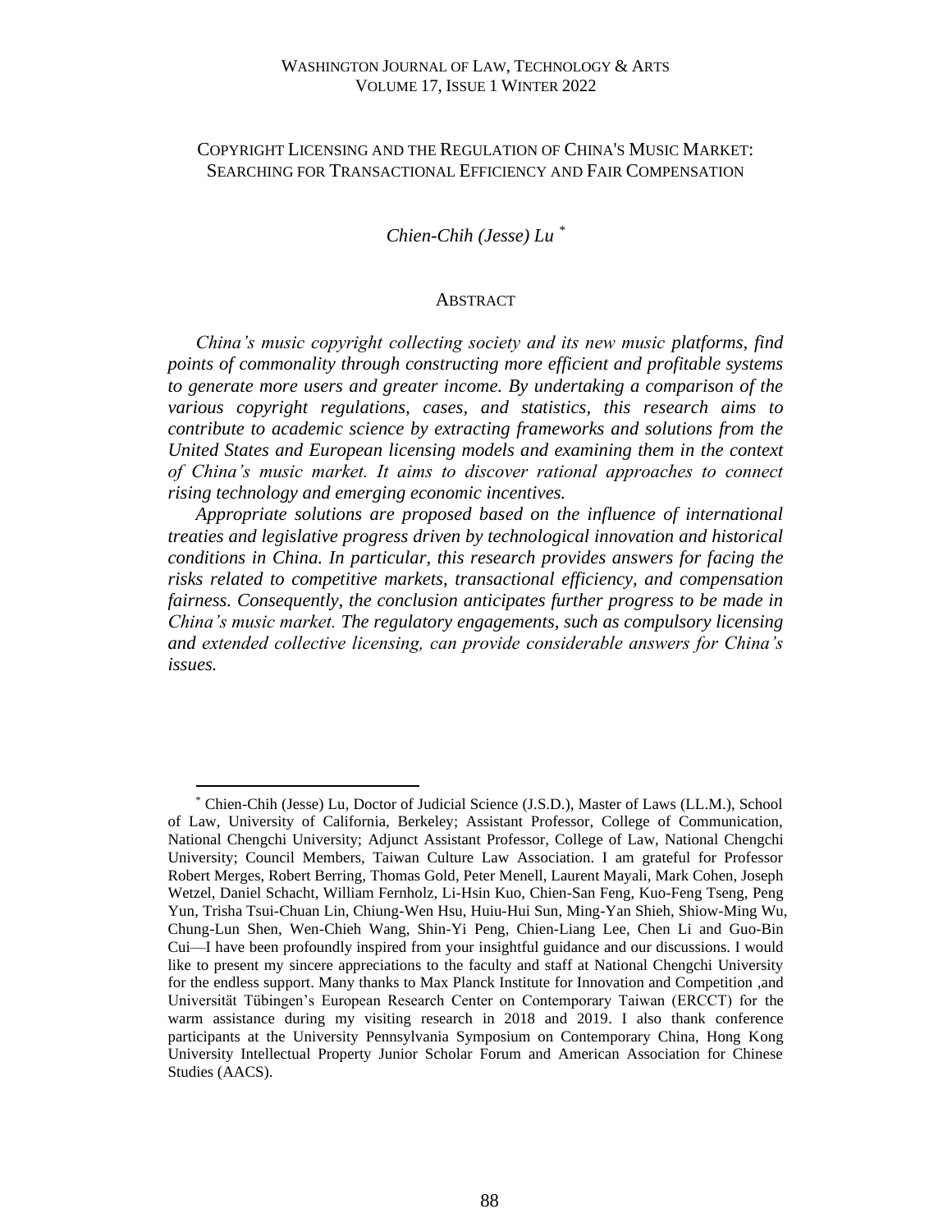# Copyright Licensing and the Regulation of China's Music Market: Searching for Transactional Efficiency and Fair Compensation

*Chien-Chih (Jesse) Lu* [*]

## Abstract

*China's music copyright collecting society and its new music platforms, find points of commonality through constructing more efficient and profitable systems to generate more users and greater income. By undertaking a comparison of the various copyright regulations, cases, and statistics, this research aims to contribute to academic science by extracting frameworks and solutions from the United States and European licensing models and examining them in the context of China's music market. It aims to discover rational approaches to connect rising technology and emerging economic incentives.*

*Appropriate solutions are proposed based on the influence of international treaties and legislative progress driven by technological innovation and historical conditions in China. In particular, this research provides answers for facing the risks related to competitive markets, transactional efficiency, and compensation fairness. Consequently, the conclusion anticipates further progress to be made in China's music market. The regulatory engagements, such as compulsory licensing and extended collective licensing, can provide considerable answers for China's issues.*

---

[*] Chien-Chih (Jesse) Lu, Doctor of Judicial Science (J.S.D.), Master of Laws (LL.M.), School of Law, University of California, Berkeley; Assistant Professor, College of Communication, National Chengchi University; Adjunct Assistant Professor, College of Law, National Chengchi University; Council Members, Taiwan Culture Law Association. I am grateful for Professor Robert Merges, Robert Berring, Thomas Gold, Peter Menell, Laurent Mayali, Mark Cohen, Joseph Wetzel, Daniel Schacht, William Fernholz, Li-Hsin Kuo, Chien-San Feng, Kuo-Feng Tseng, Peng Yun, Trisha Tsui-Chuan Lin, Chiung-Wen Hsu, Huiu-Hui Sun, Ming-Yan Shieh, Shiow-Ming Wu, Chung-Lun Shen, Wen-Chieh Wang, Shin-Yi Peng, Chien-Liang Lee, Chen Li and Guo-Bin Cui—I have been profoundly inspired from your insightful guidance and our discussions. I would like to present my sincere appreciations to the faculty and staff at National Chengchi University for the endless support. Many thanks to Max Planck Institute for Innovation and Competition ,and Universität Tübingen's European Research Center on Contemporary Taiwan (ERCCT) for the warm assistance during my visiting research in 2018 and 2019. I also thank conference participants at the University Pennsylvania Symposium on Contemporary China, Hong Kong University Intellectual Property Junior Scholar Forum and American Association for Chinese Studies (AACS).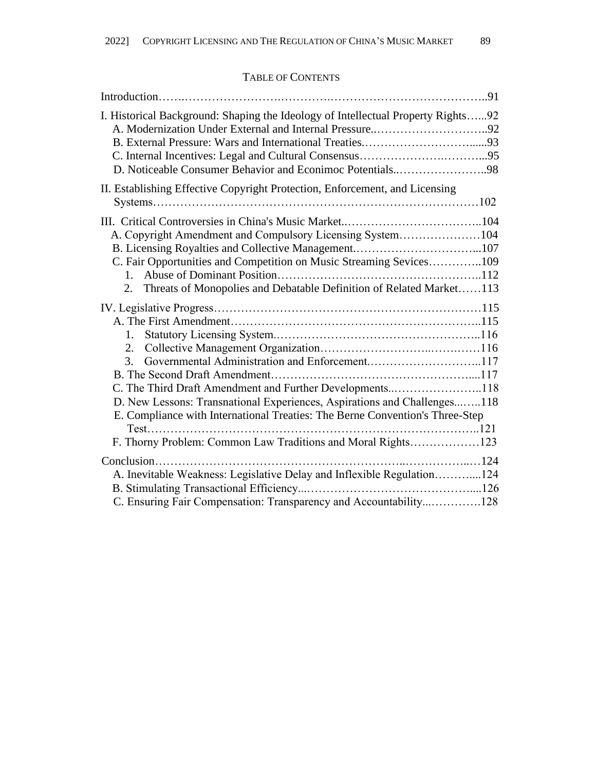## TABLE OF CONTENTS

Introduction……………………………………………………………………………..91

I. Historical Background: Shaping the Ideology of Intellectual Property Rights…...92
- A. Modernization Under External and Internal Pressure..………………………..92
- B. External Pressure: Wars and International Treaties.………………………......93
- C. Internal Incentives: Legal and Cultural Consensus…………………..………...95
- D. Noticeable Consumer Behavior and Econimoc Potentials..…………………..98

II. Establishing Effective Copyright Protection, Enforcement, and Licensing Systems…………………………………………………………………………102

III. Critical Controversies in China's Music Market..……………………………..104
- A. Copyright Amendment and Compulsory Licensing System…………………104
- B. Licensing Royalties and Collective Management.…………………………...107
- C. Fair Opportunities and Competition on Music Streaming Sevices…………..109
  1. Abuse of Dominant Position……………………………………………..112
  2. Threats of Monopolies and Debatable Definition of Related Market……113

IV. Legislative Progress…………………………………………………………115
- A. The First Amendment…………………………………………………………..115
  1. Statutory Licensing System.……………………………………………..116
  2. Collective Management Organization……………………..………….…116
  3. Governmental Administration and Enforcement………………………..117
- B. The Second Draft Amendment……………………………………………....117
- C. The Third Draft Amendment and Further Developments..…………………..118
- D. New Lessons: Transnational Experiences, Aspirations and Challenges...…..118
- E. Compliance with International Treaties: The Berne Convention's Three-Step Test……………………………………………………………………………..121
- F. Thorny Problem: Common Law Traditions and Moral Rights………………123

Conclusion…………………………………………………………..……………...…124
- A. Inevitable Weakness: Legislative Delay and Inflexible Regulation………....124
- B. Stimulating Transactional Efficiency...……………………………………....126
- C. Ensuring Fair Compensation: Transparency and Accountability...………….128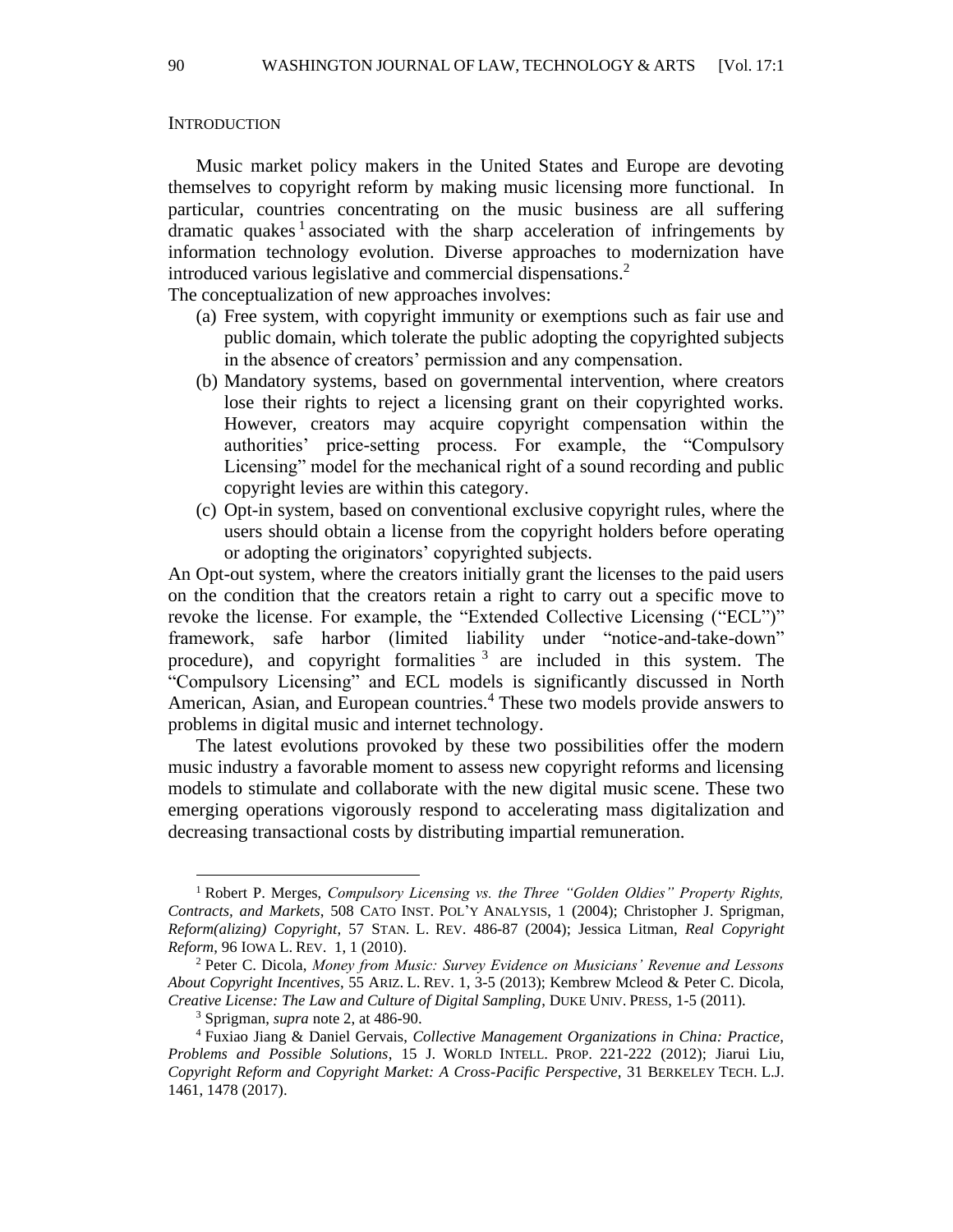## INTRODUCTION

Music market policy makers in the United States and Europe are devoting themselves to copyright reform by making music licensing more functional. In particular, countries concentrating on the music business are all suffering dramatic quakes[1] associated with the sharp acceleration of infringements by information technology evolution. Diverse approaches to modernization have introduced various legislative and commercial dispensations.[2]

The conceptualization of new approaches involves:

(a) Free system, with copyright immunity or exemptions such as fair use and public domain, which tolerate the public adopting the copyrighted subjects in the absence of creators' permission and any compensation.

(b) Mandatory systems, based on governmental intervention, where creators lose their rights to reject a licensing grant on their copyrighted works. However, creators may acquire copyright compensation within the authorities' price-setting process. For example, the "Compulsory Licensing" model for the mechanical right of a sound recording and public copyright levies are within this category.

(c) Opt-in system, based on conventional exclusive copyright rules, where the users should obtain a license from the copyright holders before operating or adopting the originators' copyrighted subjects.

An Opt-out system, where the creators initially grant the licenses to the paid users on the condition that the creators retain a right to carry out a specific move to revoke the license. For example, the "Extended Collective Licensing ("ECL")" framework, safe harbor (limited liability under "notice-and-take-down" procedure), and copyright formalities[3] are included in this system. The "Compulsory Licensing" and ECL models is significantly discussed in North American, Asian, and European countries.[4] These two models provide answers to problems in digital music and internet technology.

The latest evolutions provoked by these two possibilities offer the modern music industry a favorable moment to assess new copyright reforms and licensing models to stimulate and collaborate with the new digital music scene. These two emerging operations vigorously respond to accelerating mass digitalization and decreasing transactional costs by distributing impartial remuneration.

---

[1] Robert P. Merges, *Compulsory Licensing vs. the Three "Golden Oldies" Property Rights, Contracts, and Markets*, 508 CATO INST. POL'Y ANALYSIS, 1 (2004); Christopher J. Sprigman, *Reform(alizing) Copyright*, 57 STAN. L. REV. 486-87 (2004); Jessica Litman, *Real Copyright Reform*, 96 IOWA L. REV. 1, 1 (2010).

[2] Peter C. Dicola, *Money from Music: Survey Evidence on Musicians' Revenue and Lessons About Copyright Incentives*, 55 ARIZ. L. REV. 1, 3-5 (2013); Kembrew Mcleod & Peter C. Dicola, *Creative License: The Law and Culture of Digital Sampling*, DUKE UNIV. PRESS, 1-5 (2011).

[3] Sprigman, *supra* note 2, at 486-90.

[4] Fuxiao Jiang & Daniel Gervais, *Collective Management Organizations in China: Practice, Problems and Possible Solutions*, 15 J. WORLD INTELL. PROP. 221-222 (2012); Jiarui Liu, *Copyright Reform and Copyright Market: A Cross-Pacific Perspective*, 31 BERKELEY TECH. L.J. 1461, 1478 (2017).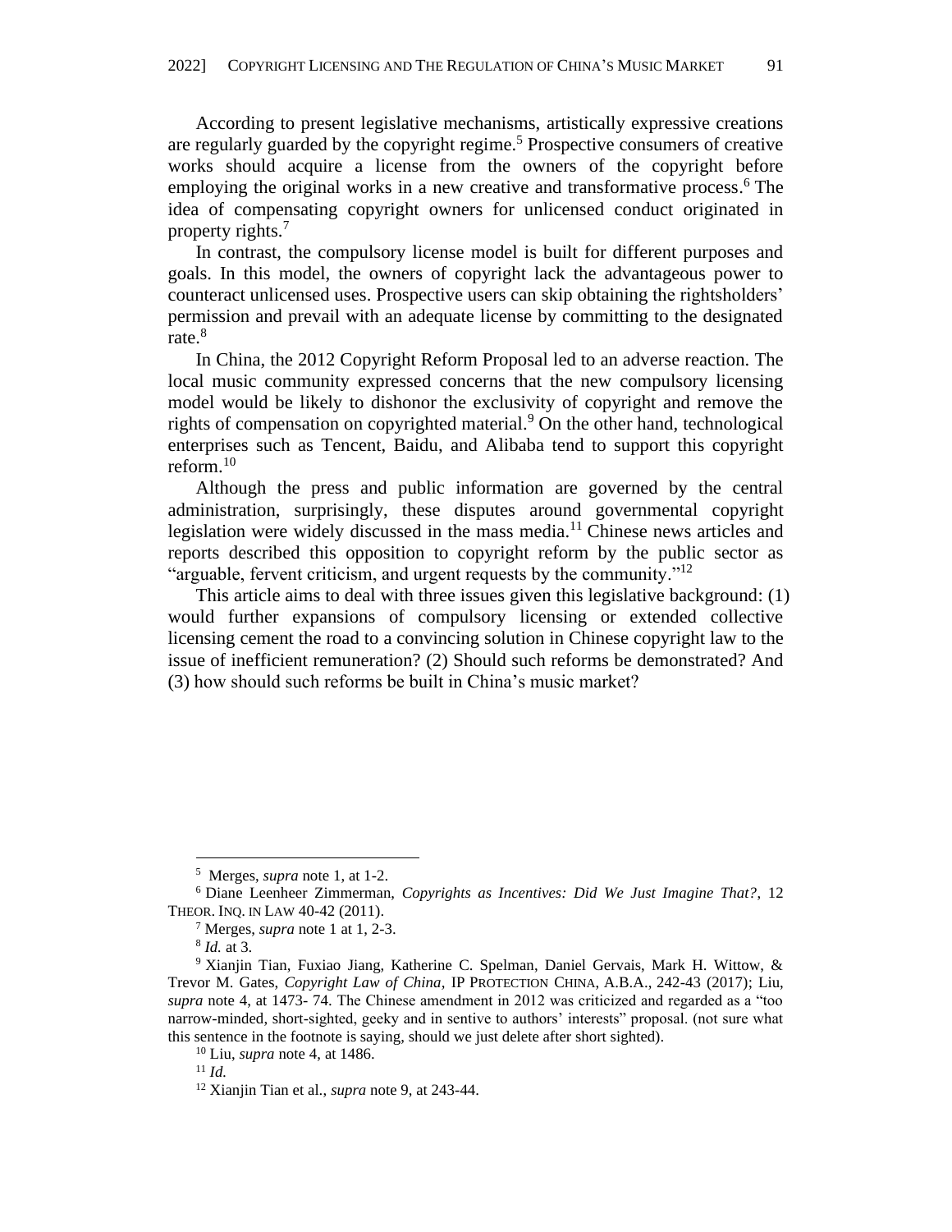According to present legislative mechanisms, artistically expressive creations are regularly guarded by the copyright regime.[5] Prospective consumers of creative works should acquire a license from the owners of the copyright before employing the original works in a new creative and transformative process.[6] The idea of compensating copyright owners for unlicensed conduct originated in property rights.[7]

In contrast, the compulsory license model is built for different purposes and goals. In this model, the owners of copyright lack the advantageous power to counteract unlicensed uses. Prospective users can skip obtaining the rightsholders' permission and prevail with an adequate license by committing to the designated rate.[8]

In China, the 2012 Copyright Reform Proposal led to an adverse reaction. The local music community expressed concerns that the new compulsory licensing model would be likely to dishonor the exclusivity of copyright and remove the rights of compensation on copyrighted material.[9] On the other hand, technological enterprises such as Tencent, Baidu, and Alibaba tend to support this copyright reform.[10]

Although the press and public information are governed by the central administration, surprisingly, these disputes around governmental copyright legislation were widely discussed in the mass media.[11] Chinese news articles and reports described this opposition to copyright reform by the public sector as "arguable, fervent criticism, and urgent requests by the community."[12]

This article aims to deal with three issues given this legislative background: (1) would further expansions of compulsory licensing or extended collective licensing cement the road to a convincing solution in Chinese copyright law to the issue of inefficient remuneration? (2) Should such reforms be demonstrated? And (3) how should such reforms be built in China's music market?

---

[5] Merges, *supra* note 1, at 1-2.

[6] Diane Leenheer Zimmerman, *Copyrights as Incentives: Did We Just Imagine That?*, 12 THEOR. INQ. IN LAW 40-42 (2011).

[7] Merges, *supra* note 1 at 1, 2-3.

[8] *Id.* at 3.

[9] Xianjin Tian, Fuxiao Jiang, Katherine C. Spelman, Daniel Gervais, Mark H. Wittow, & Trevor M. Gates, *Copyright Law of China*, IP PROTECTION CHINA, A.B.A., 242-43 (2017); Liu, *supra* note 4, at 1473- 74. The Chinese amendment in 2012 was criticized and regarded as a "too narrow-minded, short-sighted, geeky and in sentive to authors' interests" proposal. (not sure what this sentence in the footnote is saying, should we just delete after short sighted).

[10] Liu, *supra* note 4, at 1486.

[11] *Id.*

[12] Xianjin Tian et al., *supra* note 9, at 243-44.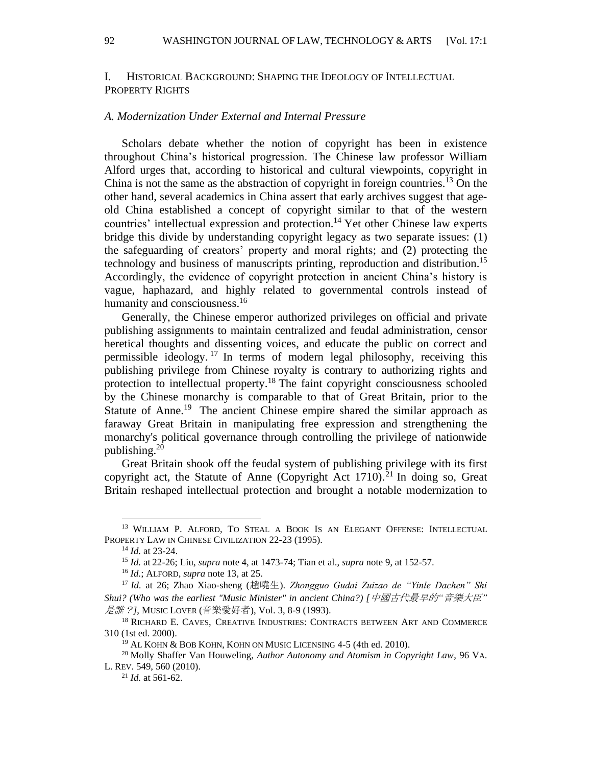## I. HISTORICAL BACKGROUND: SHAPING THE IDEOLOGY OF INTELLECTUAL PROPERTY RIGHTS

### *A. Modernization Under External and Internal Pressure*

Scholars debate whether the notion of copyright has been in existence throughout China's historical progression. The Chinese law professor William Alford urges that, according to historical and cultural viewpoints, copyright in China is not the same as the abstraction of copyright in foreign countries.[13] On the other hand, several academics in China assert that early archives suggest that age-old China established a concept of copyright similar to that of the western countries' intellectual expression and protection.[14] Yet other Chinese law experts bridge this divide by understanding copyright legacy as two separate issues: (1) the safeguarding of creators' property and moral rights; and (2) protecting the technology and business of manuscripts printing, reproduction and distribution.[15] Accordingly, the evidence of copyright protection in ancient China's history is vague, haphazard, and highly related to governmental controls instead of humanity and consciousness.[16]

Generally, the Chinese emperor authorized privileges on official and private publishing assignments to maintain centralized and feudal administration, censor heretical thoughts and dissenting voices, and educate the public on correct and permissible ideology.[17] In terms of modern legal philosophy, receiving this publishing privilege from Chinese royalty is contrary to authorizing rights and protection to intellectual property.[18] The faint copyright consciousness schooled by the Chinese monarchy is comparable to that of Great Britain, prior to the Statute of Anne.[19] The ancient Chinese empire shared the similar approach as faraway Great Britain in manipulating free expression and strengthening the monarchy's political governance through controlling the privilege of nationwide publishing.[20]

Great Britain shook off the feudal system of publishing privilege with its first copyright act, the Statute of Anne (Copyright Act 1710).[21] In doing so, Great Britain reshaped intellectual protection and brought a notable modernization to

---

[13] WILLIAM P. ALFORD, TO STEAL A BOOK IS AN ELEGANT OFFENSE: INTELLECTUAL PROPERTY LAW IN CHINESE CIVILIZATION 22-23 (1995).

[14] *Id.* at 23-24.

[15] *Id.* at 22-26; Liu, *supra* note 4, at 1473-74; Tian et al., *supra* note 9, at 152-57.

[16] *Id.*; ALFORD, *supra* note 13, at 25.

[17] *Id.* at 26; Zhao Xiao-sheng (趙曉生). *Zhongguo Gudai Zuizao de "Yinle Dachen" Shi Shui? (Who was the earliest "Music Minister" in ancient China?) [中國古代最早的"音樂大臣"是誰？]*, MUSIC LOVER (音樂愛好者), Vol. 3, 8-9 (1993).

[18] RICHARD E. CAVES, CREATIVE INDUSTRIES: CONTRACTS BETWEEN ART AND COMMERCE 310 (1st ed. 2000).

[19] AL KOHN & BOB KOHN, KOHN ON MUSIC LICENSING 4-5 (4th ed. 2010).

[20] Molly Shaffer Van Houweling, *Author Autonomy and Atomism in Copyright Law*, 96 VA. L. REV. 549, 560 (2010).

[21] *Id.* at 561-62.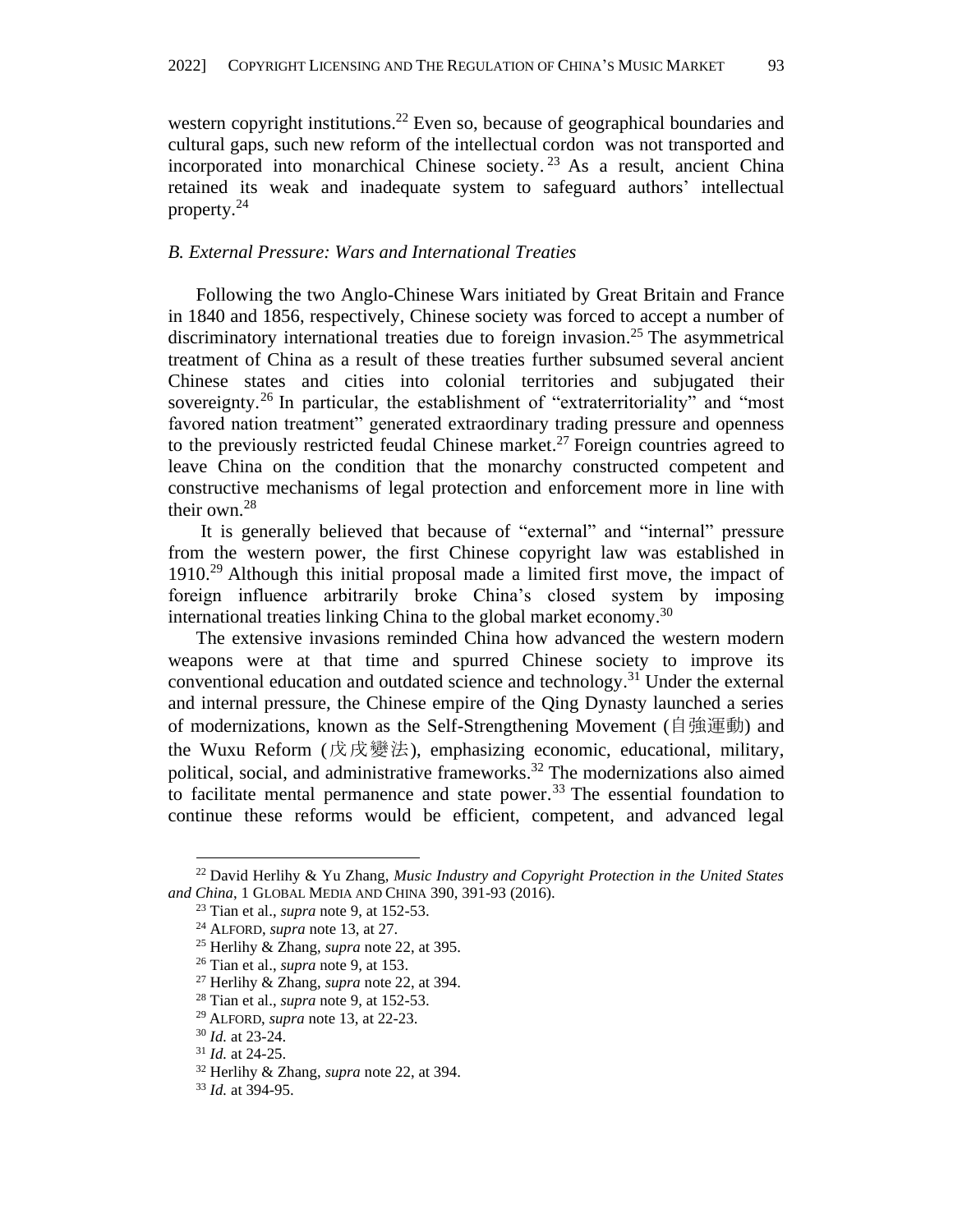western copyright institutions.[22] Even so, because of geographical boundaries and cultural gaps, such new reform of the intellectual cordon was not transported and incorporated into monarchical Chinese society.[23] As a result, ancient China retained its weak and inadequate system to safeguard authors' intellectual property.[24]

### *B. External Pressure: Wars and International Treaties*

Following the two Anglo-Chinese Wars initiated by Great Britain and France in 1840 and 1856, respectively, Chinese society was forced to accept a number of discriminatory international treaties due to foreign invasion.[25] The asymmetrical treatment of China as a result of these treaties further subsumed several ancient Chinese states and cities into colonial territories and subjugated their sovereignty.[26] In particular, the establishment of "extraterritoriality" and "most favored nation treatment" generated extraordinary trading pressure and openness to the previously restricted feudal Chinese market.[27] Foreign countries agreed to leave China on the condition that the monarchy constructed competent and constructive mechanisms of legal protection and enforcement more in line with their own.[28]

It is generally believed that because of "external" and "internal" pressure from the western power, the first Chinese copyright law was established in 1910.[29] Although this initial proposal made a limited first move, the impact of foreign influence arbitrarily broke China's closed system by imposing international treaties linking China to the global market economy.[30]

The extensive invasions reminded China how advanced the western modern weapons were at that time and spurred Chinese society to improve its conventional education and outdated science and technology.[31] Under the external and internal pressure, the Chinese empire of the Qing Dynasty launched a series of modernizations, known as the Self-Strengthening Movement (自強運動) and the Wuxu Reform (戊戌變法), emphasizing economic, educational, military, political, social, and administrative frameworks.[32] The modernizations also aimed to facilitate mental permanence and state power.[33] The essential foundation to continue these reforms would be efficient, competent, and advanced legal

---

[22] David Herlihy & Yu Zhang, *Music Industry and Copyright Protection in the United States and China*, 1 GLOBAL MEDIA AND CHINA 390, 391-93 (2016).

[23] Tian et al., *supra* note 9, at 152-53.

[24] ALFORD, *supra* note 13, at 27.

[25] Herlihy & Zhang, *supra* note 22, at 395.

[26] Tian et al., *supra* note 9, at 153.

[27] Herlihy & Zhang, *supra* note 22, at 394.

[28] Tian et al., *supra* note 9, at 152-53.

[29] ALFORD, *supra* note 13, at 22-23.

[30] *Id.* at 23-24.

[31] *Id.* at 24-25.

[32] Herlihy & Zhang, *supra* note 22, at 394.

[33] *Id.* at 394-95.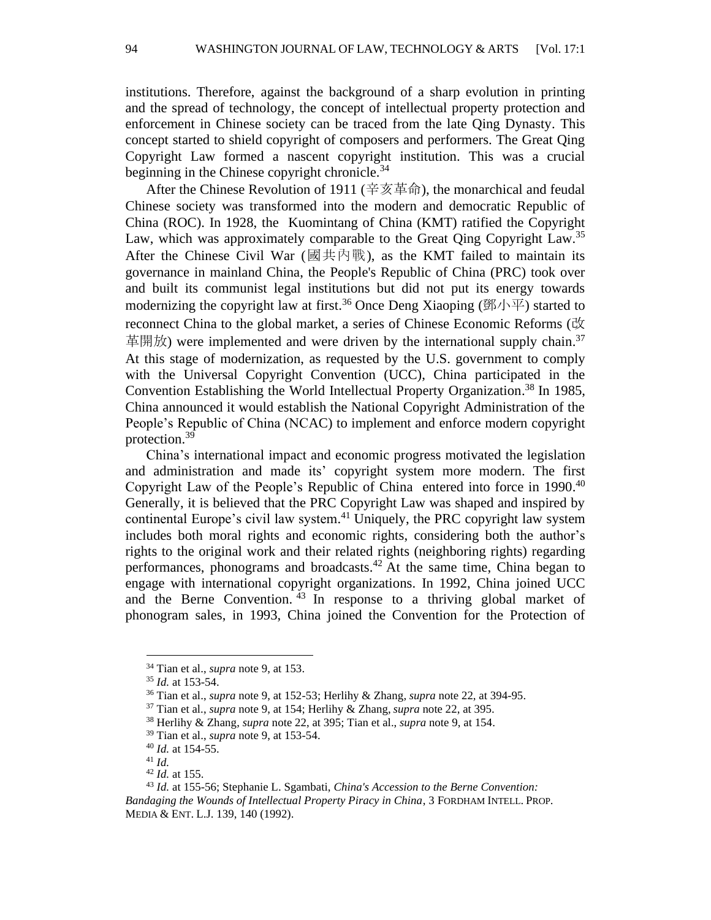institutions. Therefore, against the background of a sharp evolution in printing and the spread of technology, the concept of intellectual property protection and enforcement in Chinese society can be traced from the late Qing Dynasty. This concept started to shield copyright of composers and performers. The Great Qing Copyright Law formed a nascent copyright institution. This was a crucial beginning in the Chinese copyright chronicle.[34]

After the Chinese Revolution of 1911 (辛亥革命), the monarchical and feudal Chinese society was transformed into the modern and democratic Republic of China (ROC). In 1928, the Kuomintang of China (KMT) ratified the Copyright Law, which was approximately comparable to the Great Qing Copyright Law.[35] After the Chinese Civil War (國共內戰), as the KMT failed to maintain its governance in mainland China, the People's Republic of China (PRC) took over and built its communist legal institutions but did not put its energy towards modernizing the copyright law at first.[36] Once Deng Xiaoping (鄧小平) started to reconnect China to the global market, a series of Chinese Economic Reforms (改革開放) were implemented and were driven by the international supply chain.[37] At this stage of modernization, as requested by the U.S. government to comply with the Universal Copyright Convention (UCC), China participated in the Convention Establishing the World Intellectual Property Organization.[38] In 1985, China announced it would establish the National Copyright Administration of the People's Republic of China (NCAC) to implement and enforce modern copyright protection.[39]

China's international impact and economic progress motivated the legislation and administration and made its' copyright system more modern. The first Copyright Law of the People's Republic of China entered into force in 1990.[40] Generally, it is believed that the PRC Copyright Law was shaped and inspired by continental Europe's civil law system.[41] Uniquely, the PRC copyright law system includes both moral rights and economic rights, considering both the author's rights to the original work and their related rights (neighboring rights) regarding performances, phonograms and broadcasts.[42] At the same time, China began to engage with international copyright organizations. In 1992, China joined UCC and the Berne Convention.[43] In response to a thriving global market of phonogram sales, in 1993, China joined the Convention for the Protection of

---

[34] Tian et al., *supra* note 9, at 153.

[35] *Id.* at 153-54.

[36] Tian et al., *supra* note 9, at 152-53; Herlihy & Zhang, *supra* note 22, at 394-95.

[37] Tian et al., *supra* note 9, at 154; Herlihy & Zhang, *supra* note 22, at 395.

[38] Herlihy & Zhang, *supra* note 22, at 395; Tian et al., *supra* note 9, at 154.

[39] Tian et al., *supra* note 9, at 153-54.

[40] *Id.* at 154-55.

[41] *Id.*

[42] *Id.* at 155.

[43] *Id.* at 155-56; Stephanie L. Sgambati, *China's Accession to the Berne Convention: Bandaging the Wounds of Intellectual Property Piracy in China*, 3 FORDHAM INTELL. PROP. MEDIA & ENT. L.J. 139, 140 (1992).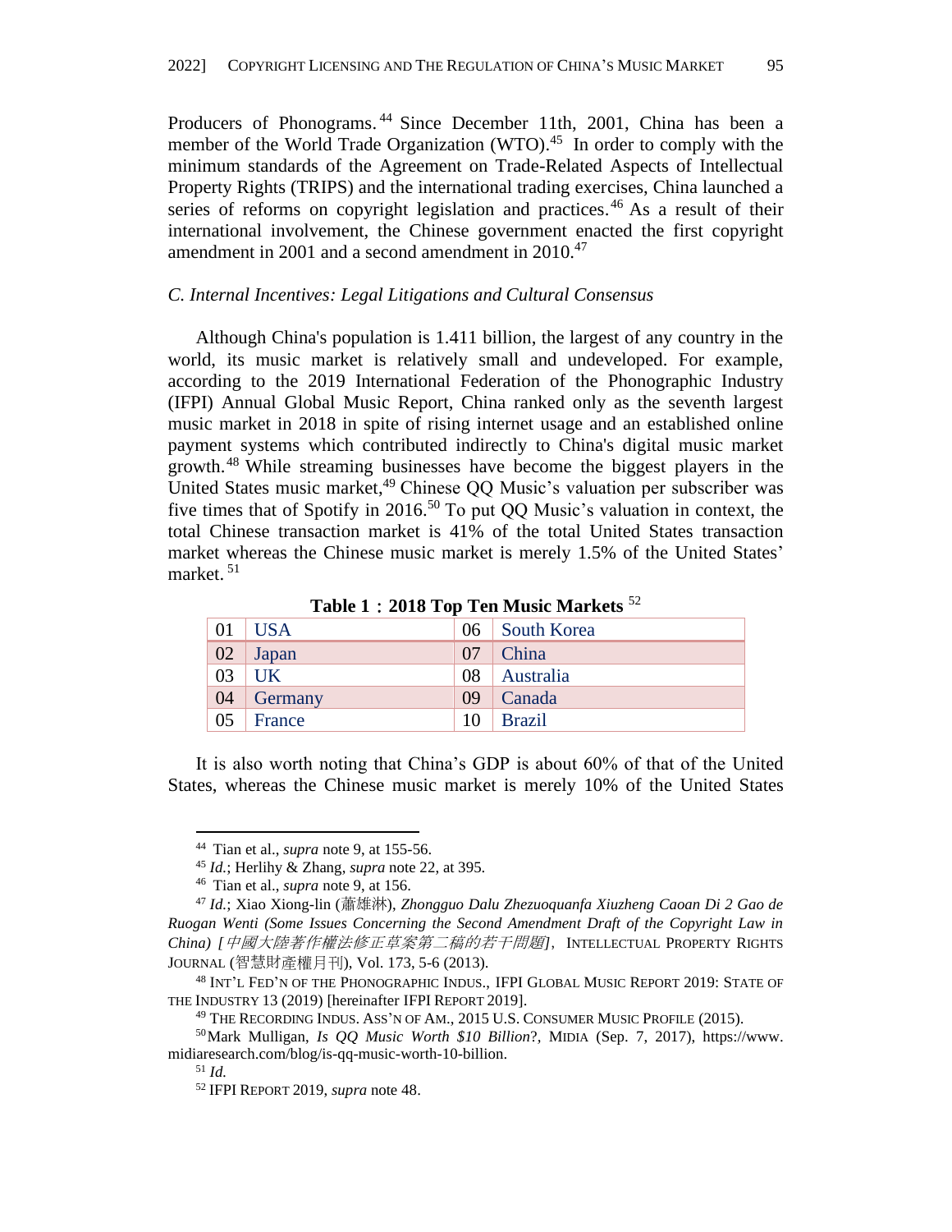Producers of Phonograms.[44] Since December 11th, 2001, China has been a member of the World Trade Organization (WTO).[45] In order to comply with the minimum standards of the Agreement on Trade-Related Aspects of Intellectual Property Rights (TRIPS) and the international trading exercises, China launched a series of reforms on copyright legislation and practices.[46] As a result of their international involvement, the Chinese government enacted the first copyright amendment in 2001 and a second amendment in 2010.[47]

### *C. Internal Incentives: Legal Litigations and Cultural Consensus*

Although China's population is 1.411 billion, the largest of any country in the world, its music market is relatively small and undeveloped. For example, according to the 2019 International Federation of the Phonographic Industry (IFPI) Annual Global Music Report, China ranked only as the seventh largest music market in 2018 in spite of rising internet usage and an established online payment systems which contributed indirectly to China's digital music market growth.[48] While streaming businesses have become the biggest players in the United States music market,[49] Chinese QQ Music's valuation per subscriber was five times that of Spotify in 2016.[50] To put QQ Music's valuation in context, the total Chinese transaction market is 41% of the total United States transaction market whereas the Chinese music market is merely 1.5% of the United States' market.[51]

**Table 1：2018 Top Ten Music Markets**[52]

| | | | |
|---|---|---|---|
| 01 | USA | 06 | South Korea |
| 02 | Japan | 07 | China |
| 03 | UK | 08 | Australia |
| 04 | Germany | 09 | Canada |
| 05 | France | 10 | Brazil |

It is also worth noting that China's GDP is about 60% of that of the United States, whereas the Chinese music market is merely 10% of the United States

---

[44] Tian et al., *supra* note 9, at 155-56.

[45] *Id.*; Herlihy & Zhang, *supra* note 22, at 395.

[46] Tian et al., *supra* note 9, at 156.

[47] *Id.*; Xiao Xiong-lin (蕭雄淋), *Zhongguo Dalu Zhezuoquanfa Xiuzheng Caoan Di 2 Gao de Ruogan Wenti (Some Issues Concerning the Second Amendment Draft of the Copyright Law in China) [中國大陸著作權法修正草案第二稿的若干問題]*, INTELLECTUAL PROPERTY RIGHTS JOURNAL (智慧財產權月刊), Vol. 173, 5-6 (2013).

[48] INT'L FED'N OF THE PHONOGRAPHIC INDUS., IFPI GLOBAL MUSIC REPORT 2019: STATE OF THE INDUSTRY 13 (2019) [hereinafter IFPI REPORT 2019].

[49] THE RECORDING INDUS. ASS'N OF AM., 2015 U.S. CONSUMER MUSIC PROFILE (2015).

[50] Mark Mulligan, *Is QQ Music Worth $10 Billion*?, MIDIA (Sep. 7, 2017), https://www.midiaresearch.com/blog/is-qq-music-worth-10-billion.

[51] *Id.*

[52] IFPI REPORT 2019, *supra* note 48.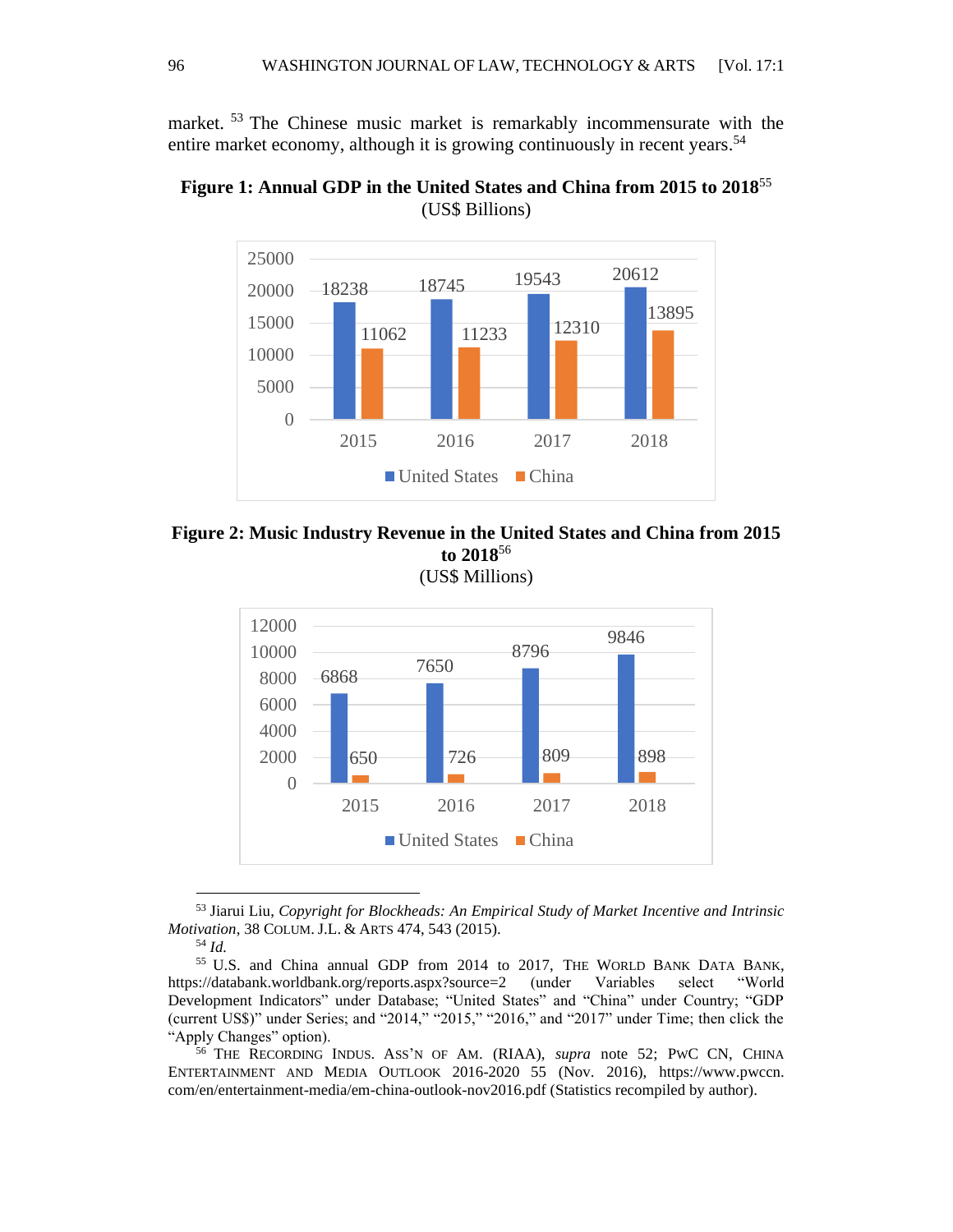market.[53] The Chinese music market is remarkably incommensurate with the entire market economy, although it is growing continuously in recent years.[54]

**Figure 1: Annual GDP in the United States and China from 2015 to 2018**[55]
(US$ Billions)

25000
20000
15000
10000
5000
0

18238
11062
18745
11233
19543
12310
20612
13895

2015
2016
2017
2018

United States
China

**Figure 2: Music Industry Revenue in the United States and China from 2015 to 2018**[56]
(US$ Millions)

12000
10000
8000
6000
4000
2000
0

6868
650
7650
726
8796
809
9846
898

2015
2016
2017
2018

United States
China

---

[53] Jiarui Liu, *Copyright for Blockheads: An Empirical Study of Market Incentive and Intrinsic Motivation*, 38 COLUM. J.L. & ARTS 474, 543 (2015).

[54] *Id.*

[55] U.S. and China annual GDP from 2014 to 2017, THE WORLD BANK DATA BANK, https://databank.worldbank.org/reports.aspx?source=2 (under Variables select "World Development Indicators" under Database; "United States" and "China" under Country; "GDP (current US$)" under Series; and "2014," "2015," "2016," and "2017" under Time; then click the "Apply Changes" option).

[56] THE RECORDING INDUS. ASS'N OF AM. (RIAA), *supra* note 52; PWC CN, CHINA ENTERTAINMENT AND MEDIA OUTLOOK 2016-2020 55 (Nov. 2016), https://www.pwccn.com/en/entertainment-media/em-china-outlook-nov2016.pdf (Statistics recompiled by author).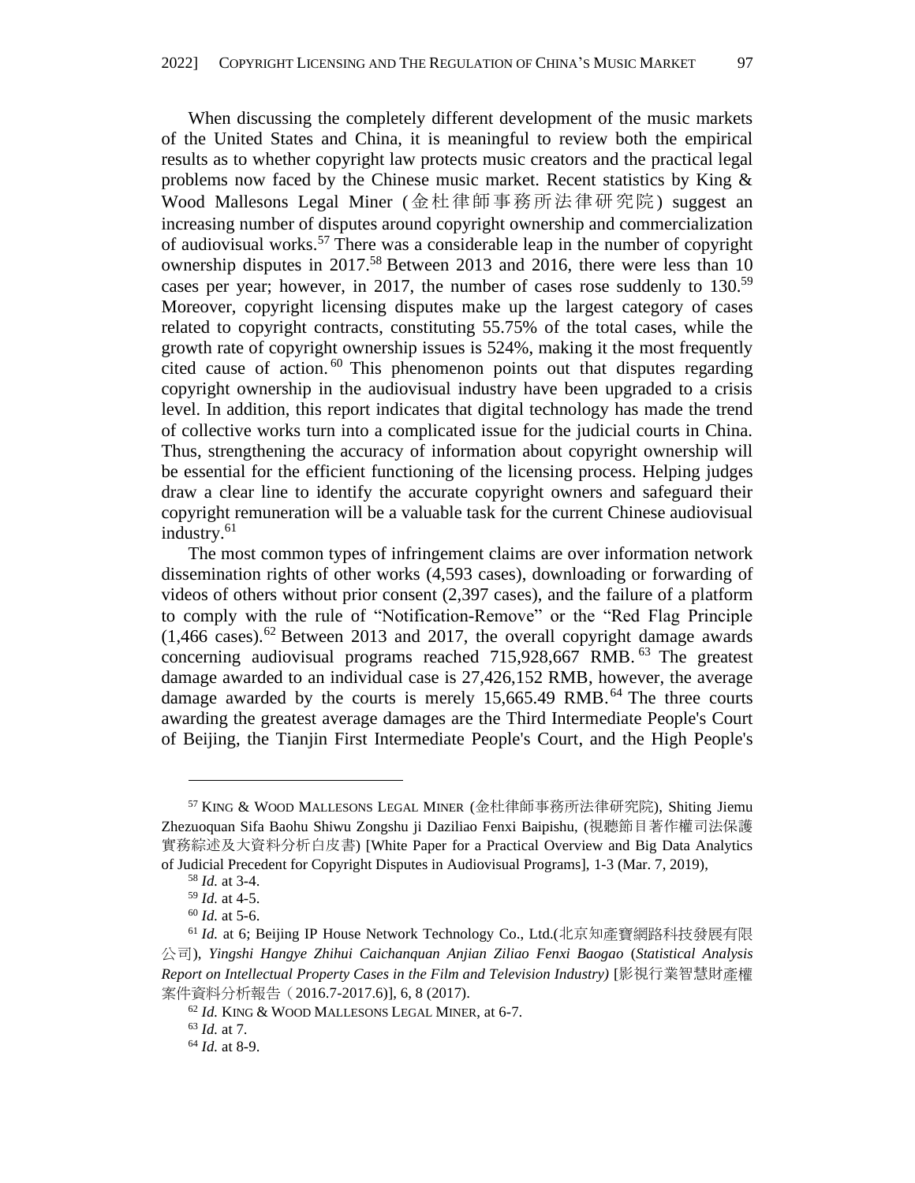When discussing the completely different development of the music markets of the United States and China, it is meaningful to review both the empirical results as to whether copyright law protects music creators and the practical legal problems now faced by the Chinese music market. Recent statistics by King & Wood Mallesons Legal Miner (金杜律師事務所法律研究院) suggest an increasing number of disputes around copyright ownership and commercialization of audiovisual works.[57] There was a considerable leap in the number of copyright ownership disputes in 2017.[58] Between 2013 and 2016, there were less than 10 cases per year; however, in 2017, the number of cases rose suddenly to 130.[59] Moreover, copyright licensing disputes make up the largest category of cases related to copyright contracts, constituting 55.75% of the total cases, while the growth rate of copyright ownership issues is 524%, making it the most frequently cited cause of action.[60] This phenomenon points out that disputes regarding copyright ownership in the audiovisual industry have been upgraded to a crisis level. In addition, this report indicates that digital technology has made the trend of collective works turn into a complicated issue for the judicial courts in China. Thus, strengthening the accuracy of information about copyright ownership will be essential for the efficient functioning of the licensing process. Helping judges draw a clear line to identify the accurate copyright owners and safeguard their copyright remuneration will be a valuable task for the current Chinese audiovisual industry.[61]

The most common types of infringement claims are over information network dissemination rights of other works (4,593 cases), downloading or forwarding of videos of others without prior consent (2,397 cases), and the failure of a platform to comply with the rule of "Notification-Remove" or the "Red Flag Principle (1,466 cases).[62] Between 2013 and 2017, the overall copyright damage awards concerning audiovisual programs reached 715,928,667 RMB.[63] The greatest damage awarded to an individual case is 27,426,152 RMB, however, the average damage awarded by the courts is merely 15,665.49 RMB.[64] The three courts awarding the greatest average damages are the Third Intermediate People's Court of Beijing, the Tianjin First Intermediate People's Court, and the High People's

---

[57] KING & WOOD MALLESONS LEGAL MINER (金杜律師事務所法律研究院), Shiting Jiemu Zhezuoquan Sifa Baohu Shiwu Zongshu ji Daziliao Fenxi Baipishu, (視聽節目著作權司法保護實務綜述及大資料分析白皮書) [White Paper for a Practical Overview and Big Data Analytics of Judicial Precedent for Copyright Disputes in Audiovisual Programs], 1-3 (Mar. 7, 2019),

[58] *Id.* at 3-4.

[59] *Id.* at 4-5.

[60] *Id.* at 5-6.

[61] *Id.* at 6; Beijing IP House Network Technology Co., Ltd.(北京知產寶網路科技發展有限公司), *Yingshi Hangye Zhihui Caichanquan Anjian Ziliao Fenxi Baogao* (*Statistical Analysis Report on Intellectual Property Cases in the Film and Television Industry)* [影視行業智慧財產權案件資料分析報告（2016.7-2017.6)], 6, 8 (2017).

[62] *Id.* KING & WOOD MALLESONS LEGAL MINER, at 6-7.

[63] *Id.* at 7.

[64] *Id.* at 8-9.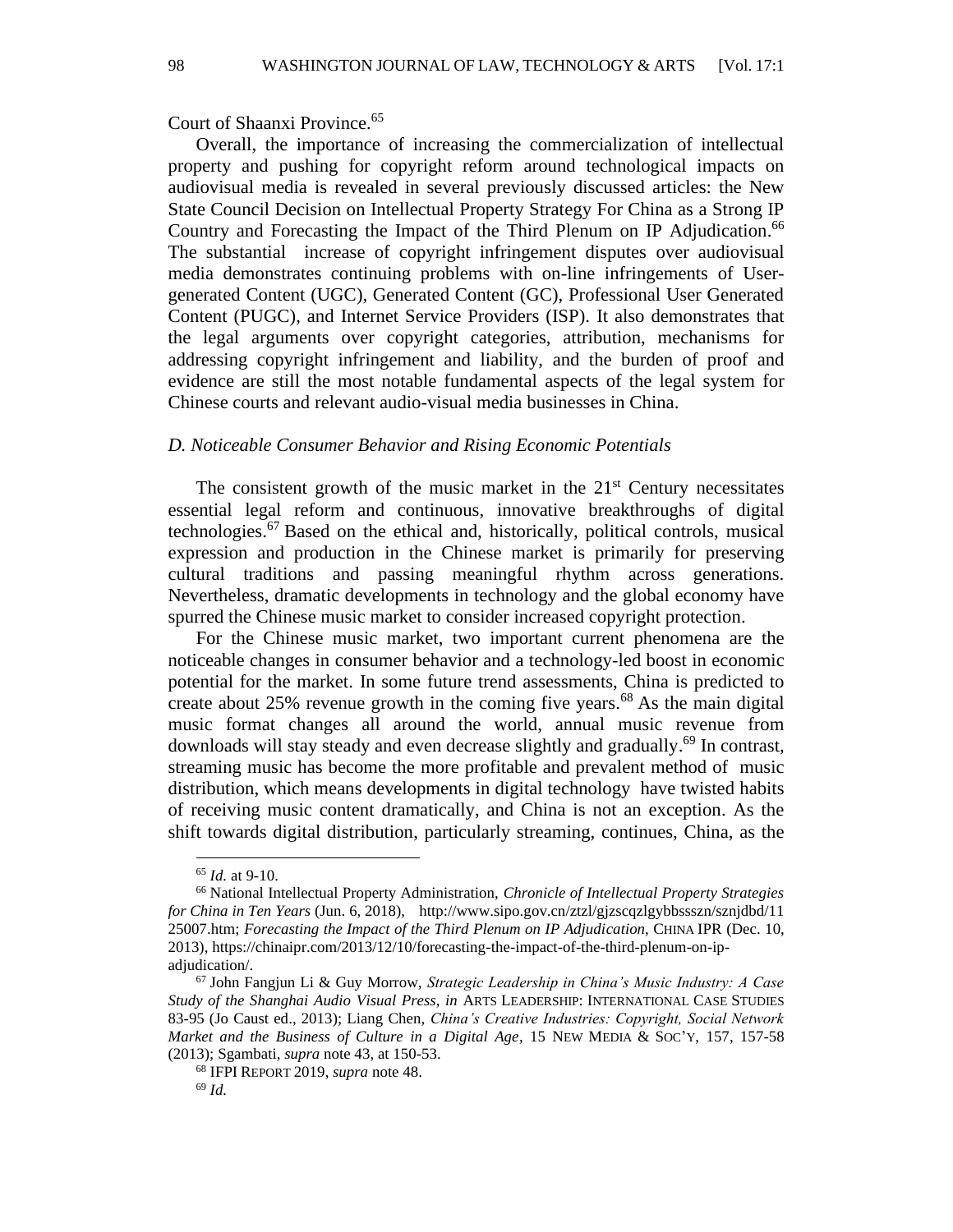Court of Shaanxi Province.[65]

Overall, the importance of increasing the commercialization of intellectual property and pushing for copyright reform around technological impacts on audiovisual media is revealed in several previously discussed articles: the New State Council Decision on Intellectual Property Strategy For China as a Strong IP Country and Forecasting the Impact of the Third Plenum on IP Adjudication.[66] The substantial increase of copyright infringement disputes over audiovisual media demonstrates continuing problems with on-line infringements of User-generated Content (UGC), Generated Content (GC), Professional User Generated Content (PUGC), and Internet Service Providers (ISP). It also demonstrates that the legal arguments over copyright categories, attribution, mechanisms for addressing copyright infringement and liability, and the burden of proof and evidence are still the most notable fundamental aspects of the legal system for Chinese courts and relevant audio-visual media businesses in China.

### *D. Noticeable Consumer Behavior and Rising Economic Potentials*

The consistent growth of the music market in the 21st Century necessitates essential legal reform and continuous, innovative breakthroughs of digital technologies.[67] Based on the ethical and, historically, political controls, musical expression and production in the Chinese market is primarily for preserving cultural traditions and passing meaningful rhythm across generations. Nevertheless, dramatic developments in technology and the global economy have spurred the Chinese music market to consider increased copyright protection.

For the Chinese music market, two important current phenomena are the noticeable changes in consumer behavior and a technology-led boost in economic potential for the market. In some future trend assessments, China is predicted to create about 25% revenue growth in the coming five years.[68] As the main digital music format changes all around the world, annual music revenue from downloads will stay steady and even decrease slightly and gradually.[69] In contrast, streaming music has become the more profitable and prevalent method of music distribution, which means developments in digital technology have twisted habits of receiving music content dramatically, and China is not an exception. As the shift towards digital distribution, particularly streaming, continues, China, as the

---

[65] *Id.* at 9-10.

[66] National Intellectual Property Administration, *Chronicle of Intellectual Property Strategies for China in Ten Years* (Jun. 6, 2018), http://www.sipo.gov.cn/ztzl/gjzscqzlgybbssszn/sznjdbd/1125007.htm; *Forecasting the Impact of the Third Plenum on IP Adjudication*, CHINA IPR (Dec. 10, 2013), https://chinaipr.com/2013/12/10/forecasting-the-impact-of-the-third-plenum-on-ip-adjudication/.

[67] John Fangjun Li & Guy Morrow, *Strategic Leadership in China's Music Industry: A Case Study of the Shanghai Audio Visual Press*, *in* ARTS LEADERSHIP: INTERNATIONAL CASE STUDIES 83-95 (Jo Caust ed., 2013); Liang Chen, *China's Creative Industries: Copyright, Social Network Market and the Business of Culture in a Digital Age*, 15 NEW MEDIA & SOC'Y, 157, 157-58 (2013); Sgambati, *supra* note 43, at 150-53.

[68] IFPI REPORT 2019, *supra* note 48.

[69] *Id.*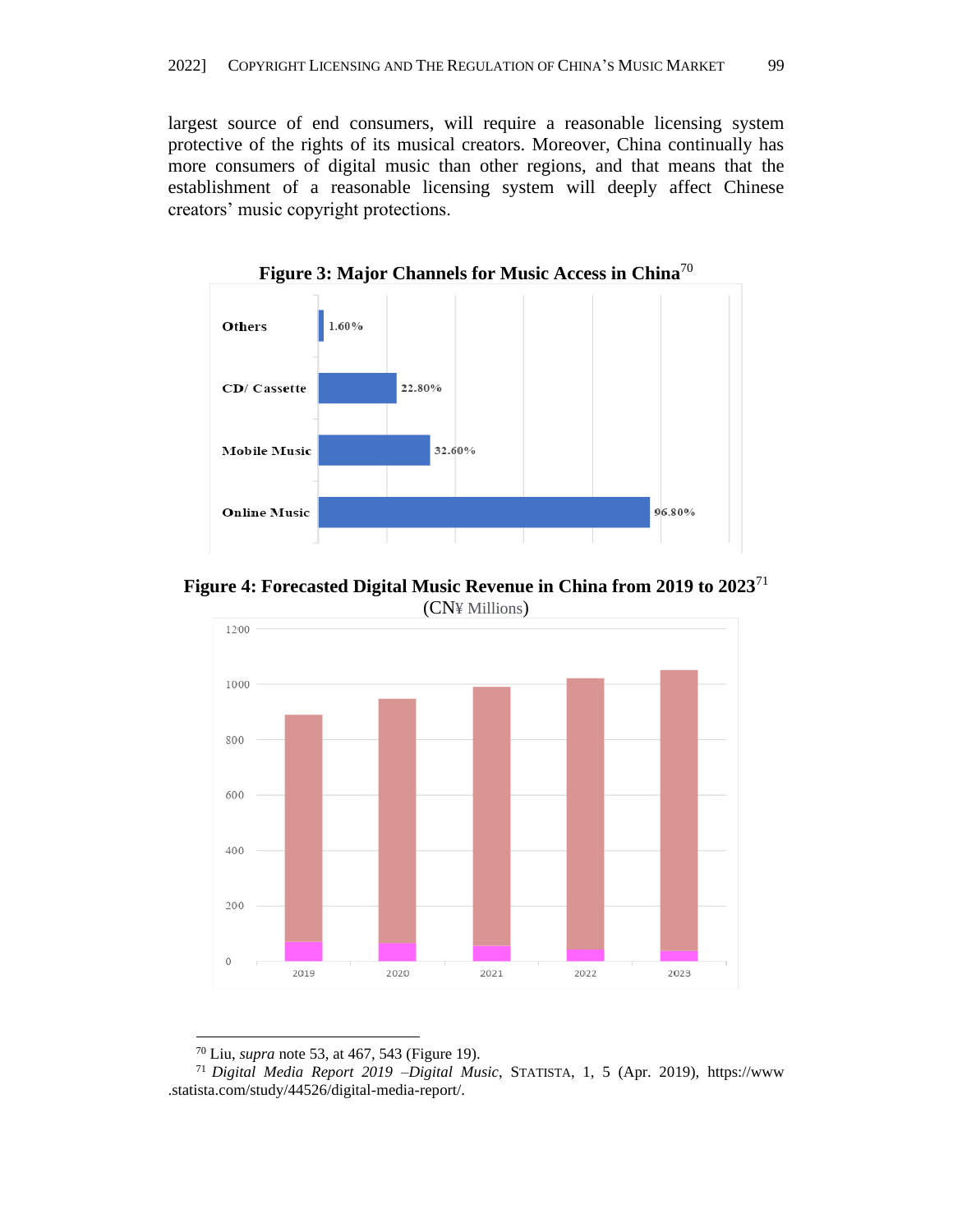largest source of end consumers, will require a reasonable licensing system protective of the rights of its musical creators. Moreover, China continually has more consumers of digital music than other regions, and that means that the establishment of a reasonable licensing system will deeply affect Chinese creators' music copyright protections.

**Figure 3: Major Channels for Music Access in China**[70]

Others
1.60%
CD/ Cassette
22.80%
Mobile Music
32.60%
Online Music
96.80%

**Figure 4: Forecasted Digital Music Revenue in China from 2019 to 2023**[71]
(CN¥ Millions)

1200
1000
800
600
400
200
0
2019
2020
2021
2022
2023

---

[70] Liu, *supra* note 53, at 467, 543 (Figure 19).

[71] *Digital Media Report 2019 –Digital Music*, STATISTA, 1, 5 (Apr. 2019), https://www.statista.com/study/44526/digital-media-report/.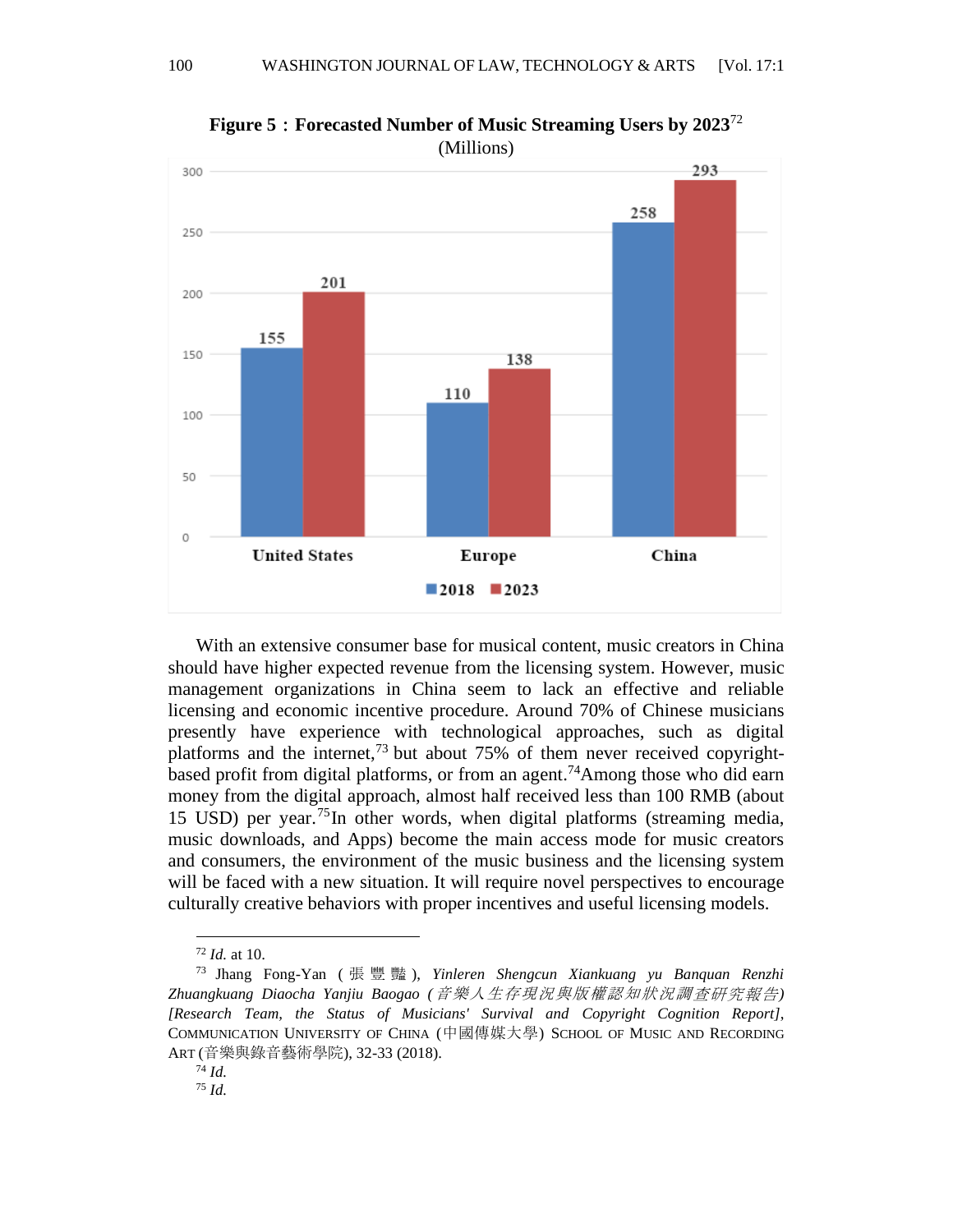**Figure 5：Forecasted Number of Music Streaming Users by 2023**[72]
(Millions)

300
250
200
150
100
50
0

155
201
110
138
258
293

United States
Europe
China

2018 2023

With an extensive consumer base for musical content, music creators in China should have higher expected revenue from the licensing system. However, music management organizations in China seem to lack an effective and reliable licensing and economic incentive procedure. Around 70% of Chinese musicians presently have experience with technological approaches, such as digital platforms and the internet,[73] but about 75% of them never received copyright-based profit from digital platforms, or from an agent.[74]Among those who did earn money from the digital approach, almost half received less than 100 RMB (about 15 USD) per year.[75]In other words, when digital platforms (streaming media, music downloads, and Apps) become the main access mode for music creators and consumers, the environment of the music business and the licensing system will be faced with a new situation. It will require novel perspectives to encourage culturally creative behaviors with proper incentives and useful licensing models.

---

[72] *Id.* at 10.

[73] Jhang Fong-Yan (張豐豔), *Yinleren Shengcun Xiankuang yu Banquan Renzhi Zhuangkuang Diaocha Yanjiu Baogao (音樂人生存現況與版權認知狀況調查研究報告) [Research Team, the Status of Musicians' Survival and Copyright Cognition Report]*, COMMUNICATION UNIVERSITY OF CHINA (中國傳媒大學) SCHOOL OF MUSIC AND RECORDING ART (音樂與錄音藝術學院), 32-33 (2018).

[74] *Id.*

[75] *Id.*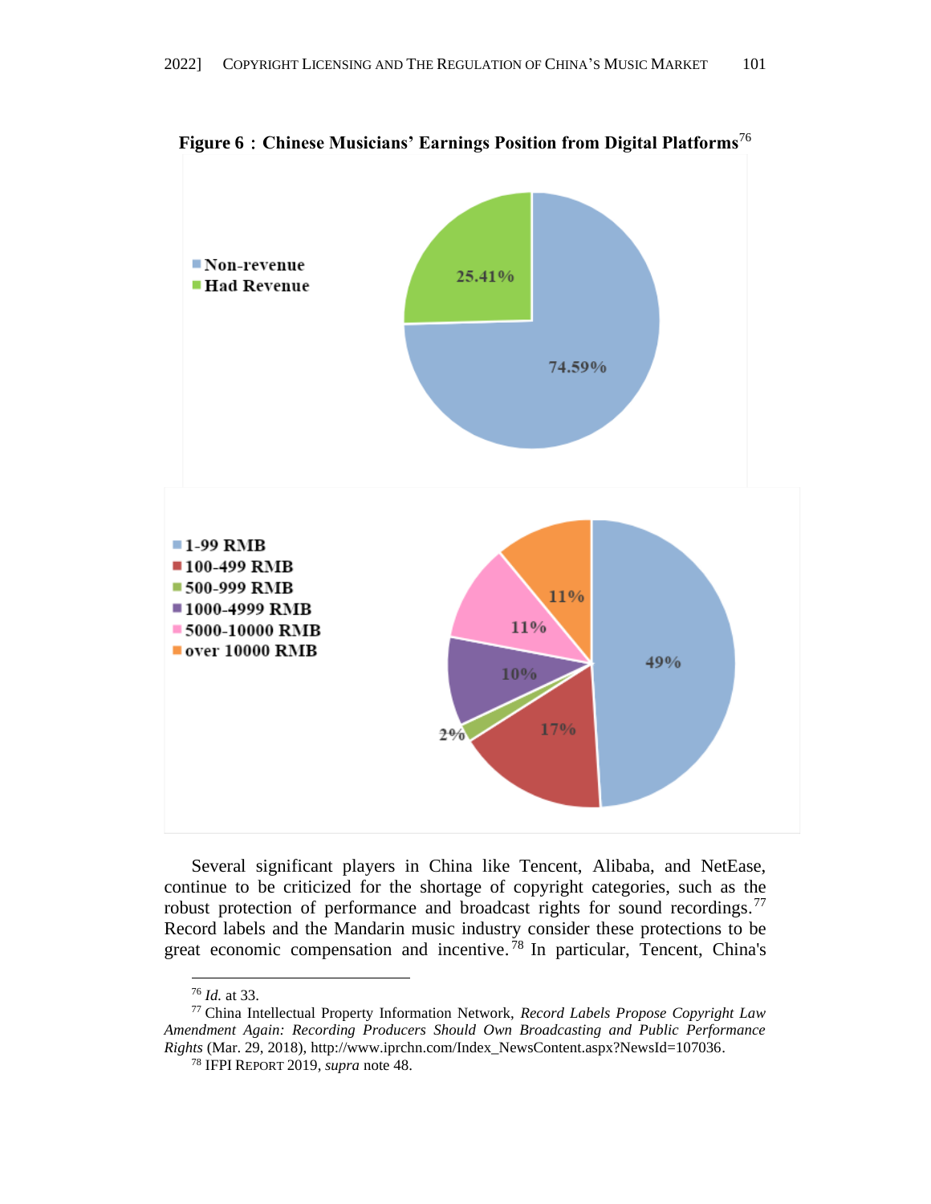**Figure 6：Chinese Musicians' Earnings Position from Digital Platforms**[76]

Non-revenue
Had Revenue
25.41%
74.59%

1-99 RMB
100-499 RMB
500-999 RMB
1000-4999 RMB
5000-10000 RMB
over 10000 RMB
11%
11%
10%
49%
2%
17%

Several significant players in China like Tencent, Alibaba, and NetEase, continue to be criticized for the shortage of copyright categories, such as the robust protection of performance and broadcast rights for sound recordings.[77] Record labels and the Mandarin music industry consider these protections to be great economic compensation and incentive.[78] In particular, Tencent, China's

---

[76] *Id.* at 33.

[77] China Intellectual Property Information Network, *Record Labels Propose Copyright Law Amendment Again: Recording Producers Should Own Broadcasting and Public Performance Rights* (Mar. 29, 2018), http://www.iprchn.com/Index_NewsContent.aspx?NewsId=107036.

[78] IFPI REPORT 2019, *supra* note 48.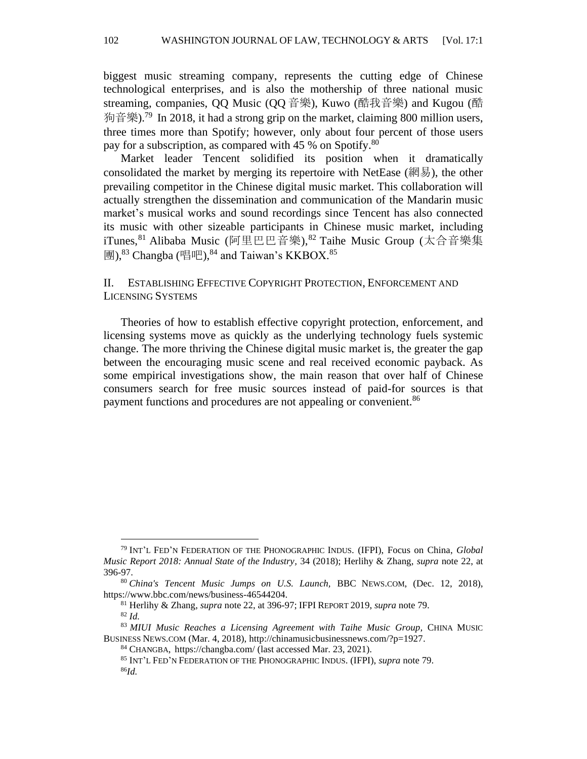biggest music streaming company, represents the cutting edge of Chinese technological enterprises, and is also the mothership of three national music streaming, companies, QQ Music (QQ 音樂), Kuwo (酷我音樂) and Kugou (酷狗音樂).[79] In 2018, it had a strong grip on the market, claiming 800 million users, three times more than Spotify; however, only about four percent of those users pay for a subscription, as compared with 45 % on Spotify.[80]

Market leader Tencent solidified its position when it dramatically consolidated the market by merging its repertoire with NetEase (網易), the other prevailing competitor in the Chinese digital music market. This collaboration will actually strengthen the dissemination and communication of the Mandarin music market's musical works and sound recordings since Tencent has also connected its music with other sizeable participants in Chinese music market, including iTunes,[81] Alibaba Music (阿里巴巴音樂),[82] Taihe Music Group (太合音樂集團),[83] Changba (唱吧),[84] and Taiwan's KKBOX.[85]

## II. Establishing Effective Copyright Protection, Enforcement and Licensing Systems

Theories of how to establish effective copyright protection, enforcement, and licensing systems move as quickly as the underlying technology fuels systemic change. The more thriving the Chinese digital music market is, the greater the gap between the encouraging music scene and real received economic payback. As some empirical investigations show, the main reason that over half of Chinese consumers search for free music sources instead of paid-for sources is that payment functions and procedures are not appealing or convenient.[86]

---

[79] INT'L FED'N FEDERATION OF THE PHONOGRAPHIC INDUS. (IFPI), Focus on China, *Global Music Report 2018: Annual State of the Industry*, 34 (2018); Herlihy & Zhang, *supra* note 22, at 396-97.

[80] *China's Tencent Music Jumps on U.S. Launch,* BBC NEWS.COM, (Dec. 12, 2018), https://www.bbc.com/news/business-46544204.

[81] Herlihy & Zhang, *supra* note 22, at 396-97; IFPI REPORT 2019, *supra* note 79.

[82] *Id.*

[83] *MIUI Music Reaches a Licensing Agreement with Taihe Music Group,* CHINA MUSIC BUSINESS NEWS.COM (Mar. 4, 2018), http://chinamusicbusinessnews.com/?p=1927.

[84] CHANGBA, https://changba.com/ (last accessed Mar. 23, 2021).

[85] INT'L FED'N FEDERATION OF THE PHONOGRAPHIC INDUS. (IFPI), *supra* note 79.

[86] *Id.*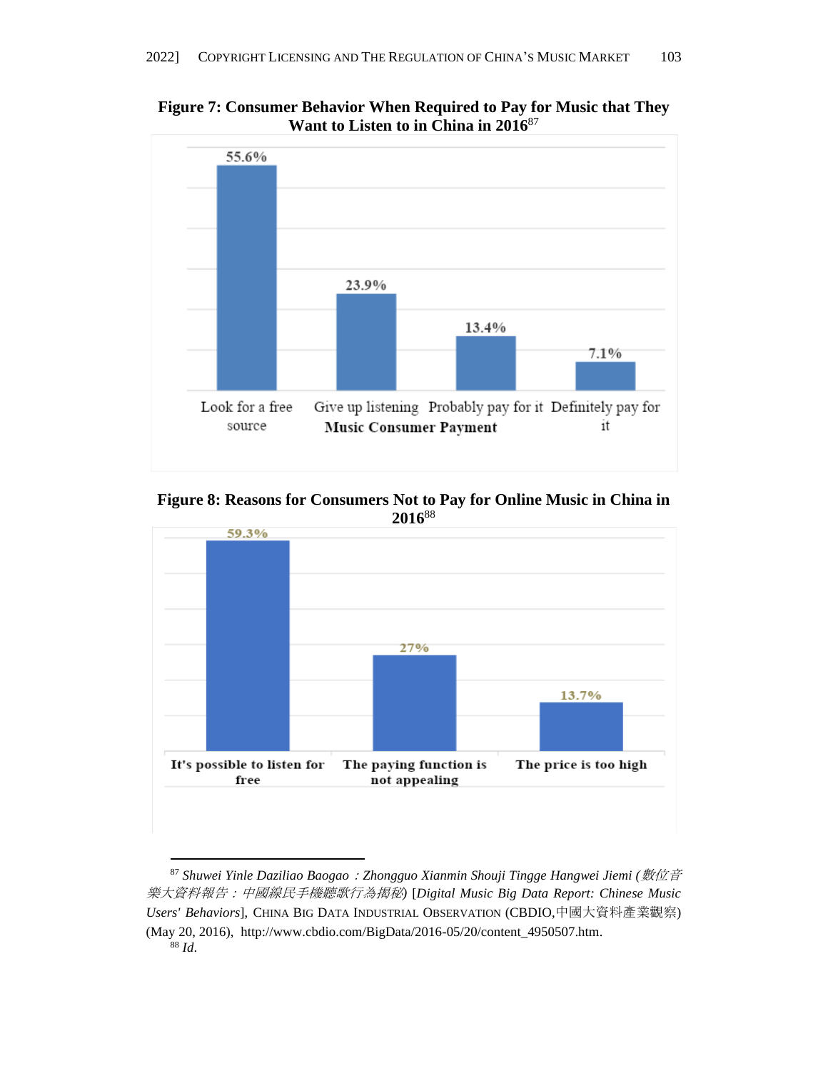**Figure 7: Consumer Behavior When Required to Pay for Music that They Want to Listen to in China in 2016**[87]

55.6%
23.9%
13.4%
7.1%

Look for a free source
Give up listening
Probably pay for it
Definitely pay for it

Music Consumer Payment

**Figure 8: Reasons for Consumers Not to Pay for Online Music in China in 2016**[88]

59.3%
27%
13.7%

It's possible to listen for free
The paying function is not appealing
The price is too high

---

[87] *Shuwei Yinle Daziliao Baogao：Zhongguo Xianmin Shouji Tingge Hangwei Jiemi (數位音樂大資料報告：中國線民手機聽歌行為揭秘)* [*Digital Music Big Data Report: Chinese Music Users' Behaviors*], CHINA BIG DATA INDUSTRIAL OBSERVATION (CBDIO,中國大資料產業觀察) (May 20, 2016), http://www.cbdio.com/BigData/2016-05/20/content_4950507.htm.

[88] *Id*.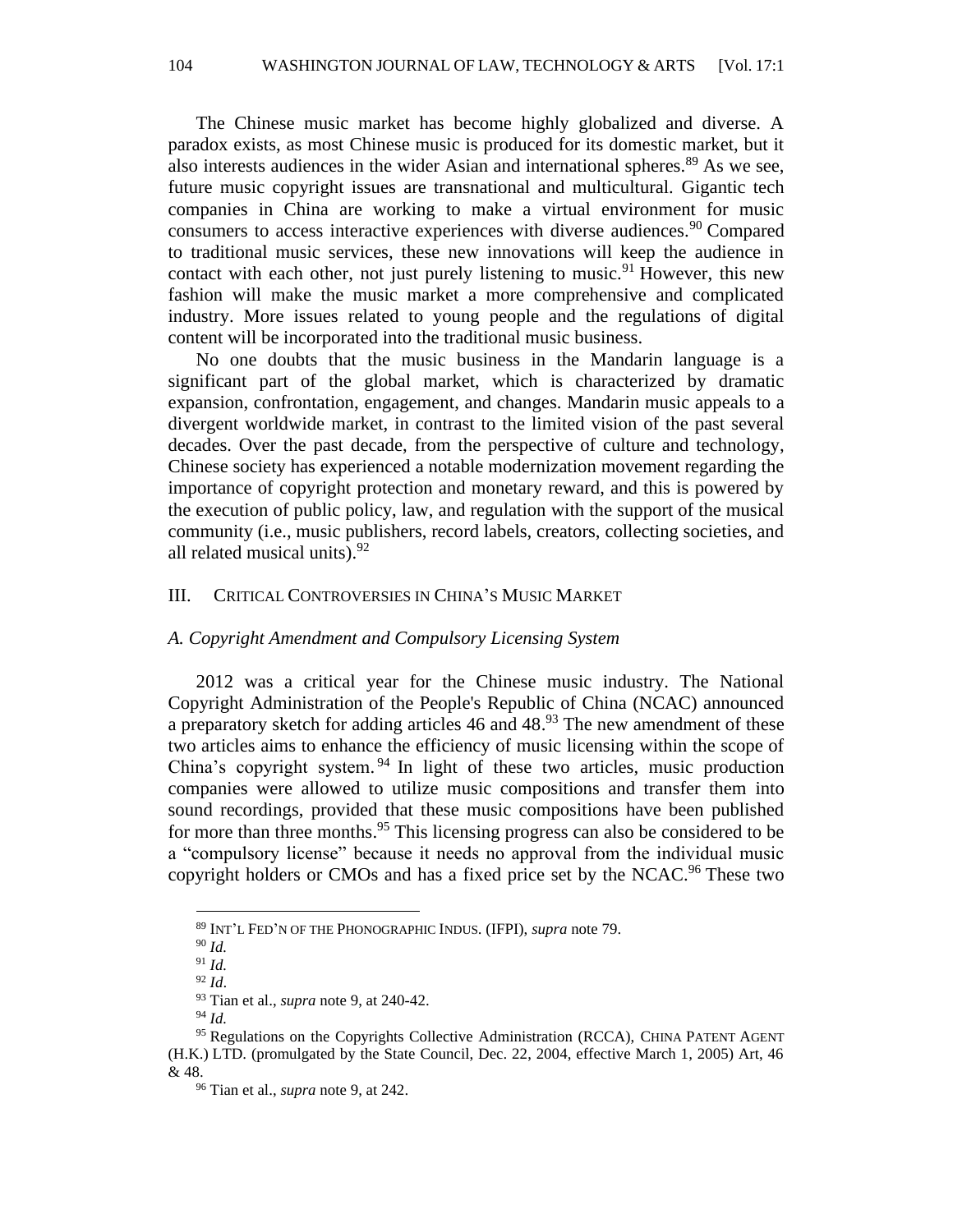The Chinese music market has become highly globalized and diverse. A paradox exists, as most Chinese music is produced for its domestic market, but it also interests audiences in the wider Asian and international spheres.[89] As we see, future music copyright issues are transnational and multicultural. Gigantic tech companies in China are working to make a virtual environment for music consumers to access interactive experiences with diverse audiences.[90] Compared to traditional music services, these new innovations will keep the audience in contact with each other, not just purely listening to music.[91] However, this new fashion will make the music market a more comprehensive and complicated industry. More issues related to young people and the regulations of digital content will be incorporated into the traditional music business.

No one doubts that the music business in the Mandarin language is a significant part of the global market, which is characterized by dramatic expansion, confrontation, engagement, and changes. Mandarin music appeals to a divergent worldwide market, in contrast to the limited vision of the past several decades. Over the past decade, from the perspective of culture and technology, Chinese society has experienced a notable modernization movement regarding the importance of copyright protection and monetary reward, and this is powered by the execution of public policy, law, and regulation with the support of the musical community (i.e., music publishers, record labels, creators, collecting societies, and all related musical units).[92]

## III. Critical Controversies in China's Music Market

### *A. Copyright Amendment and Compulsory Licensing System*

2012 was a critical year for the Chinese music industry. The National Copyright Administration of the People's Republic of China (NCAC) announced a preparatory sketch for adding articles 46 and 48.[93] The new amendment of these two articles aims to enhance the efficiency of music licensing within the scope of China's copyright system.[94] In light of these two articles, music production companies were allowed to utilize music compositions and transfer them into sound recordings, provided that these music compositions have been published for more than three months.[95] This licensing progress can also be considered to be a "compulsory license" because it needs no approval from the individual music copyright holders or CMOs and has a fixed price set by the NCAC.[96] These two

---

[89] Int'l Fed'n of the Phonographic Indus. (IFPI), *supra* note 79.

[90] *Id.*

[91] *Id.*

[92] *Id*.

[93] Tian et al., *supra* note 9, at 240-42.

[94] *Id.*

[95] Regulations on the Copyrights Collective Administration (RCCA), China Patent Agent (H.K.) Ltd. (promulgated by the State Council, Dec. 22, 2004, effective March 1, 2005) Art, 46 & 48.

[96] Tian et al., *supra* note 9, at 242.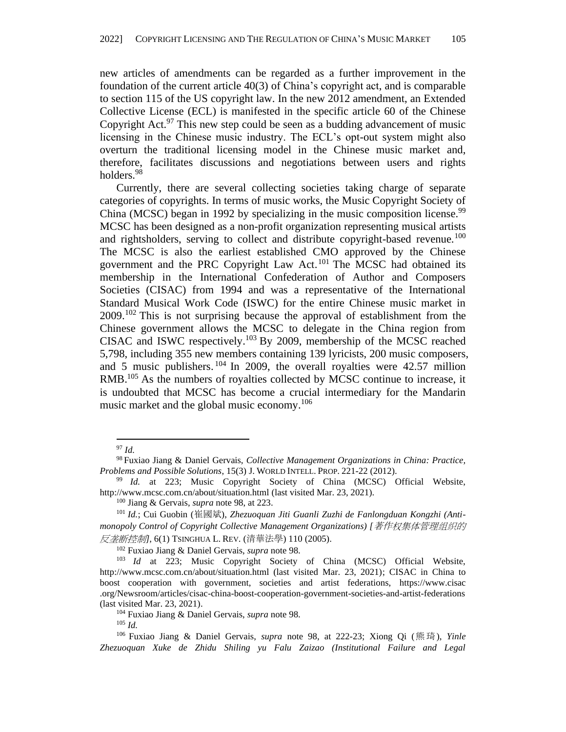new articles of amendments can be regarded as a further improvement in the foundation of the current article 40(3) of China's copyright act, and is comparable to section 115 of the US copyright law. In the new 2012 amendment, an Extended Collective License (ECL) is manifested in the specific article 60 of the Chinese Copyright Act.[97] This new step could be seen as a budding advancement of music licensing in the Chinese music industry. The ECL's opt-out system might also overturn the traditional licensing model in the Chinese music market and, therefore, facilitates discussions and negotiations between users and rights holders.[98]

Currently, there are several collecting societies taking charge of separate categories of copyrights. In terms of music works, the Music Copyright Society of China (MCSC) began in 1992 by specializing in the music composition license.[99] MCSC has been designed as a non-profit organization representing musical artists and rightsholders, serving to collect and distribute copyright-based revenue.[100] The MCSC is also the earliest established CMO approved by the Chinese government and the PRC Copyright Law Act.[101] The MCSC had obtained its membership in the International Confederation of Author and Composers Societies (CISAC) from 1994 and was a representative of the International Standard Musical Work Code (ISWC) for the entire Chinese music market in 2009.[102] This is not surprising because the approval of establishment from the Chinese government allows the MCSC to delegate in the China region from CISAC and ISWC respectively.[103] By 2009, membership of the MCSC reached 5,798, including 355 new members containing 139 lyricists, 200 music composers, and 5 music publishers.[104] In 2009, the overall royalties were 42.57 million RMB.[105] As the numbers of royalties collected by MCSC continue to increase, it is undoubted that MCSC has become a crucial intermediary for the Mandarin music market and the global music economy.[106]

---

[97] *Id.*

[98] Fuxiao Jiang & Daniel Gervais, *Collective Management Organizations in China: Practice, Problems and Possible Solutions*, 15(3) J. WORLD INTELL. PROP. 221-22 (2012).

[99] *Id.* at 223; Music Copyright Society of China (MCSC) Official Website, http://www.mcsc.com.cn/about/situation.html (last visited Mar. 23, 2021).

[100] Jiang & Gervais, *supra* note 98, at 223.

[101] *Id.*; Cui Guobin (崔國斌), *Zhezuoquan Jiti Guanli Zuzhi de Fanlongduan Kongzhi (Anti-monopoly Control of Copyright Collective Management Organizations) [著作权集体管理组织的反垄断控制]*, 6(1) TSINGHUA L. REV. (清華法學) 110 (2005).

[102] Fuxiao Jiang & Daniel Gervais, *supra* note 98.

[103] *Id* at 223; Music Copyright Society of China (MCSC) Official Website, http://www.mcsc.com.cn/about/situation.html (last visited Mar. 23, 2021); CISAC in China to boost cooperation with government, societies and artist federations, https://www.cisac.org/Newsroom/articles/cisac-china-boost-cooperation-government-societies-and-artist-federations (last visited Mar. 23, 2021).

[104] Fuxiao Jiang & Daniel Gervais, *supra* note 98.

[105] *Id.*

[106] Fuxiao Jiang & Daniel Gervais, *supra* note 98, at 222-23; Xiong Qi (熊琦), *Yinle Zhezuoquan Xuke de Zhidu Shiling yu Falu Zaizao (Institutional Failure and Legal*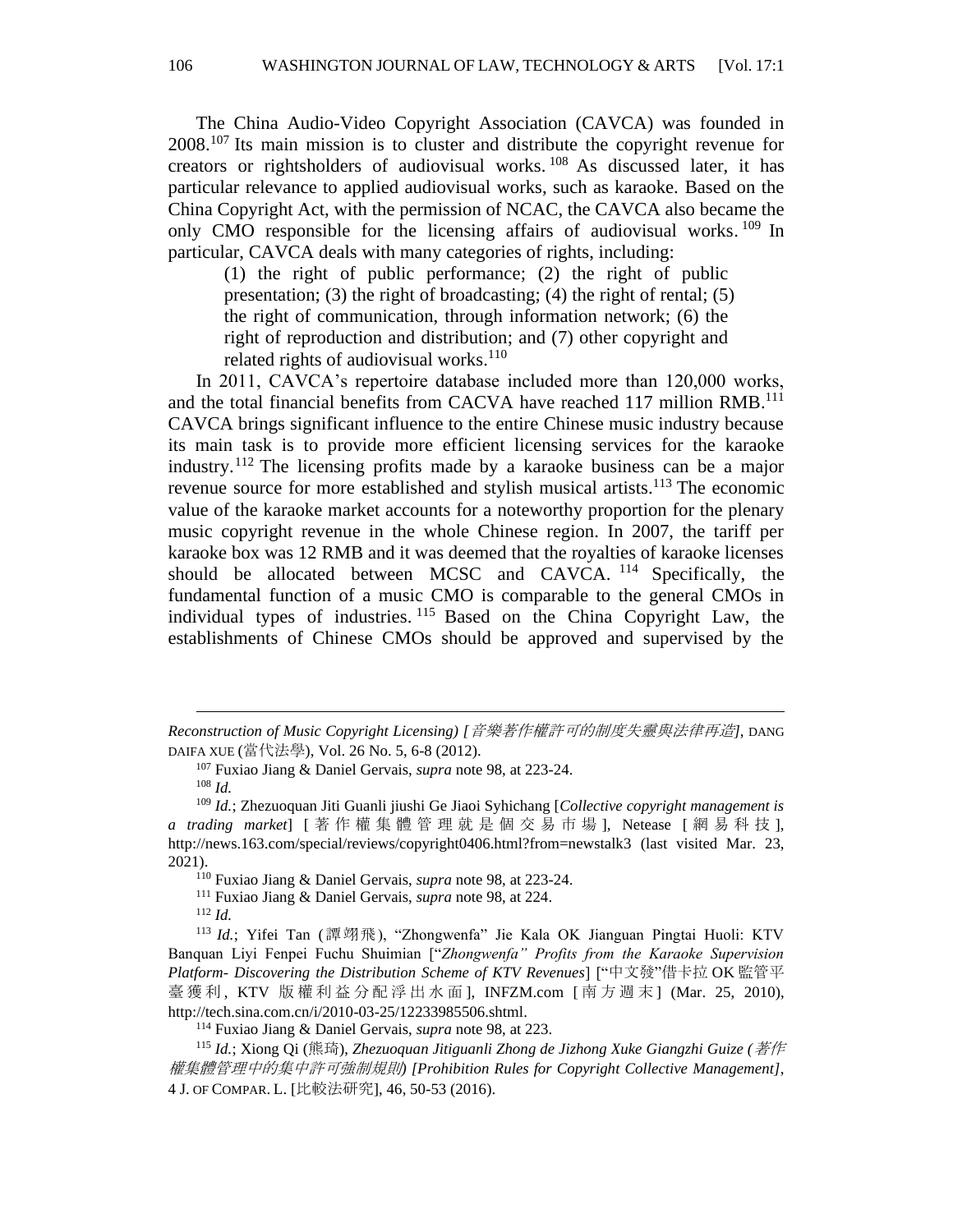The China Audio-Video Copyright Association (CAVCA) was founded in 2008.[107] Its main mission is to cluster and distribute the copyright revenue for creators or rightsholders of audiovisual works.[108] As discussed later, it has particular relevance to applied audiovisual works, such as karaoke. Based on the China Copyright Act, with the permission of NCAC, the CAVCA also became the only CMO responsible for the licensing affairs of audiovisual works.[109] In particular, CAVCA deals with many categories of rights, including:

> (1) the right of public performance; (2) the right of public presentation; (3) the right of broadcasting; (4) the right of rental; (5) the right of communication, through information network; (6) the right of reproduction and distribution; and (7) other copyright and related rights of audiovisual works.[110]

In 2011, CAVCA's repertoire database included more than 120,000 works, and the total financial benefits from CACVA have reached 117 million RMB.[111] CAVCA brings significant influence to the entire Chinese music industry because its main task is to provide more efficient licensing services for the karaoke industry.[112] The licensing profits made by a karaoke business can be a major revenue source for more established and stylish musical artists.[113] The economic value of the karaoke market accounts for a noteworthy proportion for the plenary music copyright revenue in the whole Chinese region. In 2007, the tariff per karaoke box was 12 RMB and it was deemed that the royalties of karaoke licenses should be allocated between MCSC and CAVCA.[114] Specifically, the fundamental function of a music CMO is comparable to the general CMOs in individual types of industries.[115] Based on the China Copyright Law, the establishments of Chinese CMOs should be approved and supervised by the

---

*Reconstruction of Music Copyright Licensing) [音樂著作權許可的制度失靈與法律再造]*, DANG DAIFA XUE (當代法學), Vol. 26 No. 5, 6-8 (2012).

[107] Fuxiao Jiang & Daniel Gervais, *supra* note 98, at 223-24.

[108] *Id.*

[109] *Id.*; Zhezuoquan Jiti Guanli jiushi Ge Jiaoi Syhichang [*Collective copyright management is a trading market*] [著作權集體管理就是個交易市場], Netease [網易科技], http://news.163.com/special/reviews/copyright0406.html?from=newstalk3 (last visited Mar. 23, 2021).

[110] Fuxiao Jiang & Daniel Gervais, *supra* note 98, at 223-24.

[111] Fuxiao Jiang & Daniel Gervais, *supra* note 98, at 224.

[112] *Id.*

[113] *Id.*; Yifei Tan (譚翊飛), "Zhongwenfa" Jie Kala OK Jianguan Pingtai Huoli: KTV Banquan Liyi Fenpei Fuchu Shuimian ["*Zhongwenfa" Profits from the Karaoke Supervision Platform- Discovering the Distribution Scheme of KTV Revenues*] ["中文發"借卡拉 OK 監管平臺獲利, KTV 版權利益分配浮出水面], INFZM.com [南方週末] (Mar. 25, 2010), http://tech.sina.com.cn/i/2010-03-25/12233985506.shtml.

[114] Fuxiao Jiang & Daniel Gervais, *supra* note 98, at 223.

[115] *Id.*; Xiong Qi (熊琦), *Zhezuoquan Jitiguanli Zhong de Jizhong Xuke Giangzhi Guize (著作權集體管理中的集中許可強制規則) [Prohibition Rules for Copyright Collective Management]*, 4 J. OF COMPAR. L. [比較法研究], 46, 50-53 (2016).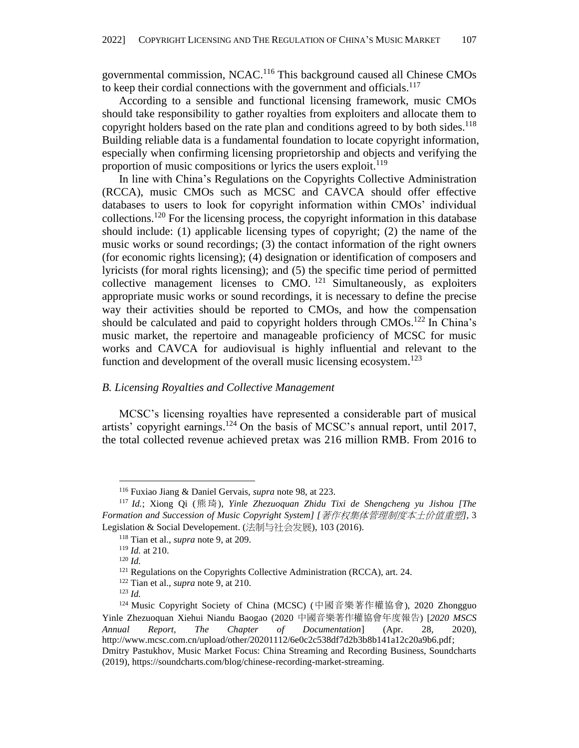governmental commission, NCAC.[116] This background caused all Chinese CMOs to keep their cordial connections with the government and officials.[117]

According to a sensible and functional licensing framework, music CMOs should take responsibility to gather royalties from exploiters and allocate them to copyright holders based on the rate plan and conditions agreed to by both sides.[118] Building reliable data is a fundamental foundation to locate copyright information, especially when confirming licensing proprietorship and objects and verifying the proportion of music compositions or lyrics the users exploit.[119]

In line with China's Regulations on the Copyrights Collective Administration (RCCA), music CMOs such as MCSC and CAVCA should offer effective databases to users to look for copyright information within CMOs' individual collections.[120] For the licensing process, the copyright information in this database should include: (1) applicable licensing types of copyright; (2) the name of the music works or sound recordings; (3) the contact information of the right owners (for economic rights licensing); (4) designation or identification of composers and lyricists (for moral rights licensing); and (5) the specific time period of permitted collective management licenses to CMO.[121] Simultaneously, as exploiters appropriate music works or sound recordings, it is necessary to define the precise way their activities should be reported to CMOs, and how the compensation should be calculated and paid to copyright holders through CMOs.[122] In China's music market, the repertoire and manageable proficiency of MCSC for music works and CAVCA for audiovisual is highly influential and relevant to the function and development of the overall music licensing ecosystem.[123]

### *B. Licensing Royalties and Collective Management*

MCSC's licensing royalties have represented a considerable part of musical artists' copyright earnings.[124] On the basis of MCSC's annual report, until 2017, the total collected revenue achieved pretax was 216 million RMB. From 2016 to

---

[116] Fuxiao Jiang & Daniel Gervais, *supra* note 98, at 223.

[117] *Id.*; Xiong Qi (熊琦), *Yinle Zhezuoquan Zhidu Tixi de Shengcheng yu Jishou [The Formation and Succession of Music Copyright System] [著作权集体管理制度本土价值重塑]*, 3 Legislation & Social Developement. (法制与社会发展), 103 (2016).

[118] Tian et al., *supra* note 9, at 209.

[119] *Id.* at 210.

[120] *Id.*

[121] Regulations on the Copyrights Collective Administration (RCCA), art. 24.

[122] Tian et al., *supra* note 9, at 210.

[123] *Id.*

[124] Music Copyright Society of China (MCSC) (中國音樂著作權協會), 2020 Zhongguo Yinle Zhezuoquan Xiehui Niandu Baogao (2020 中國音樂著作權協會年度報告) [*2020 MSCS Annual Report, The Chapter of Documentation*] (Apr. 28, 2020), http://www.mcsc.com.cn/upload/other/20201112/6e0c2c538df7d2b3b8b141a12c20a9b6.pdf; Dmitry Pastukhov, Music Market Focus: China Streaming and Recording Business, Soundcharts (2019), https://soundcharts.com/blog/chinese-recording-market-streaming.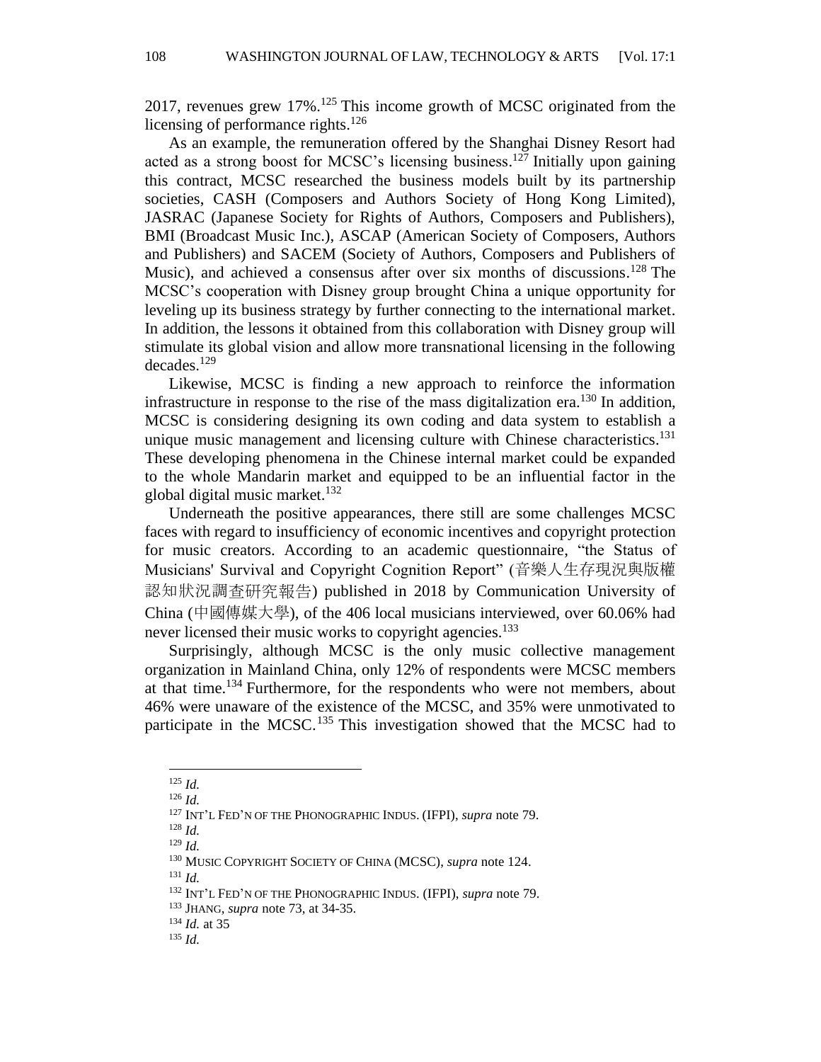2017, revenues grew 17%.[125] This income growth of MCSC originated from the licensing of performance rights.[126]

As an example, the remuneration offered by the Shanghai Disney Resort had acted as a strong boost for MCSC's licensing business.[127] Initially upon gaining this contract, MCSC researched the business models built by its partnership societies, CASH (Composers and Authors Society of Hong Kong Limited), JASRAC (Japanese Society for Rights of Authors, Composers and Publishers), BMI (Broadcast Music Inc.), ASCAP (American Society of Composers, Authors and Publishers) and SACEM (Society of Authors, Composers and Publishers of Music), and achieved a consensus after over six months of discussions.[128] The MCSC's cooperation with Disney group brought China a unique opportunity for leveling up its business strategy by further connecting to the international market. In addition, the lessons it obtained from this collaboration with Disney group will stimulate its global vision and allow more transnational licensing in the following decades.[129]

Likewise, MCSC is finding a new approach to reinforce the information infrastructure in response to the rise of the mass digitalization era.[130] In addition, MCSC is considering designing its own coding and data system to establish a unique music management and licensing culture with Chinese characteristics.[131] These developing phenomena in the Chinese internal market could be expanded to the whole Mandarin market and equipped to be an influential factor in the global digital music market.[132]

Underneath the positive appearances, there still are some challenges MCSC faces with regard to insufficiency of economic incentives and copyright protection for music creators. According to an academic questionnaire, "the Status of Musicians' Survival and Copyright Cognition Report" (音樂人生存現況與版權認知狀況調查研究報告) published in 2018 by Communication University of China (中國傳媒大學), of the 406 local musicians interviewed, over 60.06% had never licensed their music works to copyright agencies.[133]

Surprisingly, although MCSC is the only music collective management organization in Mainland China, only 12% of respondents were MCSC members at that time.[134] Furthermore, for the respondents who were not members, about 46% were unaware of the existence of the MCSC, and 35% were unmotivated to participate in the MCSC.[135] This investigation showed that the MCSC had to

---

[125] *Id.*

[126] *Id.*

[127] INT'L FED'N OF THE PHONOGRAPHIC INDUS. (IFPI), *supra* note 79.

[128] *Id.*

[129] *Id.*

[130] MUSIC COPYRIGHT SOCIETY OF CHINA (MCSC), *supra* note 124.

[131] *Id.*

[132] INT'L FED'N OF THE PHONOGRAPHIC INDUS. (IFPI), *supra* note 79.

[133] JHANG, *supra* note 73, at 34-35.

[134] *Id.* at 35

[135] *Id.*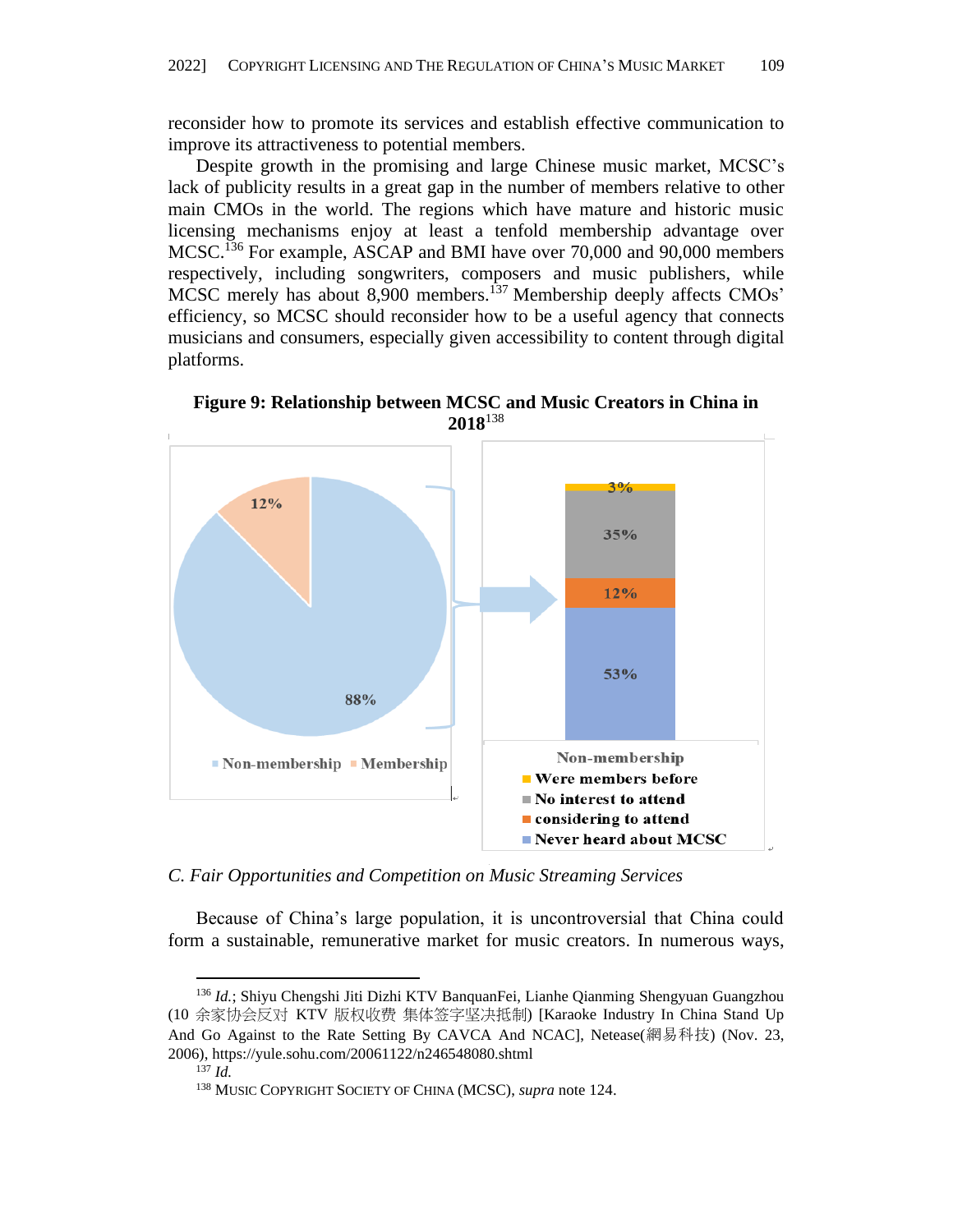reconsider how to promote its services and establish effective communication to improve its attractiveness to potential members.

Despite growth in the promising and large Chinese music market, MCSC's lack of publicity results in a great gap in the number of members relative to other main CMOs in the world. The regions which have mature and historic music licensing mechanisms enjoy at least a tenfold membership advantage over MCSC.[136] For example, ASCAP and BMI have over 70,000 and 90,000 members respectively, including songwriters, composers and music publishers, while MCSC merely has about 8,900 members.[137] Membership deeply affects CMOs' efficiency, so MCSC should reconsider how to be a useful agency that connects musicians and consumers, especially given accessibility to content through digital platforms.

**Figure 9: Relationship between MCSC and Music Creators in China in 2018**[138]

12%
88%
Non-membership
Membership

3%
35%
12%
53%
Non-membership
Were members before
No interest to attend
considering to attend
Never heard about MCSC

*C. Fair Opportunities and Competition on Music Streaming Services*

Because of China's large population, it is uncontroversial that China could form a sustainable, remunerative market for music creators. In numerous ways,

---

[136] *Id.*; Shiyu Chengshi Jiti Dizhi KTV BanquanFei, Lianhe Qianming Shengyuan Guangzhou (10 余家协会反对 KTV 版权收费 集体签字坚决抵制) [Karaoke Industry In China Stand Up And Go Against to the Rate Setting By CAVCA And NCAC], Netease(網易科技) (Nov. 23, 2006), https://yule.sohu.com/20061122/n246548080.shtml

[137] *Id.*

[138] MUSIC COPYRIGHT SOCIETY OF CHINA (MCSC), *supra* note 124.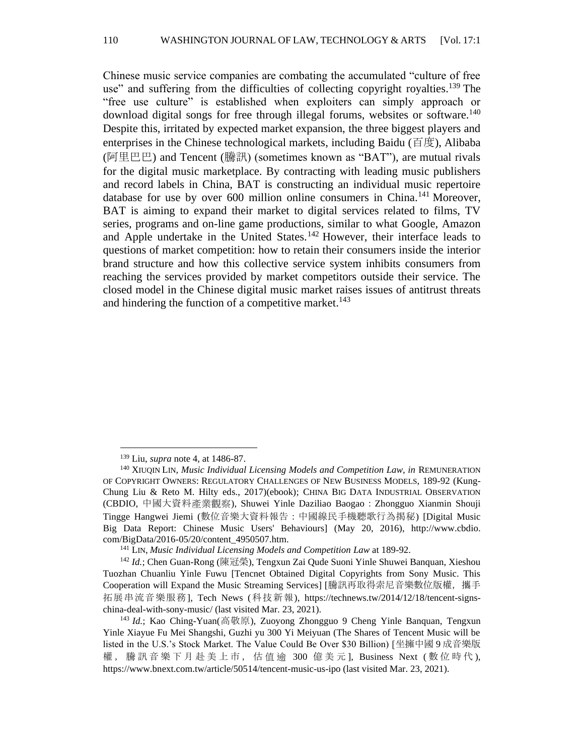Chinese music service companies are combating the accumulated "culture of free use" and suffering from the difficulties of collecting copyright royalties.[139] The "free use culture" is established when exploiters can simply approach or download digital songs for free through illegal forums, websites or software.[140] Despite this, irritated by expected market expansion, the three biggest players and enterprises in the Chinese technological markets, including Baidu (百度), Alibaba (阿里巴巴) and Tencent (騰訊) (sometimes known as "BAT"), are mutual rivals for the digital music marketplace. By contracting with leading music publishers and record labels in China, BAT is constructing an individual music repertoire database for use by over 600 million online consumers in China.[141] Moreover, BAT is aiming to expand their market to digital services related to films, TV series, programs and on-line game productions, similar to what Google, Amazon and Apple undertake in the United States.[142] However, their interface leads to questions of market competition: how to retain their consumers inside the interior brand structure and how this collective service system inhibits consumers from reaching the services provided by market competitors outside their service. The closed model in the Chinese digital music market raises issues of antitrust threats and hindering the function of a competitive market.[143]

---

[139] Liu, *supra* note 4, at 1486-87.

[140] XIUQIN LIN, *Music Individual Licensing Models and Competition Law*, *in* REMUNERATION OF COPYRIGHT OWNERS: REGULATORY CHALLENGES OF NEW BUSINESS MODELS, 189-92 (Kung-Chung Liu & Reto M. Hilty eds., 2017)(ebook); CHINA BIG DATA INDUSTRIAL OBSERVATION (CBDIO, 中國大資料產業觀察), Shuwei Yinle Daziliao Baogao : Zhongguo Xianmin Shouji Tingge Hangwei Jiemi (數位音樂大資料報告：中國線民手機聽歌行為揭秘) [Digital Music Big Data Report: Chinese Music Users' Behaviours] (May 20, 2016), http://www.cbdio.com/BigData/2016-05/20/content_4950507.htm.

[141] LIN, *Music Individual Licensing Models and Competition Law* at 189-92.

[142] *Id.*; Chen Guan-Rong (陳冠榮), Tengxun Zai Qude Suoni Yinle Shuwei Banquan, Xieshou Tuozhan Chuanliu Yinle Fuwu [Tencnet Obtained Digital Copyrights from Sony Music. This Cooperation will Expand the Music Streaming Services] [騰訊再取得索尼音樂數位版權，攜手拓展串流音樂服務], Tech News (科技新報), https://technews.tw/2014/12/18/tencent-signs-china-deal-with-sony-music/ (last visited Mar. 23, 2021).

[143] *Id.*; Kao Ching-Yuan(高敬原), Zuoyong Zhongguo 9 Cheng Yinle Banquan, Tengxun Yinle Xiayue Fu Mei Shangshi, Guzhi yu 300 Yi Meiyuan (The Shares of Tencent Music will be listed in the U.S.'s Stock Market. The Value Could Be Over $30 Billion) [坐擁中國 9 成音樂版權，騰訊音樂下月赴美上市，估值逾 300 億美元], Business Next (數位時代), https://www.bnext.com.tw/article/50514/tencent-music-us-ipo (last visited Mar. 23, 2021).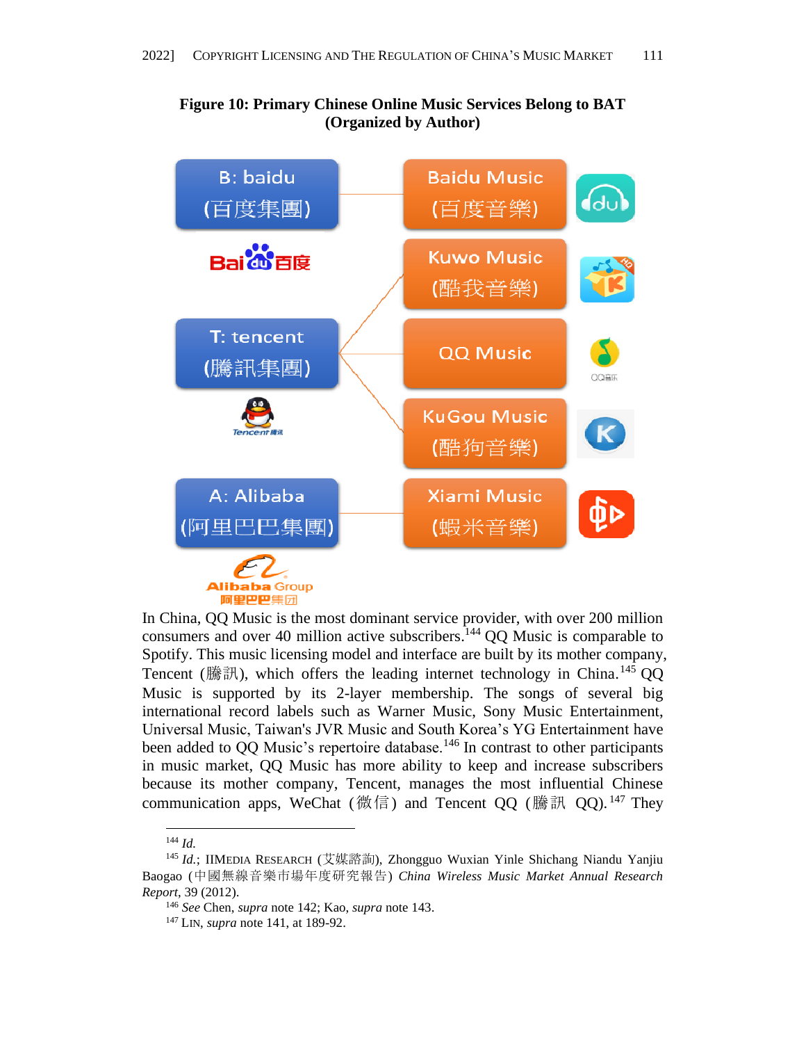**Figure 10: Primary Chinese Online Music Services Belong to BAT (Organized by Author)**

B: baidu (百度集團)

Baidu Music (百度音樂)

Kuwo Music (酷我音樂)

T: tencent (騰訊集團)

QQ Music

KuGou Music (酷狗音樂)

A: Alibaba (阿里巴巴集團)

Xiami Music (蝦米音樂)

In China, QQ Music is the most dominant service provider, with over 200 million consumers and over 40 million active subscribers.[144] QQ Music is comparable to Spotify. This music licensing model and interface are built by its mother company, Tencent (騰訊), which offers the leading internet technology in China.[145] QQ Music is supported by its 2-layer membership. The songs of several big international record labels such as Warner Music, Sony Music Entertainment, Universal Music, Taiwan's JVR Music and South Korea's YG Entertainment have been added to QQ Music's repertoire database.[146] In contrast to other participants in music market, QQ Music has more ability to keep and increase subscribers because its mother company, Tencent, manages the most influential Chinese communication apps, WeChat (微信) and Tencent QQ (騰訊 QQ).[147] They

---

[144] *Id.*

[145] *Id.*; IIMEDIA RESEARCH (艾媒諮詢), Zhongguo Wuxian Yinle Shichang Niandu Yanjiu Baogao (中國無線音樂市場年度研究報告) *China Wireless Music Market Annual Research Report*, 39 (2012).

[146] *See* Chen, *supra* note 142; Kao, *supra* note 143.

[147] LIN, *supra* note 141, at 189-92.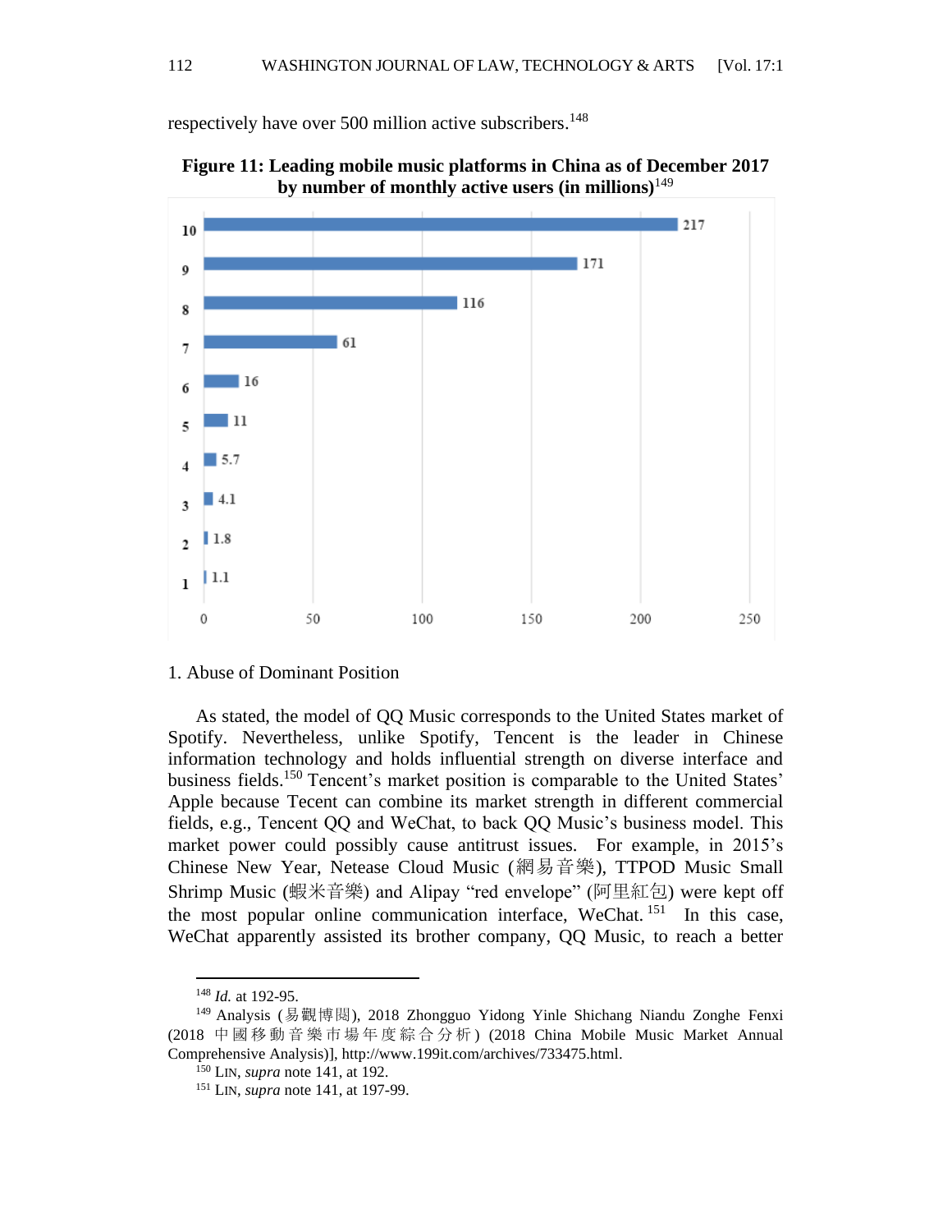respectively have over 500 million active subscribers.[148]

**Figure 11: Leading mobile music platforms in China as of December 2017 by number of monthly active users (in millions)[149]**

10 217
9 171
8 116
7 61
6 16
5 11
4 5.7
3 4.1
2 1.8
1 1.1

0 50 100 150 200 250

1. Abuse of Dominant Position

As stated, the model of QQ Music corresponds to the United States market of Spotify. Nevertheless, unlike Spotify, Tencent is the leader in Chinese information technology and holds influential strength on diverse interface and business fields.[150] Tencent's market position is comparable to the United States' Apple because Tecent can combine its market strength in different commercial fields, e.g., Tencent QQ and WeChat, to back QQ Music's business model. This market power could possibly cause antitrust issues. For example, in 2015's Chinese New Year, Netease Cloud Music (網易音樂), TTPOD Music Small Shrimp Music (蝦米音樂) and Alipay "red envelope" (阿里紅包) were kept off the most popular online communication interface, WeChat.[151] In this case, WeChat apparently assisted its brother company, QQ Music, to reach a better

[148] *Id.* at 192-95.

[149] Analysis (易觀博閱), 2018 Zhongguo Yidong Yinle Shichang Niandu Zonghe Fenxi (2018 中國移動音樂市場年度綜合分析) (2018 China Mobile Music Market Annual Comprehensive Analysis)], http://www.199it.com/archives/733475.html.

[150] LIN, *supra* note 141, at 192.

[151] LIN, *supra* note 141, at 197-99.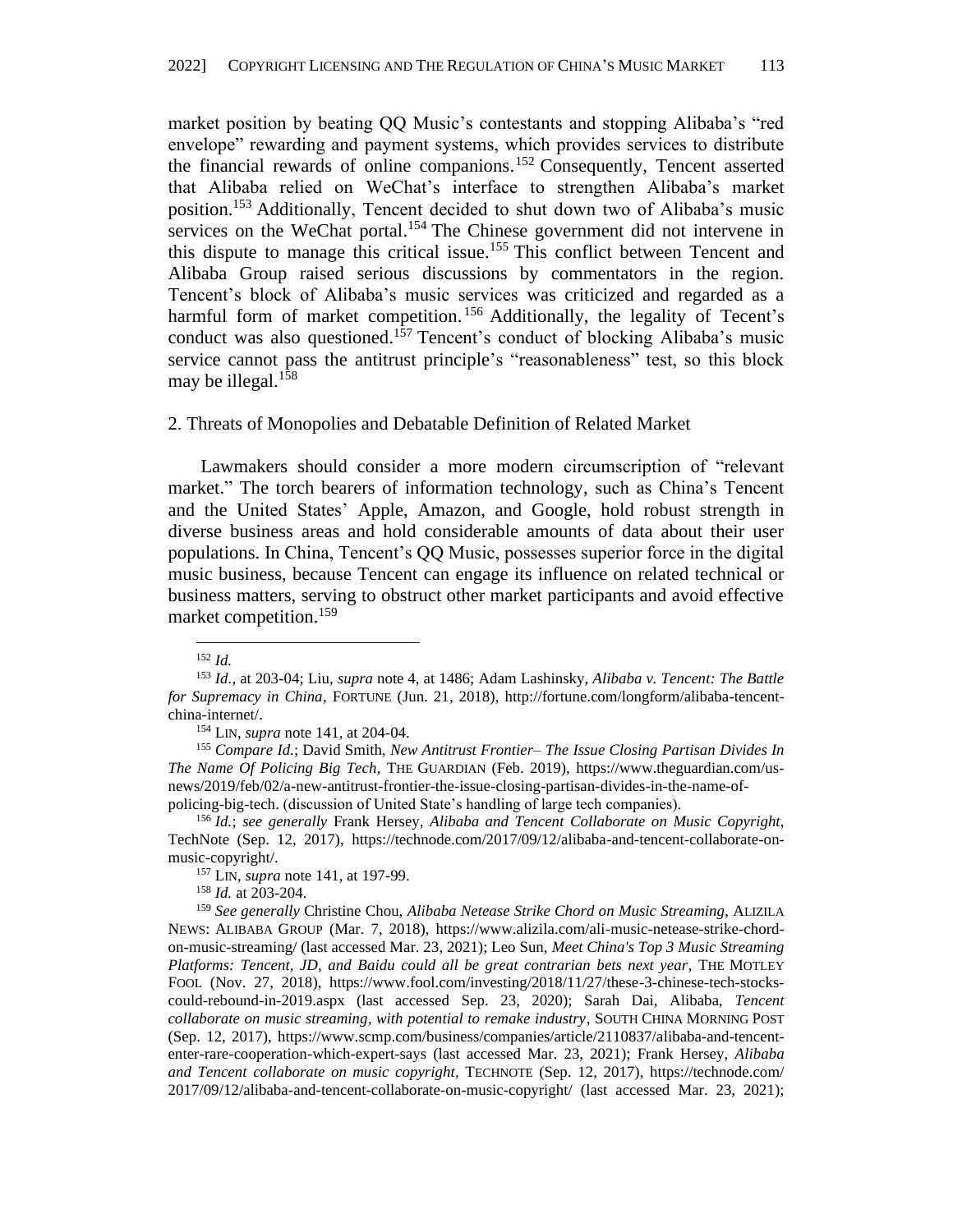market position by beating QQ Music's contestants and stopping Alibaba's "red envelope" rewarding and payment systems, which provides services to distribute the financial rewards of online companions.[152] Consequently, Tencent asserted that Alibaba relied on WeChat's interface to strengthen Alibaba's market position.[153] Additionally, Tencent decided to shut down two of Alibaba's music services on the WeChat portal.[154] The Chinese government did not intervene in this dispute to manage this critical issue.[155] This conflict between Tencent and Alibaba Group raised serious discussions by commentators in the region. Tencent's block of Alibaba's music services was criticized and regarded as a harmful form of market competition.[156] Additionally, the legality of Tecent's conduct was also questioned.[157] Tencent's conduct of blocking Alibaba's music service cannot pass the antitrust principle's "reasonableness" test, so this block may be illegal.[158]

2. Threats of Monopolies and Debatable Definition of Related Market

Lawmakers should consider a more modern circumscription of "relevant market." The torch bearers of information technology, such as China's Tencent and the United States' Apple, Amazon, and Google, hold robust strength in diverse business areas and hold considerable amounts of data about their user populations. In China, Tencent's QQ Music, possesses superior force in the digital music business, because Tencent can engage its influence on related technical or business matters, serving to obstruct other market participants and avoid effective market competition.[159]

---

[152] *Id.*

[153] *Id.*, at 203-04; Liu, *supra* note 4, at 1486; Adam Lashinsky, *Alibaba v. Tencent: The Battle for Supremacy in China*, FORTUNE (Jun. 21, 2018), http://fortune.com/longform/alibaba-tencent-china-internet/.

[154] LIN, *supra* note 141, at 204-04.

[155] *Compare Id.*; David Smith, *New Antitrust Frontier– The Issue Closing Partisan Divides In The Name Of Policing Big Tech,* THE GUARDIAN (Feb. 2019), https://www.theguardian.com/us-news/2019/feb/02/a-new-antitrust-frontier-the-issue-closing-partisan-divides-in-the-name-of-policing-big-tech. (discussion of United State's handling of large tech companies).

[156] *Id.*; *see generally* Frank Hersey, *Alibaba and Tencent Collaborate on Music Copyright*, TechNote (Sep. 12, 2017), https://technode.com/2017/09/12/alibaba-and-tencent-collaborate-on-music-copyright/.

[157] LIN, *supra* note 141, at 197-99.

[158] *Id.* at 203-204.

[159] *See generally* Christine Chou, *Alibaba Netease Strike Chord on Music Streaming*, ALIZILA NEWS: ALIBABA GROUP (Mar. 7, 2018), https://www.alizila.com/ali-music-netease-strike-chord-on-music-streaming/ (last accessed Mar. 23, 2021); Leo Sun, *Meet China's Top 3 Music Streaming Platforms: Tencent, JD, and Baidu could all be great contrarian bets next year*, THE MOTLEY FOOL (Nov. 27, 2018), https://www.fool.com/investing/2018/11/27/these-3-chinese-tech-stocks-could-rebound-in-2019.aspx (last accessed Sep. 23, 2020); Sarah Dai, Alibaba, *Tencent collaborate on music streaming, with potential to remake industry*, SOUTH CHINA MORNING POST (Sep. 12, 2017), https://www.scmp.com/business/companies/article/2110837/alibaba-and-tencent-enter-rare-cooperation-which-expert-says (last accessed Mar. 23, 2021); Frank Hersey, *Alibaba and Tencent collaborate on music copyright*, TECHNOTE (Sep. 12, 2017), https://technode.com/2017/09/12/alibaba-and-tencent-collaborate-on-music-copyright/ (last accessed Mar. 23, 2021);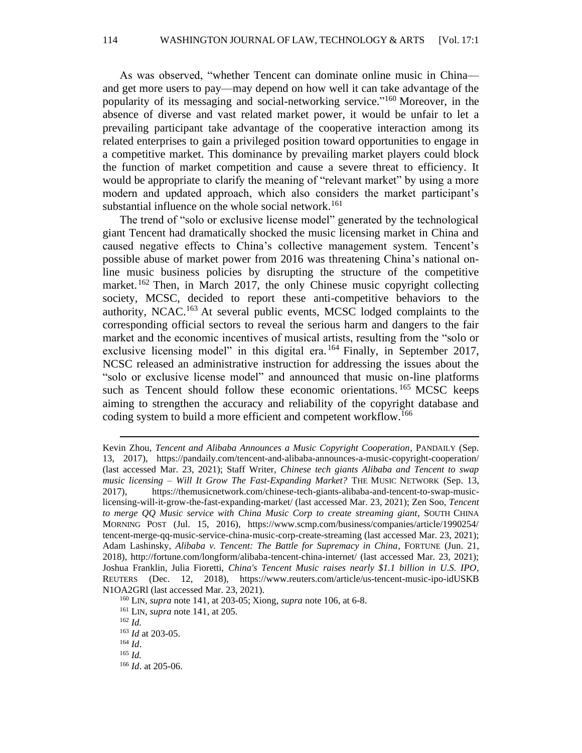As was observed, "whether Tencent can dominate online music in China—and get more users to pay—may depend on how well it can take advantage of the popularity of its messaging and social-networking service."[160] Moreover, in the absence of diverse and vast related market power, it would be unfair to let a prevailing participant take advantage of the cooperative interaction among its related enterprises to gain a privileged position toward opportunities to engage in a competitive market. This dominance by prevailing market players could block the function of market competition and cause a severe threat to efficiency. It would be appropriate to clarify the meaning of "relevant market" by using a more modern and updated approach, which also considers the market participant's substantial influence on the whole social network.[161]

The trend of "solo or exclusive license model" generated by the technological giant Tencent had dramatically shocked the music licensing market in China and caused negative effects to China's collective management system. Tencent's possible abuse of market power from 2016 was threatening China's national on-line music business policies by disrupting the structure of the competitive market.[162] Then, in March 2017, the only Chinese music copyright collecting society, MCSC, decided to report these anti-competitive behaviors to the authority, NCAC.[163] At several public events, MCSC lodged complaints to the corresponding official sectors to reveal the serious harm and dangers to the fair market and the economic incentives of musical artists, resulting from the "solo or exclusive licensing model" in this digital era.[164] Finally, in September 2017, NCSC released an administrative instruction for addressing the issues about the "solo or exclusive license model" and announced that music on-line platforms such as Tencent should follow these economic orientations.[165] MCSC keeps aiming to strengthen the accuracy and reliability of the copyright database and coding system to build a more efficient and competent workflow.[166]

---

Kevin Zhou, *Tencent and Alibaba Announces a Music Copyright Cooperation*, PANDAILY (Sep. 13, 2017), https://pandaily.com/tencent-and-alibaba-announces-a-music-copyright-cooperation/ (last accessed Mar. 23, 2021); Staff Writer, *Chinese tech giants Alibaba and Tencent to swap music licensing – Will It Grow The Fast-Expanding Market?* THE MUSIC NETWORK (Sep. 13, 2017), https://themusicnetwork.com/chinese-tech-giants-alibaba-and-tencent-to-swap-music-licensing-will-it-grow-the-fast-expanding-market/ (last accessed Mar. 23, 2021); Zen Soo, *Tencent to merge QQ Music service with China Music Corp to create streaming giant*, SOUTH CHINA MORNING POST (Jul. 15, 2016), https://www.scmp.com/business/companies/article/1990254/tencent-merge-qq-music-service-china-music-corp-create-streaming (last accessed Mar. 23, 2021); Adam Lashinsky, *Alibaba v. Tencent: The Battle for Supremacy in China*, FORTUNE (Jun. 21, 2018), http://fortune.com/longform/alibaba-tencent-china-internet/ (last accessed Mar. 23, 2021); Joshua Franklin, Julia Fioretti, *China's Tencent Music raises nearly $1.1 billion in U.S. IPO*, REUTERS (Dec. 12, 2018), https://www.reuters.com/article/us-tencent-music-ipo-idUSKBN1OA2GRl (last accessed Mar. 23, 2021).

[160] LIN, *supra* note 141, at 203-05; Xiong, *supra* note 106, at 6-8.

[161] LIN, *supra* note 141, at 205.

[162] *Id.*

[163] *Id* at 203-05.

[164] *Id*.

[165] *Id.*

[166] *Id*. at 205-06.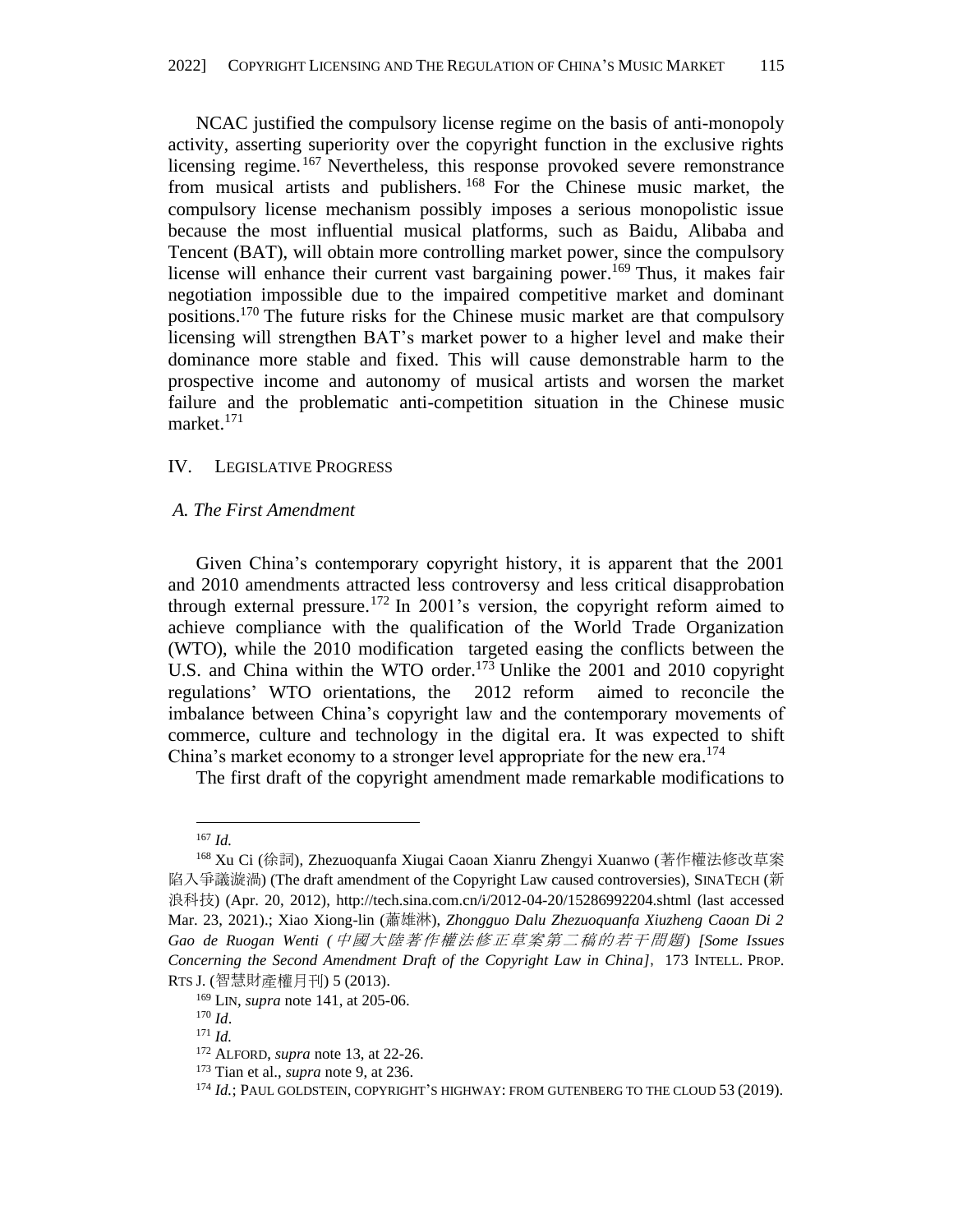NCAC justified the compulsory license regime on the basis of anti-monopoly activity, asserting superiority over the copyright function in the exclusive rights licensing regime.[167] Nevertheless, this response provoked severe remonstrance from musical artists and publishers.[168] For the Chinese music market, the compulsory license mechanism possibly imposes a serious monopolistic issue because the most influential musical platforms, such as Baidu, Alibaba and Tencent (BAT), will obtain more controlling market power, since the compulsory license will enhance their current vast bargaining power.[169] Thus, it makes fair negotiation impossible due to the impaired competitive market and dominant positions.[170] The future risks for the Chinese music market are that compulsory licensing will strengthen BAT's market power to a higher level and make their dominance more stable and fixed. This will cause demonstrable harm to the prospective income and autonomy of musical artists and worsen the market failure and the problematic anti-competition situation in the Chinese music market.[171]

## IV. Legislative Progress

### *A. The First Amendment*

Given China's contemporary copyright history, it is apparent that the 2001 and 2010 amendments attracted less controversy and less critical disapprobation through external pressure.[172] In 2001's version, the copyright reform aimed to achieve compliance with the qualification of the World Trade Organization (WTO), while the 2010 modification targeted easing the conflicts between the U.S. and China within the WTO order.[173] Unlike the 2001 and 2010 copyright regulations' WTO orientations, the 2012 reform aimed to reconcile the imbalance between China's copyright law and the contemporary movements of commerce, culture and technology in the digital era. It was expected to shift China's market economy to a stronger level appropriate for the new era.[174]

The first draft of the copyright amendment made remarkable modifications to

---

[167] *Id.*

[168] Xu Ci (徐詞), Zhezuoquanfa Xiugai Caoan Xianru Zhengyi Xuanwo (著作權法修改草案陷入爭議漩渦) (The draft amendment of the Copyright Law caused controversies), SinaTech (新浪科技) (Apr. 20, 2012), http://tech.sina.com.cn/i/2012-04-20/15286992204.shtml (last accessed Mar. 23, 2021).; Xiao Xiong-lin (蕭雄淋), *Zhongguo Dalu Zhezuoquanfa Xiuzheng Caoan Di 2 Gao de Ruogan Wenti (中國大陸著作權法修正草案第二稿的若干問題) [Some Issues Concerning the Second Amendment Draft of the Copyright Law in China]*, 173 Intell. Prop. Rts J. (智慧財產權月刊) 5 (2013).

[169] Lin, *supra* note 141, at 205-06.

[170] *Id*.

[171] *Id.*

[172] Alford, *supra* note 13, at 22-26.

[173] Tian et al., *supra* note 9, at 236.

[174] *Id.*; Paul Goldstein, Copyright's Highway: From Gutenberg to the Cloud 53 (2019).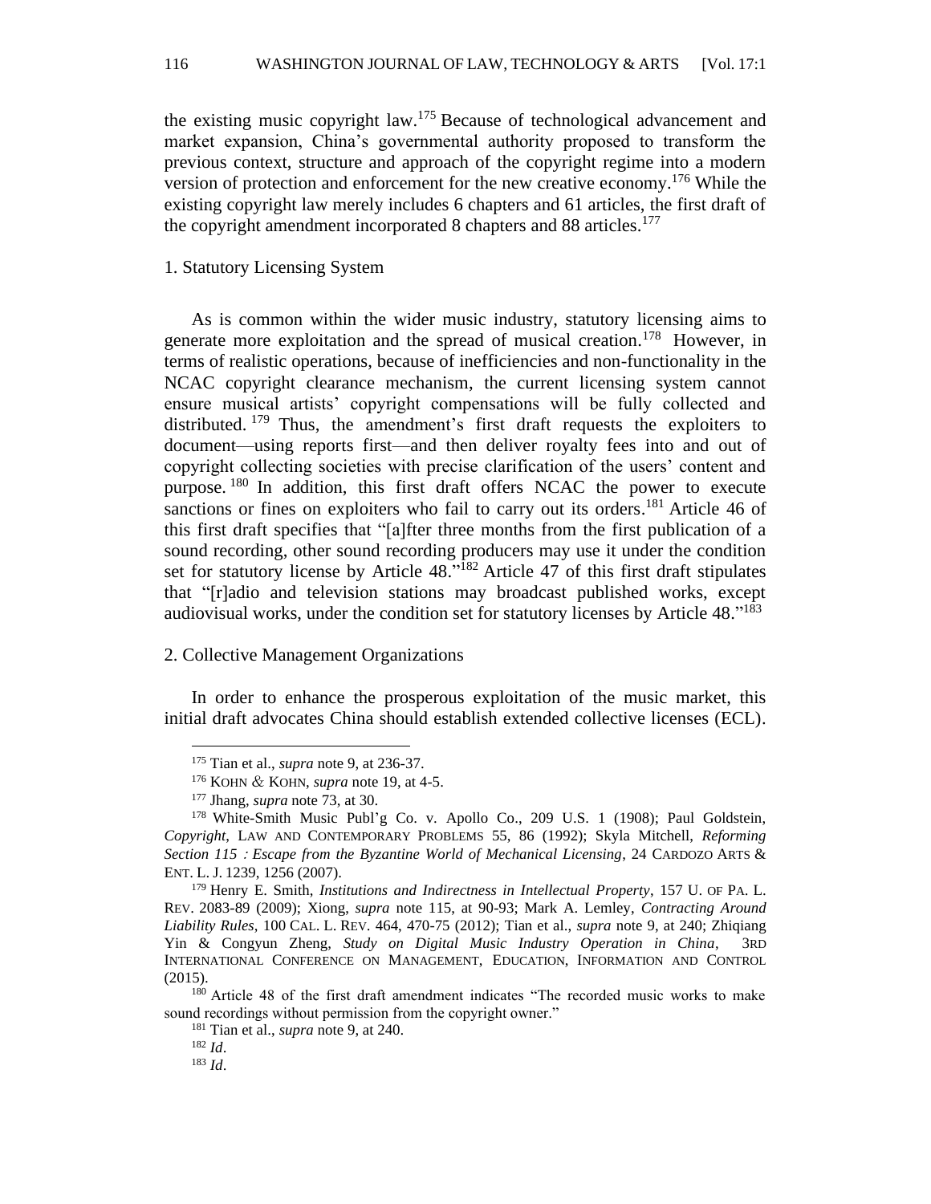the existing music copyright law.[175] Because of technological advancement and market expansion, China's governmental authority proposed to transform the previous context, structure and approach of the copyright regime into a modern version of protection and enforcement for the new creative economy.[176] While the existing copyright law merely includes 6 chapters and 61 articles, the first draft of the copyright amendment incorporated 8 chapters and 88 articles.[177]

### 1. Statutory Licensing System

As is common within the wider music industry, statutory licensing aims to generate more exploitation and the spread of musical creation.[178] However, in terms of realistic operations, because of inefficiencies and non-functionality in the NCAC copyright clearance mechanism, the current licensing system cannot ensure musical artists' copyright compensations will be fully collected and distributed.[179] Thus, the amendment's first draft requests the exploiters to document—using reports first—and then deliver royalty fees into and out of copyright collecting societies with precise clarification of the users' content and purpose.[180] In addition, this first draft offers NCAC the power to execute sanctions or fines on exploiters who fail to carry out its orders.[181] Article 46 of this first draft specifies that "[a]fter three months from the first publication of a sound recording, other sound recording producers may use it under the condition set for statutory license by Article 48."[182] Article 47 of this first draft stipulates that "[r]adio and television stations may broadcast published works, except audiovisual works, under the condition set for statutory licenses by Article 48."[183]

### 2. Collective Management Organizations

In order to enhance the prosperous exploitation of the music market, this initial draft advocates China should establish extended collective licenses (ECL).

---

[175] Tian et al., *supra* note 9, at 236-37.

[176] KOHN & KOHN, *supra* note 19, at 4-5.

[177] Jhang, *supra* note 73, at 30.

[178] White-Smith Music Publ'g Co. v. Apollo Co., 209 U.S. 1 (1908); Paul Goldstein, *Copyright*, LAW AND CONTEMPORARY PROBLEMS 55, 86 (1992); Skyla Mitchell, *Reforming Section 115 : Escape from the Byzantine World of Mechanical Licensing*, 24 CARDOZO ARTS & ENT. L. J. 1239, 1256 (2007).

[179] Henry E. Smith, *Institutions and Indirectness in Intellectual Property*, 157 U. OF PA. L. REV. 2083-89 (2009); Xiong, *supra* note 115, at 90-93; Mark A. Lemley, *Contracting Around Liability Rules*, 100 CAL. L. REV. 464, 470-75 (2012); Tian et al., *supra* note 9, at 240; Zhiqiang Yin & Congyun Zheng, *Study on Digital Music Industry Operation in China*, 3RD INTERNATIONAL CONFERENCE ON MANAGEMENT, EDUCATION, INFORMATION AND CONTROL (2015).

[180] Article 48 of the first draft amendment indicates "The recorded music works to make sound recordings without permission from the copyright owner."

[181] Tian et al., *supra* note 9, at 240.

[182] *Id*.

[183] *Id*.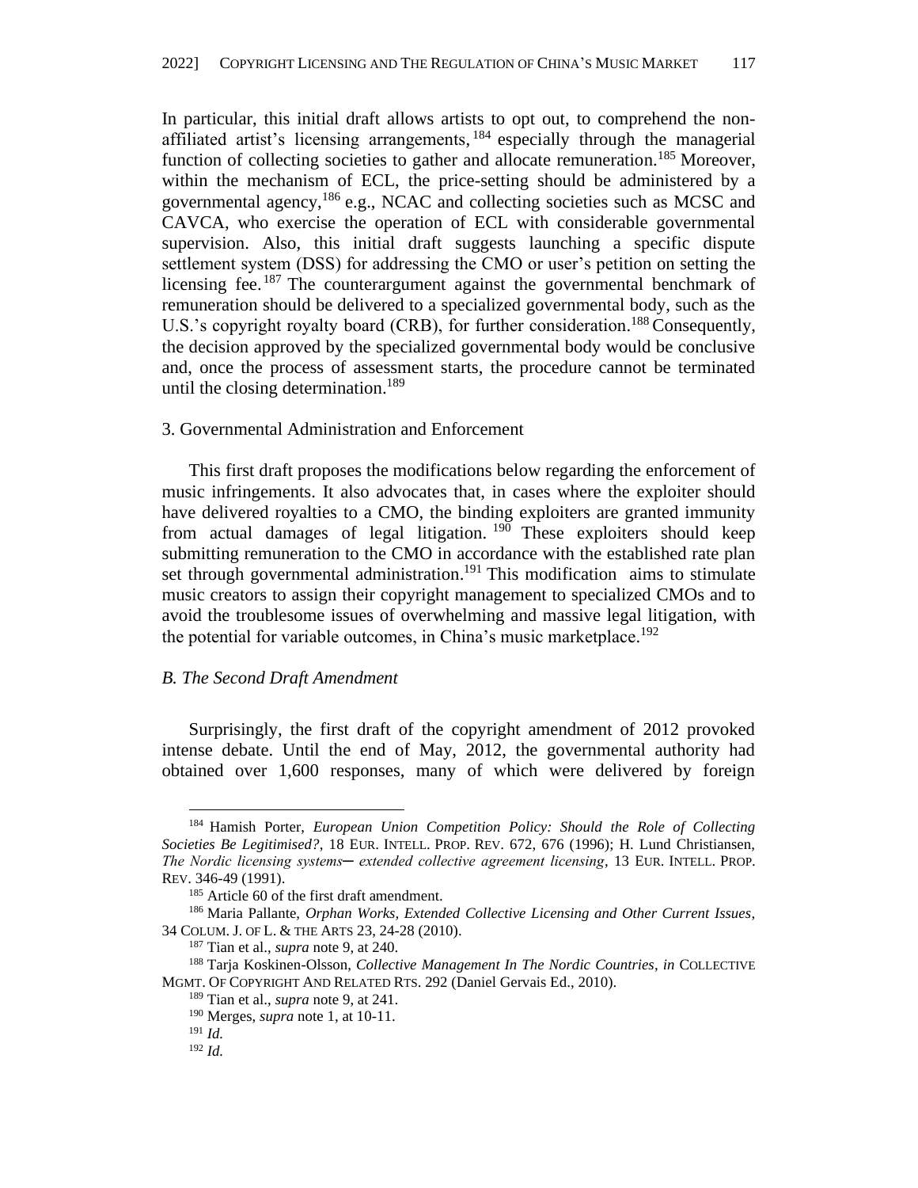In particular, this initial draft allows artists to opt out, to comprehend the non-affiliated artist's licensing arrangements,[184] especially through the managerial function of collecting societies to gather and allocate remuneration.[185] Moreover, within the mechanism of ECL, the price-setting should be administered by a governmental agency,[186] e.g., NCAC and collecting societies such as MCSC and CAVCA, who exercise the operation of ECL with considerable governmental supervision. Also, this initial draft suggests launching a specific dispute settlement system (DSS) for addressing the CMO or user's petition on setting the licensing fee.[187] The counterargument against the governmental benchmark of remuneration should be delivered to a specialized governmental body, such as the U.S.'s copyright royalty board (CRB), for further consideration.[188] Consequently, the decision approved by the specialized governmental body would be conclusive and, once the process of assessment starts, the procedure cannot be terminated until the closing determination.[189]

3. Governmental Administration and Enforcement

This first draft proposes the modifications below regarding the enforcement of music infringements. It also advocates that, in cases where the exploiter should have delivered royalties to a CMO, the binding exploiters are granted immunity from actual damages of legal litigation.[190] These exploiters should keep submitting remuneration to the CMO in accordance with the established rate plan set through governmental administration.[191] This modification aims to stimulate music creators to assign their copyright management to specialized CMOs and to avoid the troublesome issues of overwhelming and massive legal litigation, with the potential for variable outcomes, in China's music marketplace.[192]

### *B. The Second Draft Amendment*

Surprisingly, the first draft of the copyright amendment of 2012 provoked intense debate. Until the end of May, 2012, the governmental authority had obtained over 1,600 responses, many of which were delivered by foreign

---

[184] Hamish Porter, *European Union Competition Policy: Should the Role of Collecting Societies Be Legitimised?*, 18 EUR. INTELL. PROP. REV. 672, 676 (1996); H. Lund Christiansen, *The Nordic licensing systems─ extended collective agreement licensing*, 13 EUR. INTELL. PROP. REV. 346-49 (1991).

[185] Article 60 of the first draft amendment.

[186] Maria Pallante, *Orphan Works, Extended Collective Licensing and Other Current Issues*, 34 COLUM. J. OF L. & THE ARTS 23, 24-28 (2010).

[187] Tian et al., *supra* note 9, at 240.

[188] Tarja Koskinen-Olsson, *Collective Management In The Nordic Countries*, *in* COLLECTIVE MGMT. OF COPYRIGHT AND RELATED RTS. 292 (Daniel Gervais Ed., 2010).

[189] Tian et al., *supra* note 9, at 241.

[190] Merges, *supra* note 1, at 10-11.

[191] *Id.*

[192] *Id.*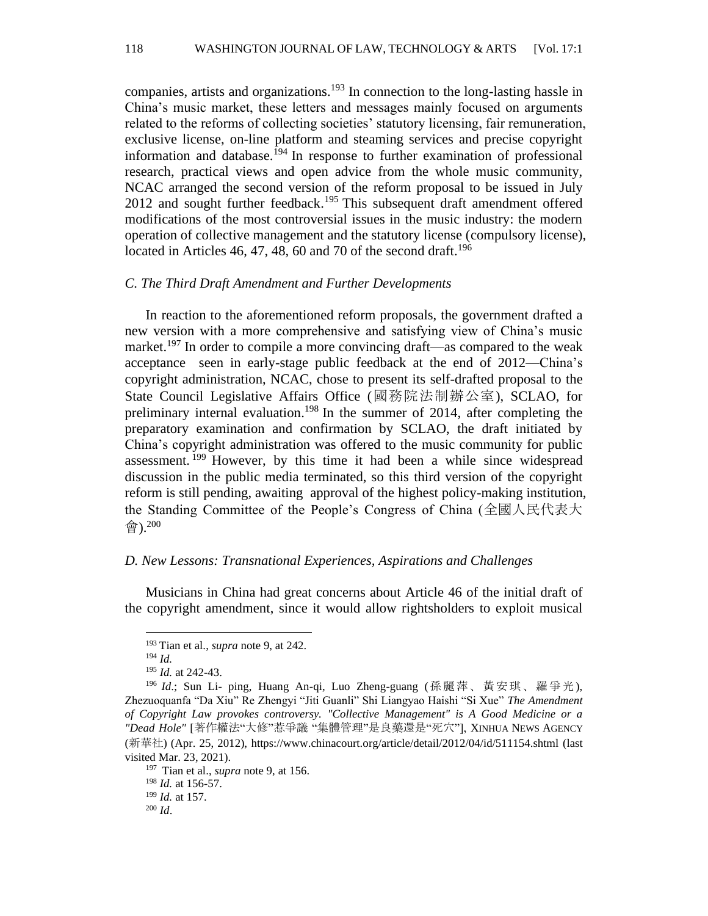companies, artists and organizations.[193] In connection to the long-lasting hassle in China's music market, these letters and messages mainly focused on arguments related to the reforms of collecting societies' statutory licensing, fair remuneration, exclusive license, on-line platform and steaming services and precise copyright information and database.[194] In response to further examination of professional research, practical views and open advice from the whole music community, NCAC arranged the second version of the reform proposal to be issued in July 2012 and sought further feedback.[195] This subsequent draft amendment offered modifications of the most controversial issues in the music industry: the modern operation of collective management and the statutory license (compulsory license), located in Articles 46, 47, 48, 60 and 70 of the second draft.[196]

### *C. The Third Draft Amendment and Further Developments*

In reaction to the aforementioned reform proposals, the government drafted a new version with a more comprehensive and satisfying view of China's music market.[197] In order to compile a more convincing draft—as compared to the weak acceptance seen in early-stage public feedback at the end of 2012—China's copyright administration, NCAC, chose to present its self-drafted proposal to the State Council Legislative Affairs Office (國務院法制辦公室), SCLAO, for preliminary internal evaluation.[198] In the summer of 2014, after completing the preparatory examination and confirmation by SCLAO, the draft initiated by China's copyright administration was offered to the music community for public assessment.[199] However, by this time it had been a while since widespread discussion in the public media terminated, so this third version of the copyright reform is still pending, awaiting approval of the highest policy-making institution, the Standing Committee of the People's Congress of China (全國人民代表大會).[200]

### *D. New Lessons: Transnational Experiences, Aspirations and Challenges*

Musicians in China had great concerns about Article 46 of the initial draft of the copyright amendment, since it would allow rightsholders to exploit musical

---

[193] Tian et al., *supra* note 9, at 242.

[194] *Id.*

[195] *Id.* at 242-43.

[196] *Id*.; Sun Li- ping, Huang An-qi, Luo Zheng-guang (孫麗萍、黃安琪、羅爭光), Zhezuoquanfa "Da Xiu" Re Zhengyi "Jiti Guanli" Shi Liangyao Haishi "Si Xue" *The Amendment of Copyright Law provokes controversy. "Collective Management" is A Good Medicine or a "Dead Hole"* [著作權法"大修"惹爭議 "集體管理"是良藥還是"死穴"], XINHUA NEWS AGENCY (新華社) (Apr. 25, 2012), https://www.chinacourt.org/article/detail/2012/04/id/511154.shtml (last visited Mar. 23, 2021).

[197] Tian et al., *supra* note 9, at 156.

[198] *Id.* at 156-57.

[199] *Id.* at 157.

[200] *Id*.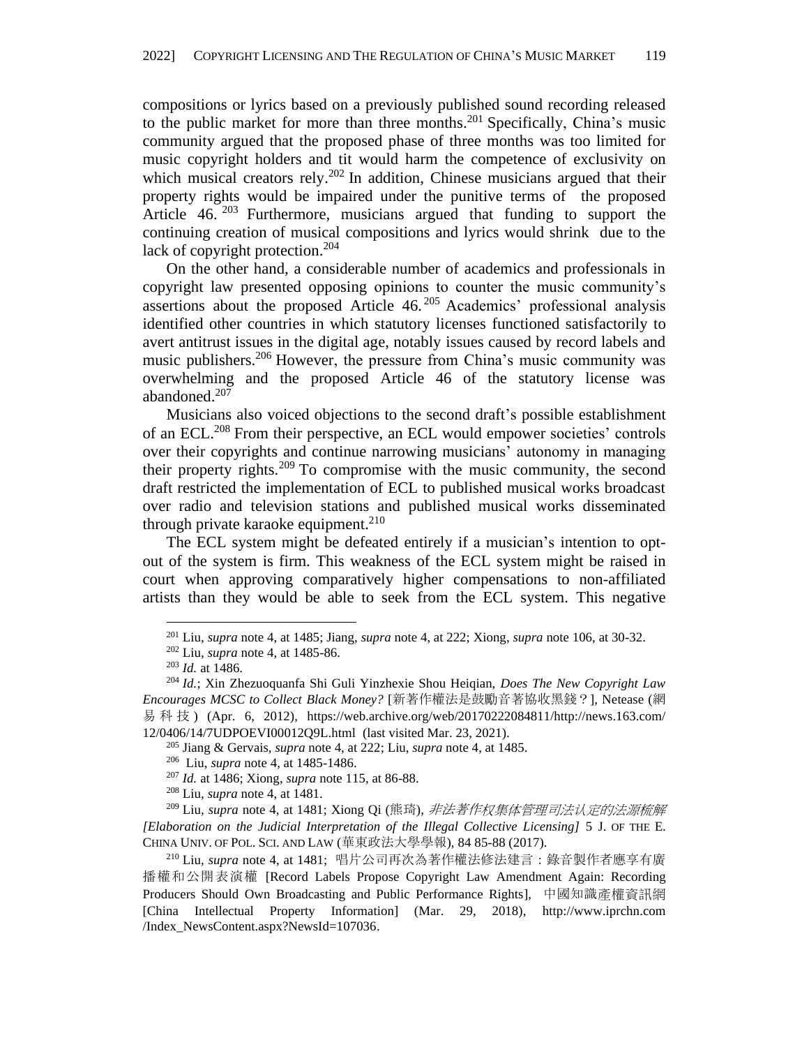compositions or lyrics based on a previously published sound recording released to the public market for more than three months.[201] Specifically, China's music community argued that the proposed phase of three months was too limited for music copyright holders and tit would harm the competence of exclusivity on which musical creators rely.[202] In addition, Chinese musicians argued that their property rights would be impaired under the punitive terms of the proposed Article 46.[203] Furthermore, musicians argued that funding to support the continuing creation of musical compositions and lyrics would shrink due to the lack of copyright protection.[204]

On the other hand, a considerable number of academics and professionals in copyright law presented opposing opinions to counter the music community's assertions about the proposed Article 46.[205] Academics' professional analysis identified other countries in which statutory licenses functioned satisfactorily to avert antitrust issues in the digital age, notably issues caused by record labels and music publishers.[206] However, the pressure from China's music community was overwhelming and the proposed Article 46 of the statutory license was abandoned.[207]

Musicians also voiced objections to the second draft's possible establishment of an ECL.[208] From their perspective, an ECL would empower societies' controls over their copyrights and continue narrowing musicians' autonomy in managing their property rights.[209] To compromise with the music community, the second draft restricted the implementation of ECL to published musical works broadcast over radio and television stations and published musical works disseminated through private karaoke equipment.[210]

The ECL system might be defeated entirely if a musician's intention to opt-out of the system is firm. This weakness of the ECL system might be raised in court when approving comparatively higher compensations to non-affiliated artists than they would be able to seek from the ECL system. This negative

---

[201] Liu, *supra* note 4, at 1485; Jiang, *supra* note 4, at 222; Xiong, *supra* note 106, at 30-32.

[202] Liu, *supra* note 4, at 1485-86.

[203] *Id.* at 1486.

[204] *Id.*; Xin Zhezuoquanfa Shi Guli Yinzhexie Shou Heiqian, *Does The New Copyright Law Encourages MCSC to Collect Black Money?* [新著作權法是鼓勵音著協收黑錢？], Netease (網易科技) (Apr. 6, 2012), https://web.archive.org/web/20170222084811/http://news.163.com/12/0406/14/7UDPOEVI00012Q9L.html (last visited Mar. 23, 2021).

[205] Jiang & Gervais, *supra* note 4, at 222; Liu, *supra* note 4, at 1485.

[206] Liu, *supra* note 4, at 1485-1486.

[207] *Id.* at 1486; Xiong, *supra* note 115, at 86-88.

[208] Liu, *supra* note 4, at 1481.

[209] Liu, *supra* note 4, at 1481; Xiong Qi (熊琦), *非法著作权集体管理司法认定的法源梳解 [Elaboration on the Judicial Interpretation of the Illegal Collective Licensing]* 5 J. OF THE E. CHINA UNIV. OF POL. SCI. AND LAW (華東政法大學學報), 84 85-88 (2017).

[210] Liu, *supra* note 4, at 1481; 唱片公司再次為著作權法修法建言：錄音製作者應享有廣播權和公開表演權 [Record Labels Propose Copyright Law Amendment Again: Recording Producers Should Own Broadcasting and Public Performance Rights], 中國知識產權資訊網 [China Intellectual Property Information] (Mar. 29, 2018), http://www.iprchn.com/Index_NewsContent.aspx?NewsId=107036.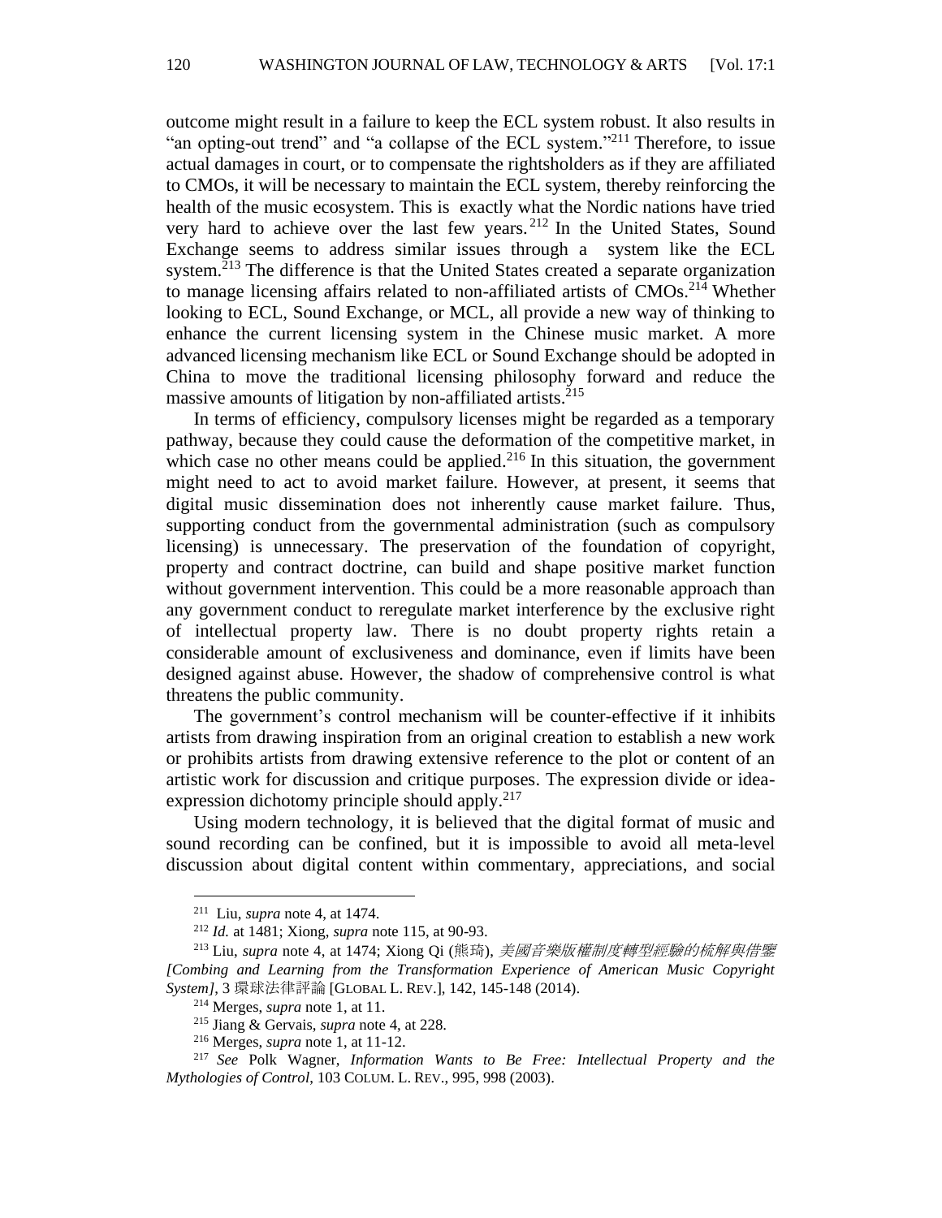outcome might result in a failure to keep the ECL system robust. It also results in "an opting-out trend" and "a collapse of the ECL system."[211] Therefore, to issue actual damages in court, or to compensate the rightsholders as if they are affiliated to CMOs, it will be necessary to maintain the ECL system, thereby reinforcing the health of the music ecosystem. This is exactly what the Nordic nations have tried very hard to achieve over the last few years.[212] In the United States, Sound Exchange seems to address similar issues through a system like the ECL system.[213] The difference is that the United States created a separate organization to manage licensing affairs related to non-affiliated artists of CMOs.[214] Whether looking to ECL, Sound Exchange, or MCL, all provide a new way of thinking to enhance the current licensing system in the Chinese music market. A more advanced licensing mechanism like ECL or Sound Exchange should be adopted in China to move the traditional licensing philosophy forward and reduce the massive amounts of litigation by non-affiliated artists.[215]

In terms of efficiency, compulsory licenses might be regarded as a temporary pathway, because they could cause the deformation of the competitive market, in which case no other means could be applied.[216] In this situation, the government might need to act to avoid market failure. However, at present, it seems that digital music dissemination does not inherently cause market failure. Thus, supporting conduct from the governmental administration (such as compulsory licensing) is unnecessary. The preservation of the foundation of copyright, property and contract doctrine, can build and shape positive market function without government intervention. This could be a more reasonable approach than any government conduct to reregulate market interference by the exclusive right of intellectual property law. There is no doubt property rights retain a considerable amount of exclusiveness and dominance, even if limits have been designed against abuse. However, the shadow of comprehensive control is what threatens the public community.

The government's control mechanism will be counter-effective if it inhibits artists from drawing inspiration from an original creation to establish a new work or prohibits artists from drawing extensive reference to the plot or content of an artistic work for discussion and critique purposes. The expression divide or idea-expression dichotomy principle should apply.[217]

Using modern technology, it is believed that the digital format of music and sound recording can be confined, but it is impossible to avoid all meta-level discussion about digital content within commentary, appreciations, and social

---

[211] Liu, *supra* note 4, at 1474.

[212] *Id.* at 1481; Xiong, *supra* note 115, at 90-93.

[213] Liu, *supra* note 4, at 1474; Xiong Qi (熊琦), *美國音樂版權制度轉型經驗的梳解與借鑒 [Combing and Learning from the Transformation Experience of American Music Copyright System]*, 3 環球法律評論 [GLOBAL L. REV.], 142, 145-148 (2014).

[214] Merges, *supra* note 1, at 11.

[215] Jiang & Gervais, *supra* note 4, at 228.

[216] Merges, *supra* note 1, at 11-12.

[217] *See* Polk Wagner, *Information Wants to Be Free: Intellectual Property and the Mythologies of Control*, 103 COLUM. L. REV., 995, 998 (2003).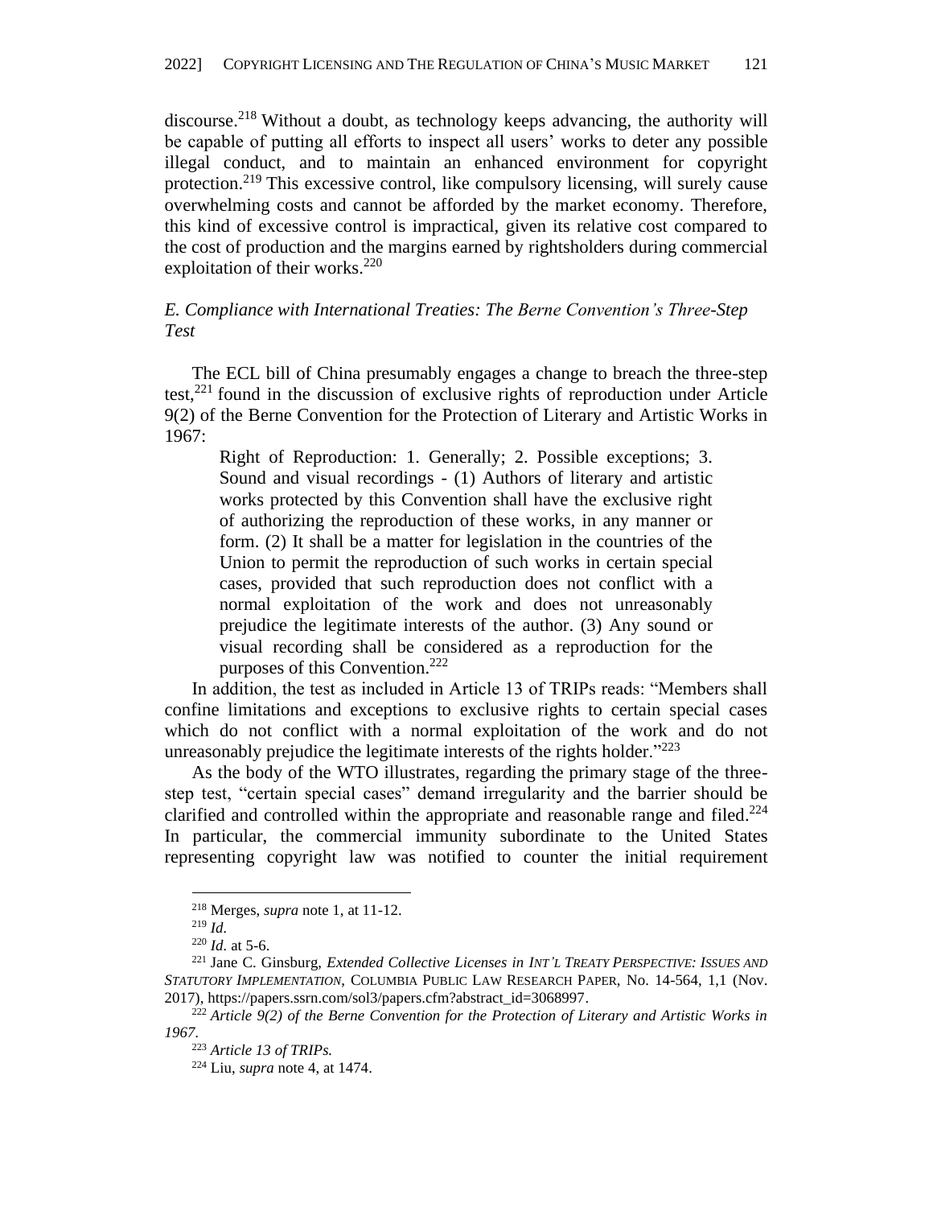discourse.[218] Without a doubt, as technology keeps advancing, the authority will be capable of putting all efforts to inspect all users' works to deter any possible illegal conduct, and to maintain an enhanced environment for copyright protection.[219] This excessive control, like compulsory licensing, will surely cause overwhelming costs and cannot be afforded by the market economy. Therefore, this kind of excessive control is impractical, given its relative cost compared to the cost of production and the margins earned by rightsholders during commercial exploitation of their works.[220]

### *E. Compliance with International Treaties: The Berne Convention's Three-Step Test*

The ECL bill of China presumably engages a change to breach the three-step test,[221] found in the discussion of exclusive rights of reproduction under Article 9(2) of the Berne Convention for the Protection of Literary and Artistic Works in 1967:

> Right of Reproduction: 1. Generally; 2. Possible exceptions; 3. Sound and visual recordings - (1) Authors of literary and artistic works protected by this Convention shall have the exclusive right of authorizing the reproduction of these works, in any manner or form. (2) It shall be a matter for legislation in the countries of the Union to permit the reproduction of such works in certain special cases, provided that such reproduction does not conflict with a normal exploitation of the work and does not unreasonably prejudice the legitimate interests of the author. (3) Any sound or visual recording shall be considered as a reproduction for the purposes of this Convention.[222]

In addition, the test as included in Article 13 of TRIPs reads: "Members shall confine limitations and exceptions to exclusive rights to certain special cases which do not conflict with a normal exploitation of the work and do not unreasonably prejudice the legitimate interests of the rights holder."[223]

As the body of the WTO illustrates, regarding the primary stage of the three-step test, "certain special cases" demand irregularity and the barrier should be clarified and controlled within the appropriate and reasonable range and filed.[224] In particular, the commercial immunity subordinate to the United States representing copyright law was notified to counter the initial requirement

---

[218] Merges, *supra* note 1, at 11-12.

[219] *Id.*

[220] *Id.* at 5-6.

[221] Jane C. Ginsburg, *Extended Collective Licenses in Int'l Treaty Perspective: Issues and Statutory Implementation*, Columbia Public Law Research Paper, No. 14-564, 1,1 (Nov. 2017), https://papers.ssrn.com/sol3/papers.cfm?abstract_id=3068997.

[222] *Article 9(2) of the Berne Convention for the Protection of Literary and Artistic Works in 1967.*

[223] *Article 13 of TRIPs.*

[224] Liu, *supra* note 4, at 1474.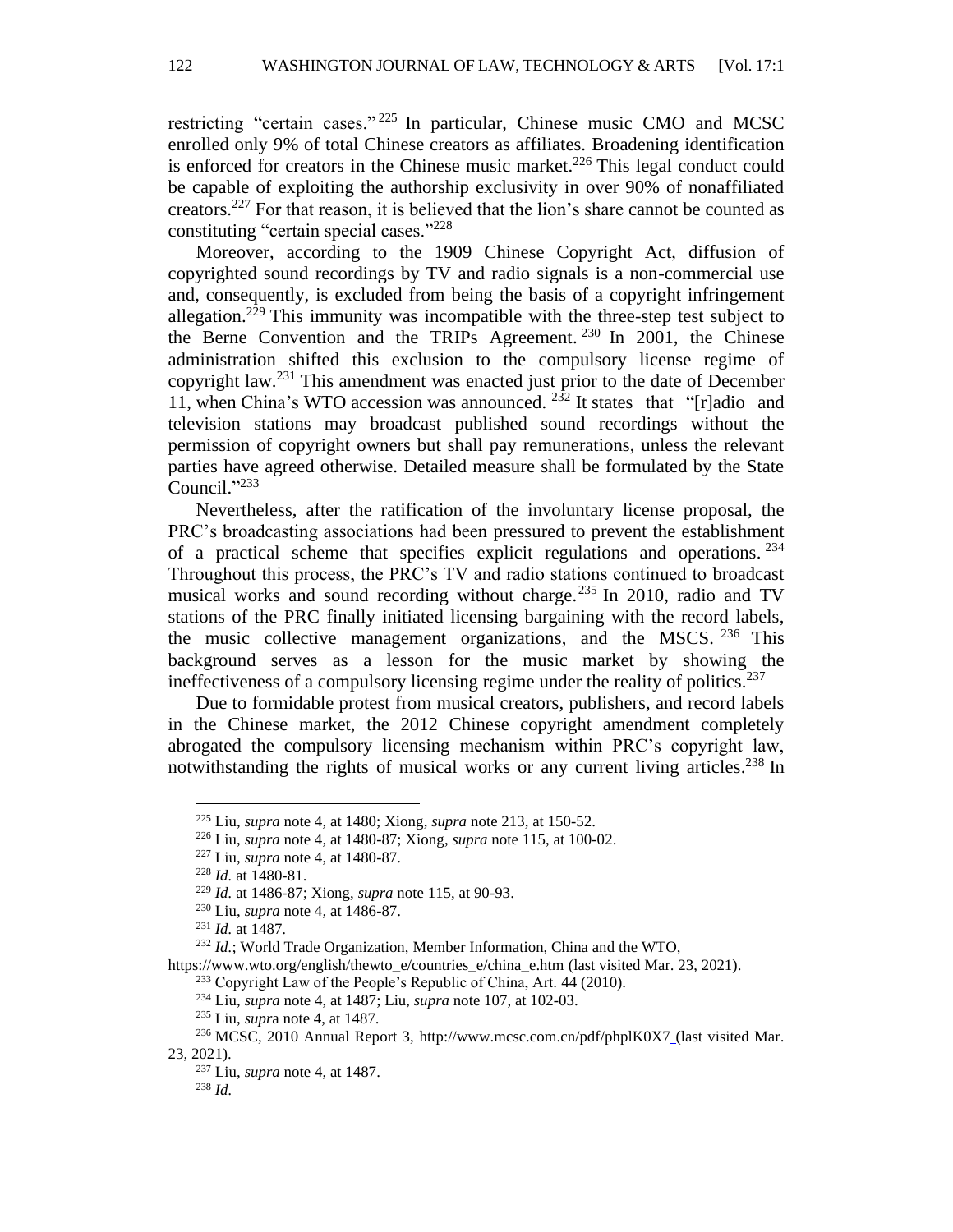restricting "certain cases."[225] In particular, Chinese music CMO and MCSC enrolled only 9% of total Chinese creators as affiliates. Broadening identification is enforced for creators in the Chinese music market.[226] This legal conduct could be capable of exploiting the authorship exclusivity in over 90% of nonaffiliated creators.[227] For that reason, it is believed that the lion's share cannot be counted as constituting "certain special cases."[228]

Moreover, according to the 1909 Chinese Copyright Act, diffusion of copyrighted sound recordings by TV and radio signals is a non-commercial use and, consequently, is excluded from being the basis of a copyright infringement allegation.[229] This immunity was incompatible with the three-step test subject to the Berne Convention and the TRIPs Agreement.[230] In 2001, the Chinese administration shifted this exclusion to the compulsory license regime of copyright law.[231] This amendment was enacted just prior to the date of December 11, when China's WTO accession was announced.[232] It states that "[r]adio and television stations may broadcast published sound recordings without the permission of copyright owners but shall pay remunerations, unless the relevant parties have agreed otherwise. Detailed measure shall be formulated by the State Council."[233]

Nevertheless, after the ratification of the involuntary license proposal, the PRC's broadcasting associations had been pressured to prevent the establishment of a practical scheme that specifies explicit regulations and operations.[234] Throughout this process, the PRC's TV and radio stations continued to broadcast musical works and sound recording without charge.[235] In 2010, radio and TV stations of the PRC finally initiated licensing bargaining with the record labels, the music collective management organizations, and the MSCS.[236] This background serves as a lesson for the music market by showing the ineffectiveness of a compulsory licensing regime under the reality of politics.[237]

Due to formidable protest from musical creators, publishers, and record labels in the Chinese market, the 2012 Chinese copyright amendment completely abrogated the compulsory licensing mechanism within PRC's copyright law, notwithstanding the rights of musical works or any current living articles.[238] In

---

[225] Liu, *supra* note 4, at 1480; Xiong, *supra* note 213, at 150-52.

[226] Liu, *supra* note 4, at 1480-87; Xiong, *supra* note 115, at 100-02.

[227] Liu, *supra* note 4, at 1480-87.

[228] *Id.* at 1480-81.

[229] *Id.* at 1486-87; Xiong, *supra* note 115, at 90-93.

[230] Liu, *supra* note 4, at 1486-87.

[231] *Id.* at 1487.

[232] *Id.*; World Trade Organization, Member Information, China and the WTO, https://www.wto.org/english/thewto_e/countries_e/china_e.htm (last visited Mar. 23, 2021).

[233] Copyright Law of the People's Republic of China, Art. 44 (2010).

[234] Liu, *supra* note 4, at 1487; Liu, *supra* note 107, at 102-03.

[235] Liu, *supra* note 4, at 1487.

[236] MCSC, 2010 Annual Report 3, http://www.mcsc.com.cn/pdf/phplK0X7 (last visited Mar. 23, 2021).

[237] Liu, *supra* note 4, at 1487.

[238] *Id.*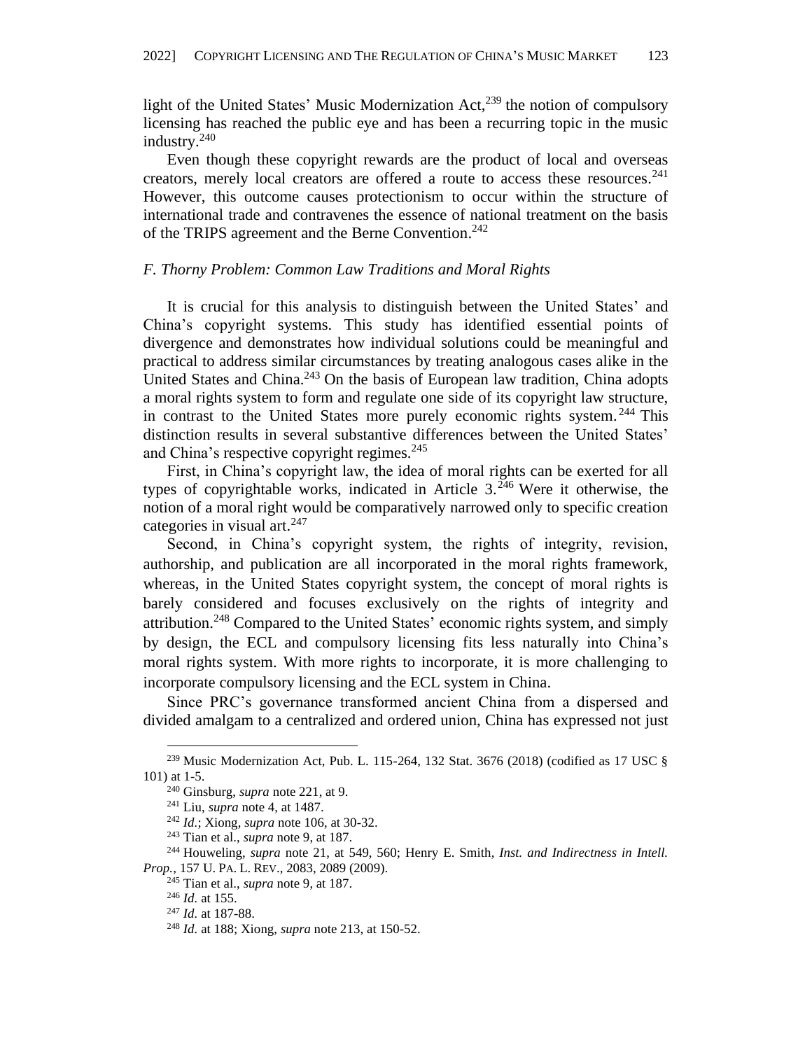light of the United States' Music Modernization Act,[239] the notion of compulsory licensing has reached the public eye and has been a recurring topic in the music industry.[240]

Even though these copyright rewards are the product of local and overseas creators, merely local creators are offered a route to access these resources.[241] However, this outcome causes protectionism to occur within the structure of international trade and contravenes the essence of national treatment on the basis of the TRIPS agreement and the Berne Convention.[242]

### *F. Thorny Problem: Common Law Traditions and Moral Rights*

It is crucial for this analysis to distinguish between the United States' and China's copyright systems. This study has identified essential points of divergence and demonstrates how individual solutions could be meaningful and practical to address similar circumstances by treating analogous cases alike in the United States and China.[243] On the basis of European law tradition, China adopts a moral rights system to form and regulate one side of its copyright law structure, in contrast to the United States more purely economic rights system.[244] This distinction results in several substantive differences between the United States' and China's respective copyright regimes.[245]

First, in China's copyright law, the idea of moral rights can be exerted for all types of copyrightable works, indicated in Article 3.[246] Were it otherwise, the notion of a moral right would be comparatively narrowed only to specific creation categories in visual art.[247]

Second, in China's copyright system, the rights of integrity, revision, authorship, and publication are all incorporated in the moral rights framework, whereas, in the United States copyright system, the concept of moral rights is barely considered and focuses exclusively on the rights of integrity and attribution.[248] Compared to the United States' economic rights system, and simply by design, the ECL and compulsory licensing fits less naturally into China's moral rights system. With more rights to incorporate, it is more challenging to incorporate compulsory licensing and the ECL system in China.

Since PRC's governance transformed ancient China from a dispersed and divided amalgam to a centralized and ordered union, China has expressed not just

---

[239] Music Modernization Act, Pub. L. 115-264, 132 Stat. 3676 (2018) (codified as 17 USC § 101) at 1-5.

[240] Ginsburg, *supra* note 221, at 9.

[241] Liu, *supra* note 4, at 1487.

[242] *Id.*; Xiong, *supra* note 106, at 30-32.

[243] Tian et al., *supra* note 9, at 187.

[244] Houweling, *supra* note 21, at 549, 560; Henry E. Smith, *Inst. and Indirectness in Intell. Prop.*, 157 U. PA. L. REV., 2083, 2089 (2009).

[245] Tian et al., *supra* note 9, at 187.

[246] *Id.* at 155.

[247] *Id.* at 187-88.

[248] *Id.* at 188; Xiong, *supra* note 213, at 150-52.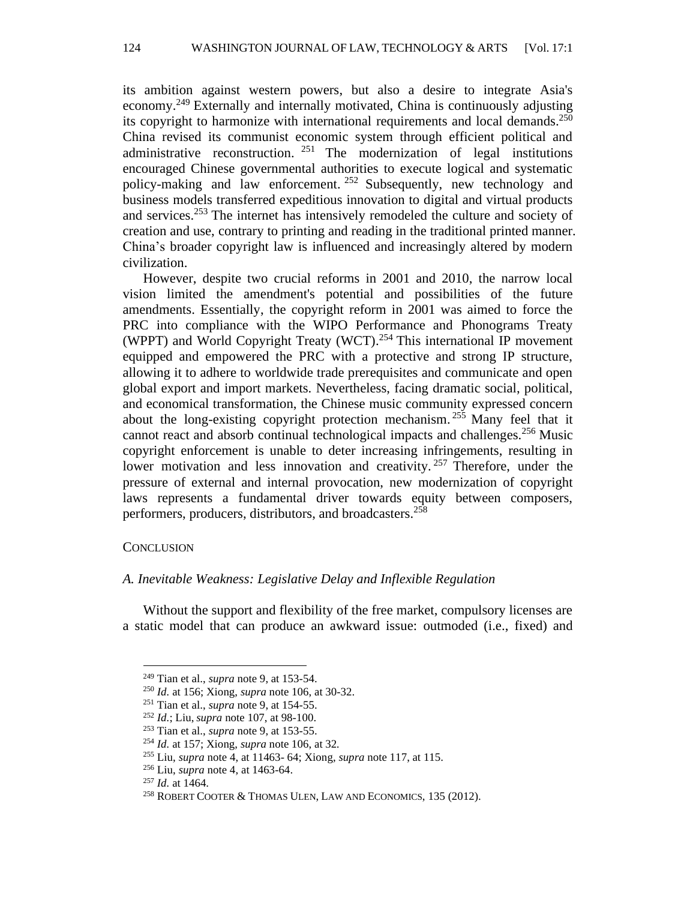its ambition against western powers, but also a desire to integrate Asia's economy.[249] Externally and internally motivated, China is continuously adjusting its copyright to harmonize with international requirements and local demands.[250] China revised its communist economic system through efficient political and administrative reconstruction.[251] The modernization of legal institutions encouraged Chinese governmental authorities to execute logical and systematic policy-making and law enforcement.[252] Subsequently, new technology and business models transferred expeditious innovation to digital and virtual products and services.[253] The internet has intensively remodeled the culture and society of creation and use, contrary to printing and reading in the traditional printed manner. China's broader copyright law is influenced and increasingly altered by modern civilization.

However, despite two crucial reforms in 2001 and 2010, the narrow local vision limited the amendment's potential and possibilities of the future amendments. Essentially, the copyright reform in 2001 was aimed to force the PRC into compliance with the WIPO Performance and Phonograms Treaty (WPPT) and World Copyright Treaty (WCT).[254] This international IP movement equipped and empowered the PRC with a protective and strong IP structure, allowing it to adhere to worldwide trade prerequisites and communicate and open global export and import markets. Nevertheless, facing dramatic social, political, and economical transformation, the Chinese music community expressed concern about the long-existing copyright protection mechanism.[255] Many feel that it cannot react and absorb continual technological impacts and challenges.[256] Music copyright enforcement is unable to deter increasing infringements, resulting in lower motivation and less innovation and creativity.[257] Therefore, under the pressure of external and internal provocation, new modernization of copyright laws represents a fundamental driver towards equity between composers, performers, producers, distributors, and broadcasters.[258]

## CONCLUSION

### *A. Inevitable Weakness: Legislative Delay and Inflexible Regulation*

Without the support and flexibility of the free market, compulsory licenses are a static model that can produce an awkward issue: outmoded (i.e., fixed) and

---

[249] Tian et al., *supra* note 9, at 153-54.

[250] *Id.* at 156; Xiong, *supra* note 106, at 30-32.

[251] Tian et al., *supra* note 9, at 154-55.

[252] *Id.*; Liu, *supra* note 107, at 98-100.

[253] Tian et al., *supra* note 9, at 153-55.

[254] *Id.* at 157; Xiong, *supra* note 106, at 32.

[255] Liu, *supra* note 4, at 11463- 64; Xiong, *supra* note 117, at 115.

[256] Liu, *supra* note 4, at 1463-64.

[257] *Id.* at 1464.

[258] ROBERT COOTER & THOMAS ULEN, LAW AND ECONOMICS, 135 (2012).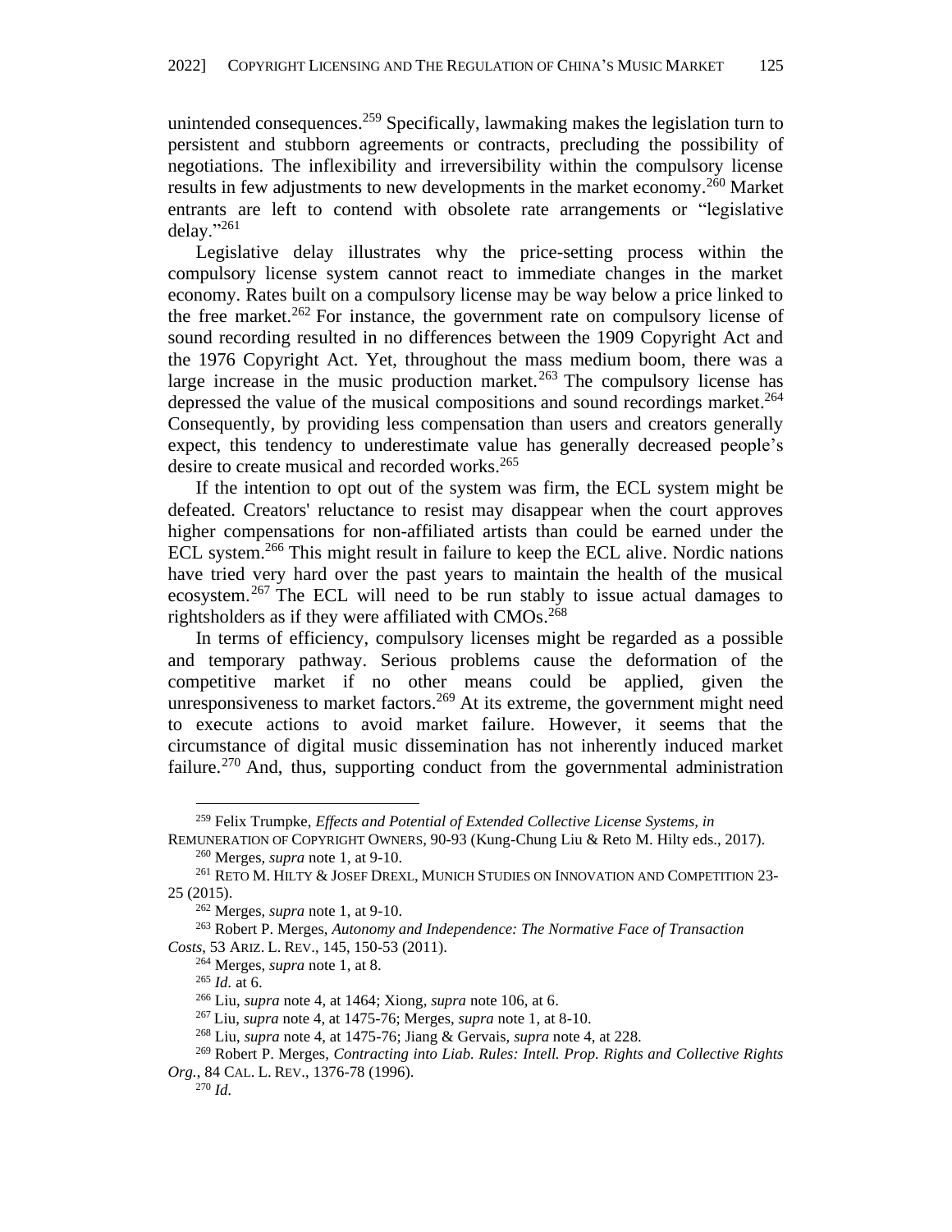unintended consequences.[259] Specifically, lawmaking makes the legislation turn to persistent and stubborn agreements or contracts, precluding the possibility of negotiations. The inflexibility and irreversibility within the compulsory license results in few adjustments to new developments in the market economy.[260] Market entrants are left to contend with obsolete rate arrangements or "legislative delay."[261]

Legislative delay illustrates why the price-setting process within the compulsory license system cannot react to immediate changes in the market economy. Rates built on a compulsory license may be way below a price linked to the free market.[262] For instance, the government rate on compulsory license of sound recording resulted in no differences between the 1909 Copyright Act and the 1976 Copyright Act. Yet, throughout the mass medium boom, there was a large increase in the music production market.[263] The compulsory license has depressed the value of the musical compositions and sound recordings market.[264] Consequently, by providing less compensation than users and creators generally expect, this tendency to underestimate value has generally decreased people's desire to create musical and recorded works.[265]

If the intention to opt out of the system was firm, the ECL system might be defeated. Creators' reluctance to resist may disappear when the court approves higher compensations for non-affiliated artists than could be earned under the ECL system.[266] This might result in failure to keep the ECL alive. Nordic nations have tried very hard over the past years to maintain the health of the musical ecosystem.[267] The ECL will need to be run stably to issue actual damages to rightsholders as if they were affiliated with CMOs.[268]

In terms of efficiency, compulsory licenses might be regarded as a possible and temporary pathway. Serious problems cause the deformation of the competitive market if no other means could be applied, given the unresponsiveness to market factors.[269] At its extreme, the government might need to execute actions to avoid market failure. However, it seems that the circumstance of digital music dissemination has not inherently induced market failure.[270] And, thus, supporting conduct from the governmental administration

---

[259] Felix Trumpke, *Effects and Potential of Extended Collective License Systems, in* REMUNERATION OF COPYRIGHT OWNERS, 90-93 (Kung-Chung Liu & Reto M. Hilty eds., 2017).

[260] Merges, *supra* note 1, at 9-10.

[261] RETO M. HILTY & JOSEF DREXL, MUNICH STUDIES ON INNOVATION AND COMPETITION 23-25 (2015).

[262] Merges, *supra* note 1, at 9-10.

[263] Robert P. Merges, *Autonomy and Independence: The Normative Face of Transaction Costs*, 53 ARIZ. L. REV., 145, 150-53 (2011).

[264] Merges, *supra* note 1, at 8.

[265] *Id.* at 6.

[266] Liu, *supra* note 4, at 1464; Xiong, *supra* note 106, at 6.

[267] Liu, *supra* note 4, at 1475-76; Merges, *supra* note 1, at 8-10.

[268] Liu, *supra* note 4, at 1475-76; Jiang & Gervais, *supra* note 4, at 228.

[269] Robert P. Merges, *Contracting into Liab. Rules: Intell. Prop. Rights and Collective Rights Org.*, 84 CAL. L. REV., 1376-78 (1996).

[270] *Id.*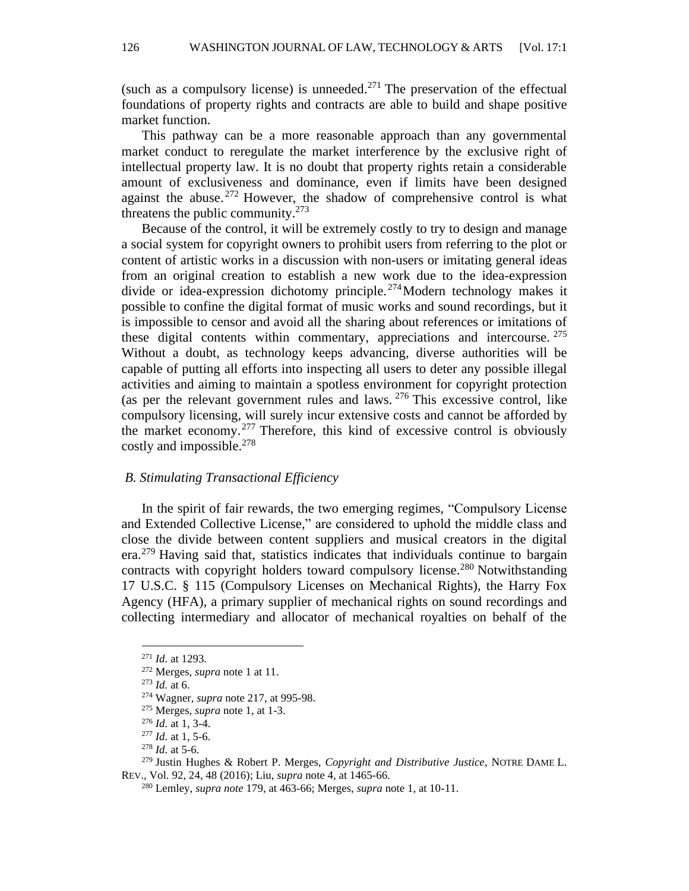(such as a compulsory license) is unneeded.[271] The preservation of the effectual foundations of property rights and contracts are able to build and shape positive market function.

This pathway can be a more reasonable approach than any governmental market conduct to reregulate the market interference by the exclusive right of intellectual property law. It is no doubt that property rights retain a considerable amount of exclusiveness and dominance, even if limits have been designed against the abuse.[272] However, the shadow of comprehensive control is what threatens the public community.[273]

Because of the control, it will be extremely costly to try to design and manage a social system for copyright owners to prohibit users from referring to the plot or content of artistic works in a discussion with non-users or imitating general ideas from an original creation to establish a new work due to the idea-expression divide or idea-expression dichotomy principle.[274] Modern technology makes it possible to confine the digital format of music works and sound recordings, but it is impossible to censor and avoid all the sharing about references or imitations of these digital contents within commentary, appreciations and intercourse.[275] Without a doubt, as technology keeps advancing, diverse authorities will be capable of putting all efforts into inspecting all users to deter any possible illegal activities and aiming to maintain a spotless environment for copyright protection (as per the relevant government rules and laws.[276] This excessive control, like compulsory licensing, will surely incur extensive costs and cannot be afforded by the market economy.[277] Therefore, this kind of excessive control is obviously costly and impossible.[278]

### *B. Stimulating Transactional Efficiency*

In the spirit of fair rewards, the two emerging regimes, "Compulsory License and Extended Collective License," are considered to uphold the middle class and close the divide between content suppliers and musical creators in the digital era.[279] Having said that, statistics indicates that individuals continue to bargain contracts with copyright holders toward compulsory license.[280] Notwithstanding 17 U.S.C. § 115 (Compulsory Licenses on Mechanical Rights), the Harry Fox Agency (HFA), a primary supplier of mechanical rights on sound recordings and collecting intermediary and allocator of mechanical royalties on behalf of the

---

[271] *Id.* at 1293.

[272] Merges, *supra* note 1 at 11.

[273] *Id.* at 6.

[274] Wagner, *supra* note 217, at 995-98.

[275] Merges, *supra* note 1, at 1-3.

[276] *Id.* at 1, 3-4.

[277] *Id.* at 1, 5-6.

[278] *Id.* at 5-6.

[279] Justin Hughes & Robert P. Merges, *Copyright and Distributive Justice*, NOTRE DAME L. REV., Vol. 92, 24, 48 (2016); Liu, *supra* note 4, at 1465-66.

[280] Lemley, *supra note* 179, at 463-66; Merges, *supra* note 1, at 10-11.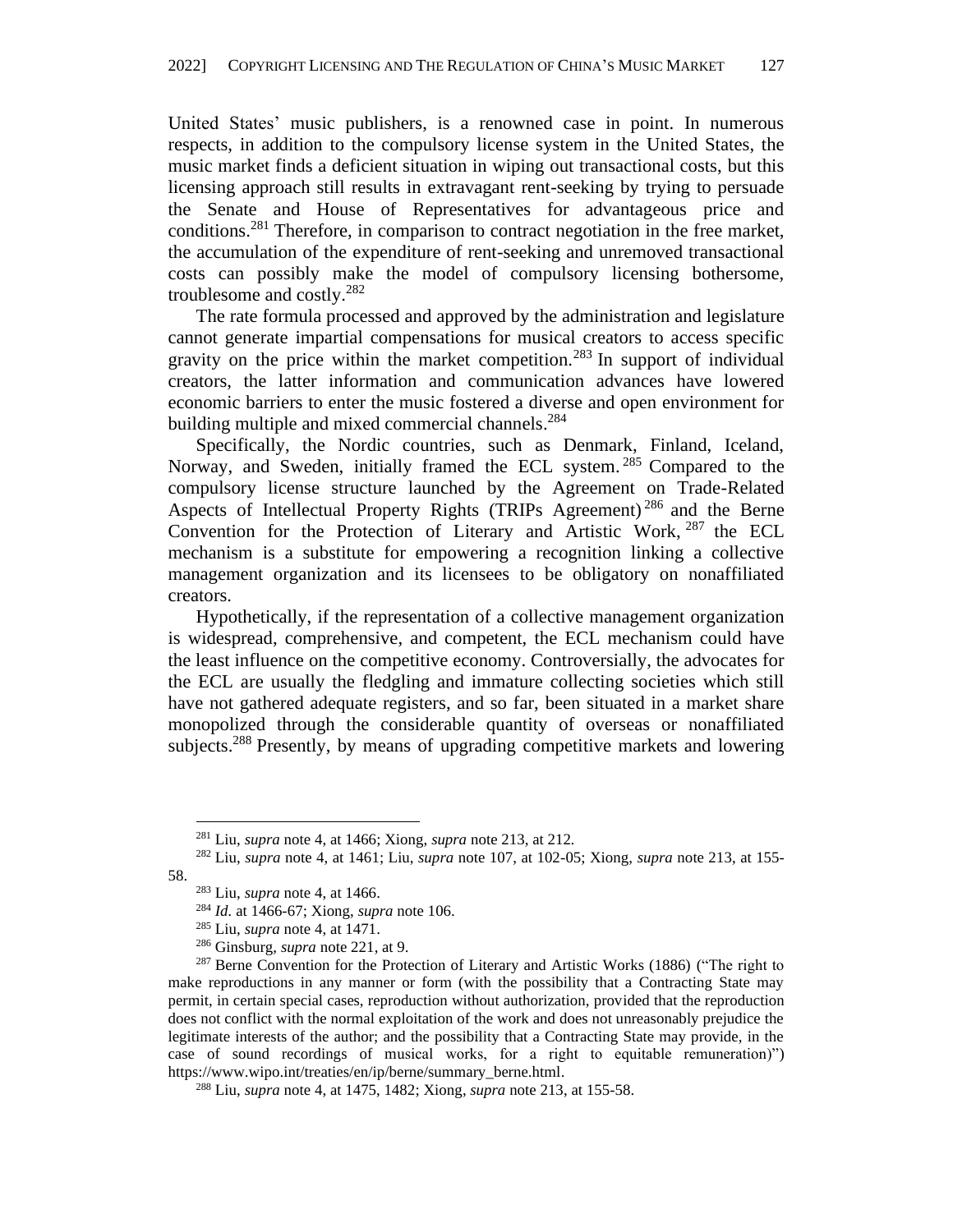United States' music publishers, is a renowned case in point. In numerous respects, in addition to the compulsory license system in the United States, the music market finds a deficient situation in wiping out transactional costs, but this licensing approach still results in extravagant rent-seeking by trying to persuade the Senate and House of Representatives for advantageous price and conditions.[281] Therefore, in comparison to contract negotiation in the free market, the accumulation of the expenditure of rent-seeking and unremoved transactional costs can possibly make the model of compulsory licensing bothersome, troublesome and costly.[282]

The rate formula processed and approved by the administration and legislature cannot generate impartial compensations for musical creators to access specific gravity on the price within the market competition.[283] In support of individual creators, the latter information and communication advances have lowered economic barriers to enter the music fostered a diverse and open environment for building multiple and mixed commercial channels.[284]

Specifically, the Nordic countries, such as Denmark, Finland, Iceland, Norway, and Sweden, initially framed the ECL system.[285] Compared to the compulsory license structure launched by the Agreement on Trade-Related Aspects of Intellectual Property Rights (TRIPs Agreement)[286] and the Berne Convention for the Protection of Literary and Artistic Work,[287] the ECL mechanism is a substitute for empowering a recognition linking a collective management organization and its licensees to be obligatory on nonaffiliated creators.

Hypothetically, if the representation of a collective management organization is widespread, comprehensive, and competent, the ECL mechanism could have the least influence on the competitive economy. Controversially, the advocates for the ECL are usually the fledgling and immature collecting societies which still have not gathered adequate registers, and so far, been situated in a market share monopolized through the considerable quantity of overseas or nonaffiliated subjects.[288] Presently, by means of upgrading competitive markets and lowering

---

[281] Liu, *supra* note 4, at 1466; Xiong, *supra* note 213, at 212.

[282] Liu, *supra* note 4, at 1461; Liu, *supra* note 107, at 102-05; Xiong, *supra* note 213, at 155-58.

[283] Liu, *supra* note 4, at 1466.

[284] *Id.* at 1466-67; Xiong, *supra* note 106.

[285] Liu, *supra* note 4, at 1471.

[286] Ginsburg, *supra* note 221, at 9.

[287] Berne Convention for the Protection of Literary and Artistic Works (1886) ("The right to make reproductions in any manner or form (with the possibility that a Contracting State may permit, in certain special cases, reproduction without authorization, provided that the reproduction does not conflict with the normal exploitation of the work and does not unreasonably prejudice the legitimate interests of the author; and the possibility that a Contracting State may provide, in the case of sound recordings of musical works, for a right to equitable remuneration)") https://www.wipo.int/treaties/en/ip/berne/summary_berne.html.

[288] Liu, *supra* note 4, at 1475, 1482; Xiong, *supra* note 213, at 155-58.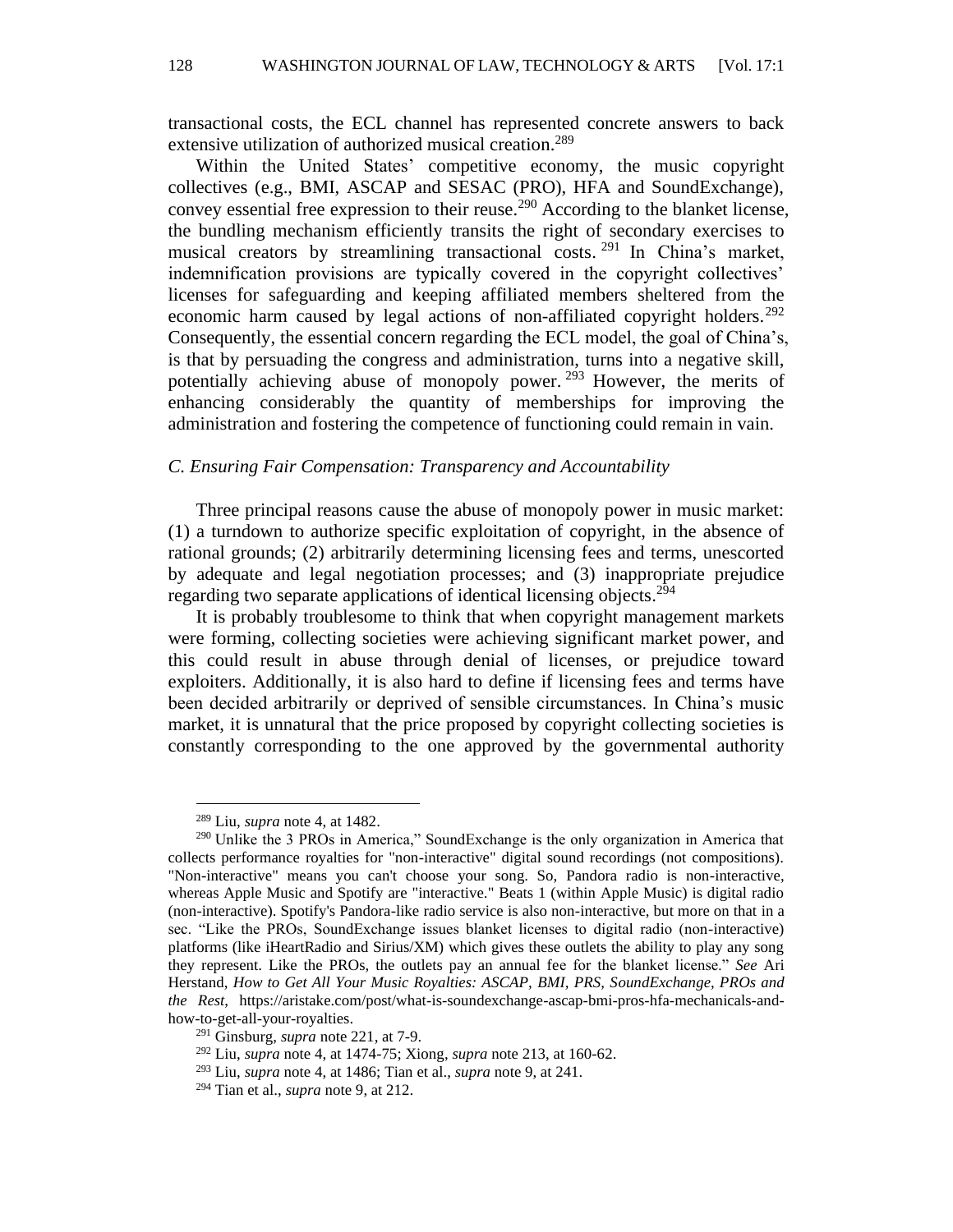transactional costs, the ECL channel has represented concrete answers to back extensive utilization of authorized musical creation.[289]

Within the United States' competitive economy, the music copyright collectives (e.g., BMI, ASCAP and SESAC (PRO), HFA and SoundExchange), convey essential free expression to their reuse.[290] According to the blanket license, the bundling mechanism efficiently transits the right of secondary exercises to musical creators by streamlining transactional costs.[291] In China's market, indemnification provisions are typically covered in the copyright collectives' licenses for safeguarding and keeping affiliated members sheltered from the economic harm caused by legal actions of non-affiliated copyright holders.[292] Consequently, the essential concern regarding the ECL model, the goal of China's, is that by persuading the congress and administration, turns into a negative skill, potentially achieving abuse of monopoly power.[293] However, the merits of enhancing considerably the quantity of memberships for improving the administration and fostering the competence of functioning could remain in vain.

### *C. Ensuring Fair Compensation: Transparency and Accountability*

Three principal reasons cause the abuse of monopoly power in music market: (1) a turndown to authorize specific exploitation of copyright, in the absence of rational grounds; (2) arbitrarily determining licensing fees and terms, unescorted by adequate and legal negotiation processes; and (3) inappropriate prejudice regarding two separate applications of identical licensing objects.[294]

It is probably troublesome to think that when copyright management markets were forming, collecting societies were achieving significant market power, and this could result in abuse through denial of licenses, or prejudice toward exploiters. Additionally, it is also hard to define if licensing fees and terms have been decided arbitrarily or deprived of sensible circumstances. In China's music market, it is unnatural that the price proposed by copyright collecting societies is constantly corresponding to the one approved by the governmental authority

---

[289] Liu, *supra* note 4, at 1482.

[290] Unlike the 3 PROs in America," SoundExchange is the only organization in America that collects performance royalties for "non-interactive" digital sound recordings (not compositions). "Non-interactive" means you can't choose your song. So, Pandora radio is non-interactive, whereas Apple Music and Spotify are "interactive." Beats 1 (within Apple Music) is digital radio (non-interactive). Spotify's Pandora-like radio service is also non-interactive, but more on that in a sec. "Like the PROs, SoundExchange issues blanket licenses to digital radio (non-interactive) platforms (like iHeartRadio and Sirius/XM) which gives these outlets the ability to play any song they represent. Like the PROs, the outlets pay an annual fee for the blanket license." *See* Ari Herstand, *How to Get All Your Music Royalties: ASCAP, BMI, PRS, SoundExchange, PROs and the Rest*, https://aristake.com/post/what-is-soundexchange-ascap-bmi-pros-hfa-mechanicals-and-how-to-get-all-your-royalties.

[291] Ginsburg, *supra* note 221, at 7-9.

[292] Liu, *supra* note 4, at 1474-75; Xiong, *supra* note 213, at 160-62.

[293] Liu, *supra* note 4, at 1486; Tian et al., *supra* note 9, at 241.

[294] Tian et al., *supra* note 9, at 212.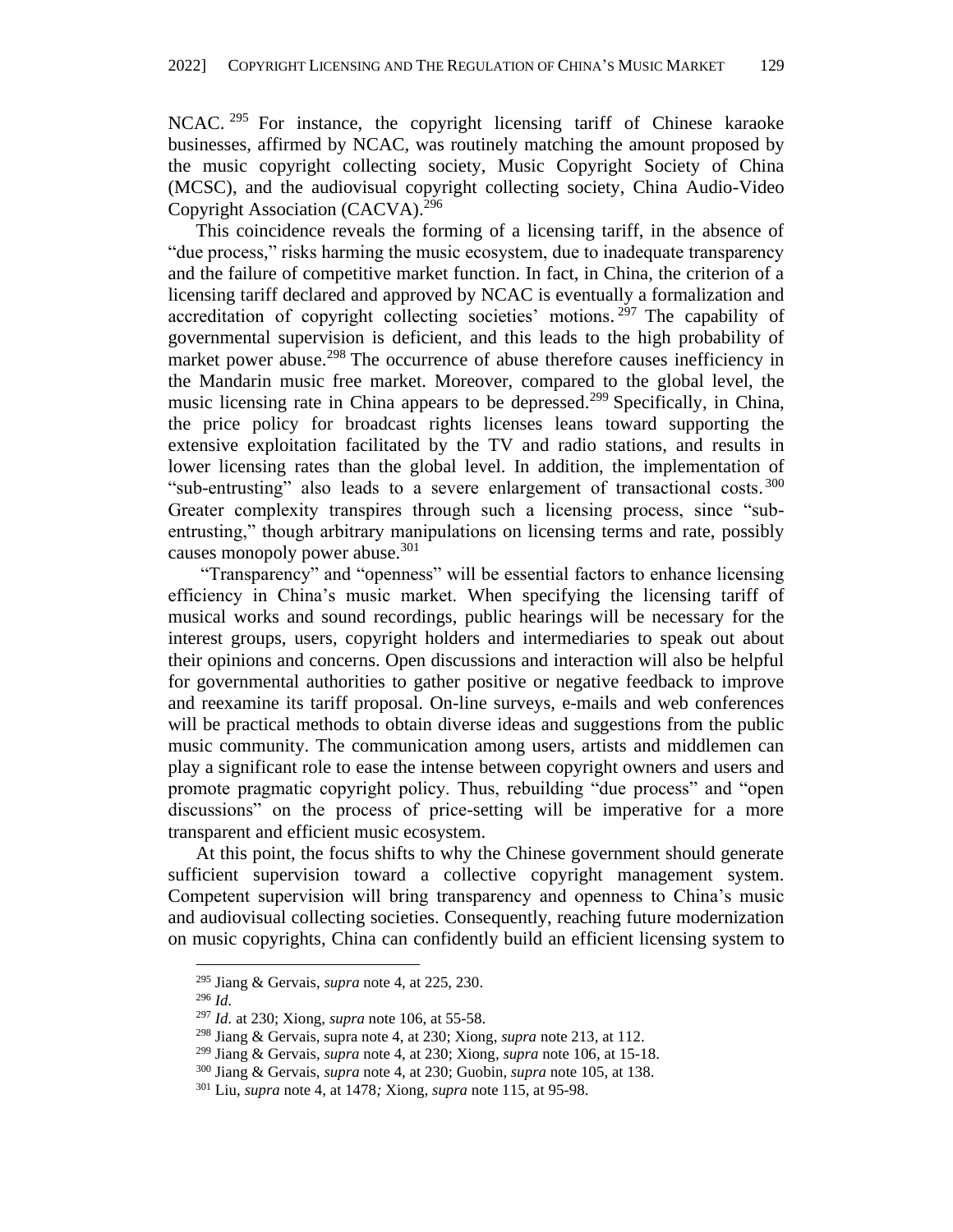NCAC.[295] For instance, the copyright licensing tariff of Chinese karaoke businesses, affirmed by NCAC, was routinely matching the amount proposed by the music copyright collecting society, Music Copyright Society of China (MCSC), and the audiovisual copyright collecting society, China Audio-Video Copyright Association (CACVA).[296]

This coincidence reveals the forming of a licensing tariff, in the absence of "due process," risks harming the music ecosystem, due to inadequate transparency and the failure of competitive market function. In fact, in China, the criterion of a licensing tariff declared and approved by NCAC is eventually a formalization and accreditation of copyright collecting societies' motions.[297] The capability of governmental supervision is deficient, and this leads to the high probability of market power abuse.[298] The occurrence of abuse therefore causes inefficiency in the Mandarin music free market. Moreover, compared to the global level, the music licensing rate in China appears to be depressed.[299] Specifically, in China, the price policy for broadcast rights licenses leans toward supporting the extensive exploitation facilitated by the TV and radio stations, and results in lower licensing rates than the global level. In addition, the implementation of "sub-entrusting" also leads to a severe enlargement of transactional costs.[300] Greater complexity transpires through such a licensing process, since "sub-entrusting," though arbitrary manipulations on licensing terms and rate, possibly causes monopoly power abuse.[301]

"Transparency" and "openness" will be essential factors to enhance licensing efficiency in China's music market. When specifying the licensing tariff of musical works and sound recordings, public hearings will be necessary for the interest groups, users, copyright holders and intermediaries to speak out about their opinions and concerns. Open discussions and interaction will also be helpful for governmental authorities to gather positive or negative feedback to improve and reexamine its tariff proposal. On-line surveys, e-mails and web conferences will be practical methods to obtain diverse ideas and suggestions from the public music community. The communication among users, artists and middlemen can play a significant role to ease the intense between copyright owners and users and promote pragmatic copyright policy. Thus, rebuilding "due process" and "open discussions" on the process of price-setting will be imperative for a more transparent and efficient music ecosystem.

At this point, the focus shifts to why the Chinese government should generate sufficient supervision toward a collective copyright management system. Competent supervision will bring transparency and openness to China's music and audiovisual collecting societies. Consequently, reaching future modernization on music copyrights, China can confidently build an efficient licensing system to

---

[295] Jiang & Gervais, *supra* note 4, at 225, 230.

[296] *Id.*

[297] *Id.* at 230; Xiong, *supra* note 106, at 55-58.

[298] Jiang & Gervais, supra note 4, at 230; Xiong, *supra* note 213, at 112.

[299] Jiang & Gervais, *supra* note 4, at 230; Xiong, *supra* note 106, at 15-18.

[300] Jiang & Gervais, *supra* note 4, at 230; Guobin, *supra* note 105, at 138.

[301] Liu, *supra* note 4, at 1478*;* Xiong, *supra* note 115, at 95-98.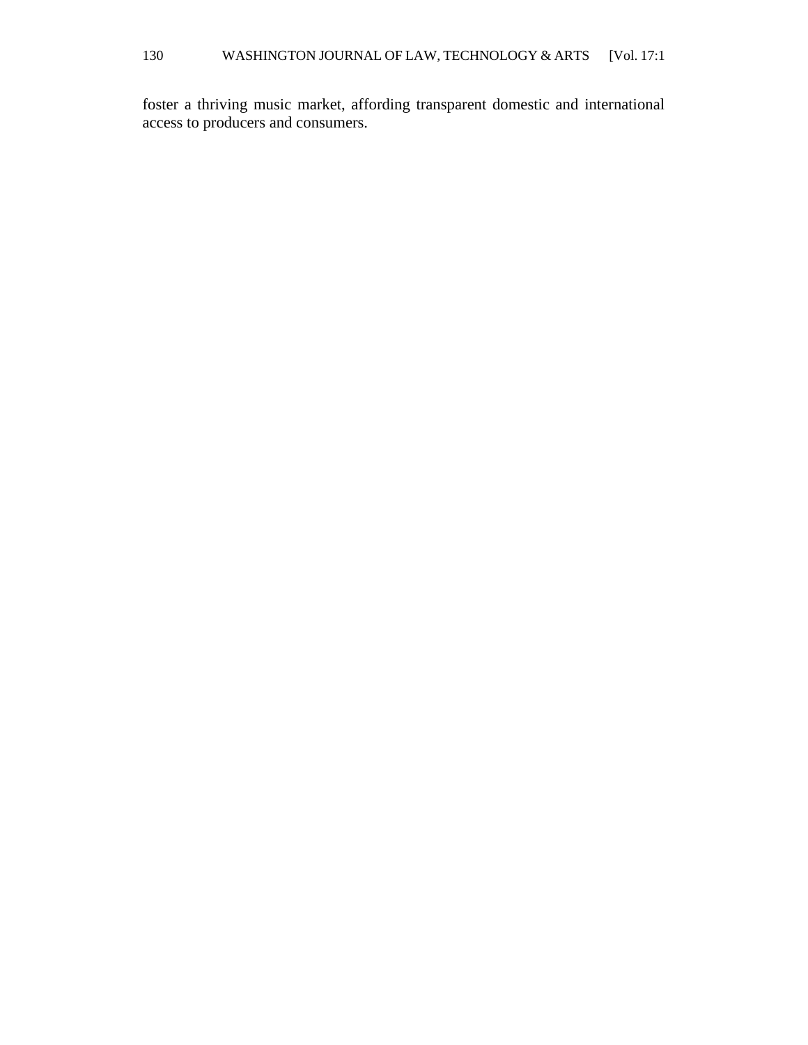foster a thriving music market, affording transparent domestic and international access to producers and consumers.